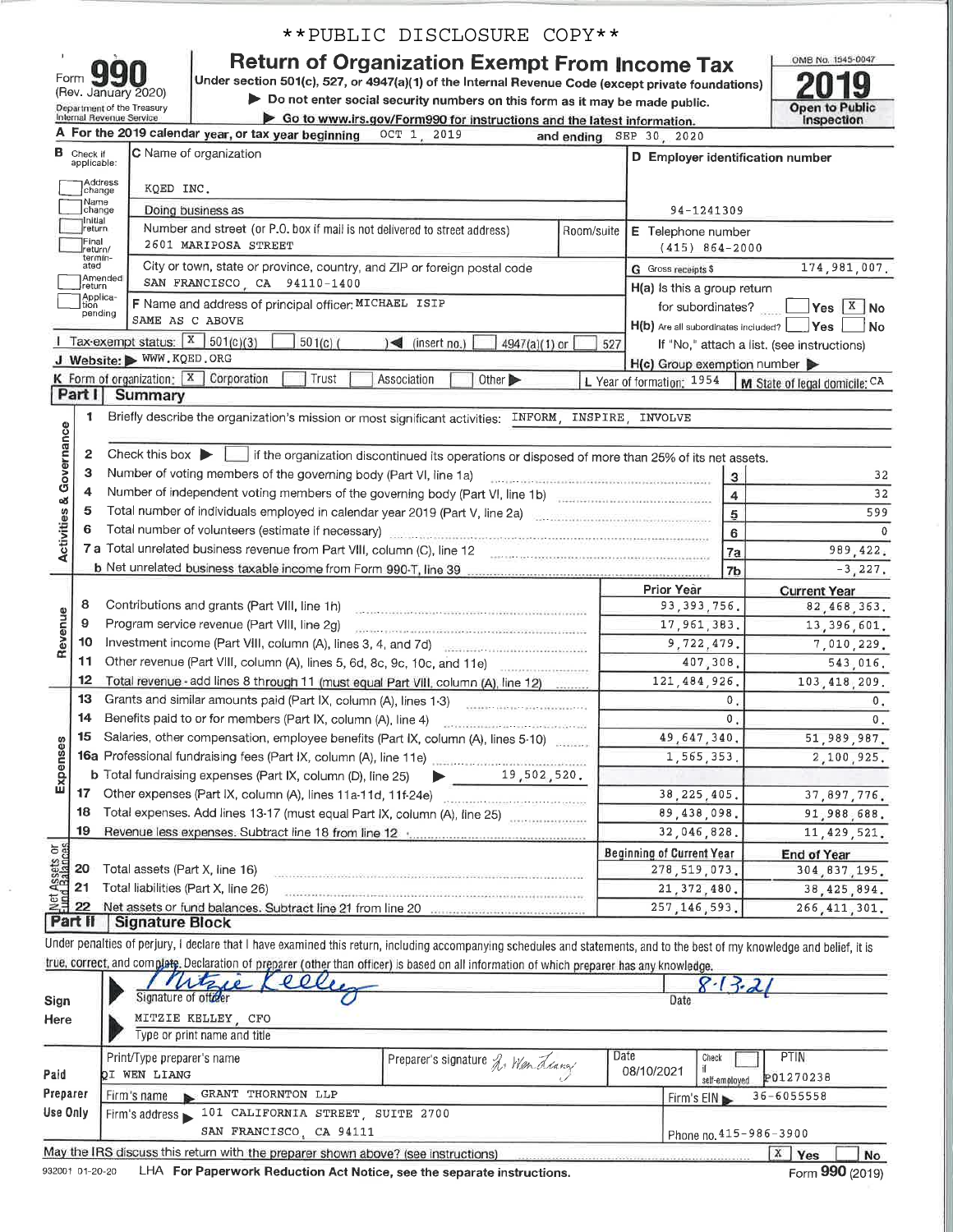**PUBLIC DISCLOSURE COPY**

Form **990** (Rev. January 2020)
Department of the Treasury Internal Revenue Service

# Return of Organization Exempt From Income Tax

Under section 501(c), 527, or 4947(a)(1) of the Internal Revenue Code (except private foundations)

▶ Do not enter social security numbers on this form as it may be made public.

▶ Go to www.irs.gov/Form990 for instructions and the latest information.

OMB No. 1545-0047

**2019**

**Open to Public Inspection**

**A** For the 2019 calendar year, or tax year beginning OCT 1, 2019 and ending SEP 30, 2020

**B** Check if applicable: Address change; Name change; Initial return; Final return/terminated; Amended return; Application pending

**C** Name of organization: KQED INC.

Doing business as

Number and street (or P.O. box if mail is not delivered to street address): 2601 MARIPOSA STREET | Room/suite

City or town, state or province, country, and ZIP or foreign postal code: SAN FRANCISCO, CA 94110-1400

**D** Employer identification number: 94-1241309

**E** Telephone number: (415) 864-2000

**G** Gross receipts $ 174,981,007.

**F** Name and address of principal officer: MICHAEL ISIP
SAME AS C ABOVE

**H(a)** Is this a group return for subordinates? ☐ Yes ☒ No

**H(b)** Are all subordinates included? ☐ Yes ☐ No
If "No," attach a list. (see instructions)

**H(c)** Group exemption number ▶

**I** Tax-exempt status: ☒ 501(c)(3) ☐ 501(c) ( ) ◀ (insert no.) ☐ 4947(a)(1) or ☐ 527

**J** Website: ▶ WWW.KQED.ORG

**K** Form of organization: ☒ Corporation ☐ Trust ☐ Association ☐ Other ▶

**L** Year of formation: 1954

**M** State of legal domicile: CA

## Part I Summary

**Activities & Governance**

1 Briefly describe the organization's mission or most significant activities: INFORM, INSPIRE, INVOLVE

2 Check this box ▶ ☐ if the organization discontinued its operations or disposed of more than 25% of its net assets.

| | | | |
|---|---|---|---|
| 3 | Number of voting members of the governing body (Part VI, line 1a) | 3 | 32 |
| 4 | Number of independent voting members of the governing body (Part VI, line 1b) | 4 | 32 |
| 5 | Total number of individuals employed in calendar year 2019 (Part V, line 2a) | 5 | 599 |
| 6 | Total number of volunteers (estimate if necessary) | 6 | 0 |
| 7a | Total unrelated business revenue from Part VIII, column (C), line 12 | 7a | 989,422. |
| b | Net unrelated business taxable income from Form 990-T, line 39 | 7b | -3,227. |

| | | Prior Year | Current Year |
|---|---|---|---|
| **Revenue** | | | |
| 8 | Contributions and grants (Part VIII, line 1h) | 93,393,756. | 82,468,363. |
| 9 | Program service revenue (Part VIII, line 2g) | 17,961,383. | 13,396,601. |
| 10 | Investment income (Part VIII, column (A), lines 3, 4, and 7d) | 9,722,479. | 7,010,229. |
| 11 | Other revenue (Part VIII, column (A), lines 5, 6d, 8c, 9c, 10c, and 11e) | 407,308. | 543,016. |
| 12 | Total revenue - add lines 8 through 11 (must equal Part VIII, column (A), line 12) | 121,484,926. | 103,418,209. |
| **Expenses** | | | |
| 13 | Grants and similar amounts paid (Part IX, column (A), lines 1-3) | 0. | 0. |
| 14 | Benefits paid to or for members (Part IX, column (A), line 4) | 0. | 0. |
| 15 | Salaries, other compensation, employee benefits (Part IX, column (A), lines 5-10) | 49,647,340. | 51,989,987. |
| 16a | Professional fundraising fees (Part IX, column (A), line 11e) | 1,565,353. | 2,100,925. |
| b | Total fundraising expenses (Part IX, column (D), line 25) ▶ 19,502,520. | | |
| 17 | Other expenses (Part IX, column (A), lines 11a-11d, 11f-24e) | 38,225,405. | 37,897,776. |
| 18 | Total expenses. Add lines 13-17 (must equal Part IX, column (A), line 25) | 89,438,098. | 91,988,688. |
| 19 | Revenue less expenses. Subtract line 18 from line 12 | 32,046,828. | 11,429,521. |

| **Net Assets or Fund Balances** | | Beginning of Current Year | End of Year |
|---|---|---|---|
| 20 | Total assets (Part X, line 16) | 278,519,073. | 304,837,195. |
| 21 | Total liabilities (Part X, line 26) | 21,372,480. | 38,425,894. |
| 22 | Net assets or fund balances. Subtract line 21 from line 20 | 257,146,593. | 266,411,301. |

## Part II Signature Block

Under penalties of perjury, I declare that I have examined this return, including accompanying schedules and statements, and to the best of my knowledge and belief, it is true, correct, and complete. Declaration of preparer (other than officer) is based on all information of which preparer has any knowledge.

**Sign Here**

Signature of officer: Mitzie Kelley — Date: 8-13-21

MITZIE KELLEY, CFO
Type or print name and title

**Paid Preparer Use Only**

| Print/Type preparer's name | Preparer's signature | Date | Check ☐ if self-employed | PTIN |
|---|---|---|---|---|
| QI WEN LIANG | Qi Wen Liang | 08/10/2021 | | P01270238 |

Firm's name ▶ GRANT THORNTON LLP — Firm's EIN ▶ 36-6055558

Firm's address ▶ 101 CALIFORNIA STREET, SUITE 2700, SAN FRANCISCO, CA 94111 — Phone no. 415-986-3900

May the IRS discuss this return with the preparer shown above? (see instructions) ☒ Yes ☐ No

932001 01-20-20 LHA For Paperwork Reduction Act Notice, see the separate instructions. Form **990** (2019)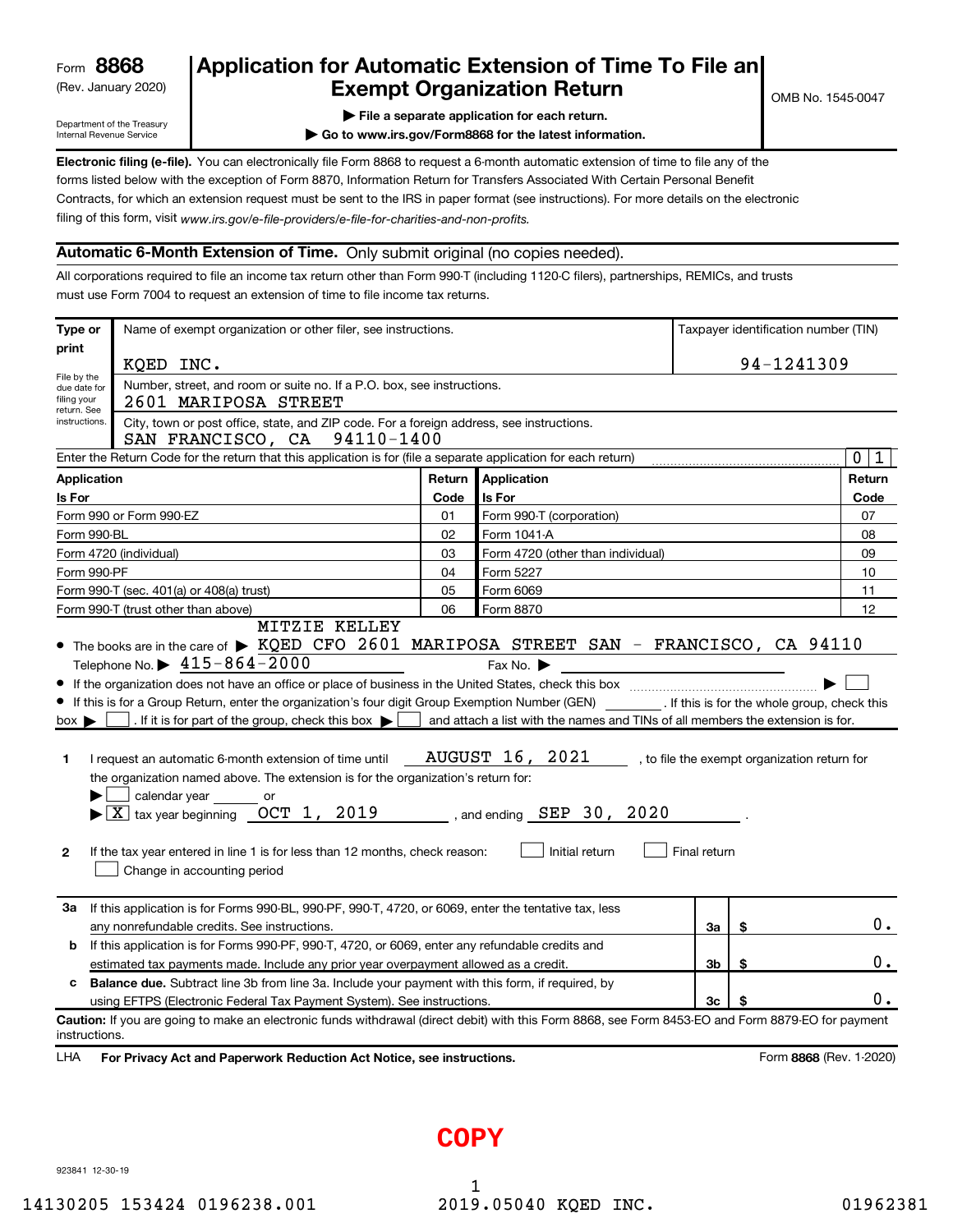Form **8868**
(Rev. January 2020)

Department of the Treasury
Internal Revenue Service

# Application for Automatic Extension of Time To File an Exempt Organization Return

▶ File a separate application for each return.
▶ Go to www.irs.gov/Form8868 for the latest information.

OMB No. 1545-0047

**Electronic filing (e-file).** You can electronically file Form 8868 to request a 6-month automatic extension of time to file any of the forms listed below with the exception of Form 8870, Information Return for Transfers Associated With Certain Personal Benefit Contracts, for which an extension request must be sent to the IRS in paper format (see instructions). For more details on the electronic filing of this form, visit *www.irs.gov/e-file-providers/e-file-for-charities-and-non-profits.*

## Automatic 6-Month Extension of Time. Only submit original (no copies needed).

All corporations required to file an income tax return other than Form 990-T (including 1120-C filers), partnerships, REMICs, and trusts must use Form 7004 to request an extension of time to file income tax returns.

| Type or print | Name of exempt organization or other filer, see instructions. | Taxpayer identification number (TIN) |
|---|---|---|
| | KQED INC. | 94-1241309 |
| File by the due date for filing your return. See instructions. | Number, street, and room or suite no. If a P.O. box, see instructions. 2601 MARIPOSA STREET | |
| | City, town or post office, state, and ZIP code. For a foreign address, see instructions. SAN FRANCISCO, CA 94110-1400 | |

Enter the Return Code for the return that this application is for (file a separate application for each return) ........ 0 1

| Application Is For | Return Code | Application Is For | Return Code |
|---|---|---|---|
| Form 990 or Form 990-EZ | 01 | Form 990-T (corporation) | 07 |
| Form 990-BL | 02 | Form 1041-A | 08 |
| Form 4720 (individual) | 03 | Form 4720 (other than individual) | 09 |
| Form 990-PF | 04 | Form 5227 | 10 |
| Form 990-T (sec. 401(a) or 408(a) trust) | 05 | Form 6069 | 11 |
| Form 990-T (trust other than above) | 06 | Form 8870 | 12 |

- The books are in the care of ▶ MITZIE KELLEY KQED CFO 2601 MARIPOSA STREET SAN - FRANCISCO, CA 94110
  Telephone No. ▶ 415-864-2000  Fax No. ▶
- If the organization does not have an office or place of business in the United States, check this box ........ ▶ ☐
- If this is for a Group Return, enter the organization's four digit Group Exemption Number (GEN) ______ . If this is for the whole group, check this box ▶ ☐ . If it is for part of the group, check this box ▶ ☐ and attach a list with the names and TINs of all members the extension is for.

**1** I request an automatic 6-month extension of time until AUGUST 16, 2021 , to file the exempt organization return for the organization named above. The extension is for the organization's return for:

▶ ☐ calendar year ______ or
▶ ☒ tax year beginning OCT 1, 2019 , and ending SEP 30, 2020 .

**2** If the tax year entered in line 1 is for less than 12 months, check reason: ☐ Initial return ☐ Final return
☐ Change in accounting period

| | | | |
|---|---|---|---|
| **3a** If this application is for Forms 990-BL, 990-PF, 990-T, 4720, or 6069, enter the tentative tax, less any nonrefundable credits. See instructions. | 3a | $ | 0. |
| **b** If this application is for Forms 990-PF, 990-T, 4720, or 6069, enter any refundable credits and estimated tax payments made. Include any prior year overpayment allowed as a credit. | 3b | $ | 0. |
| **c** **Balance due.** Subtract line 3b from line 3a. Include your payment with this form, if required, by using EFTPS (Electronic Federal Tax Payment System). See instructions. | 3c | $ | 0. |

**Caution:** If you are going to make an electronic funds withdrawal (direct debit) with this Form 8868, see Form 8453-EO and Form 8879-EO for payment instructions.

LHA **For Privacy Act and Paperwork Reduction Act Notice, see instructions.** Form **8868** (Rev. 1-2020)

**COPY**

923841 12-30-19

14130205 153424 0196238.001 2019.05040 KQED INC. 01962381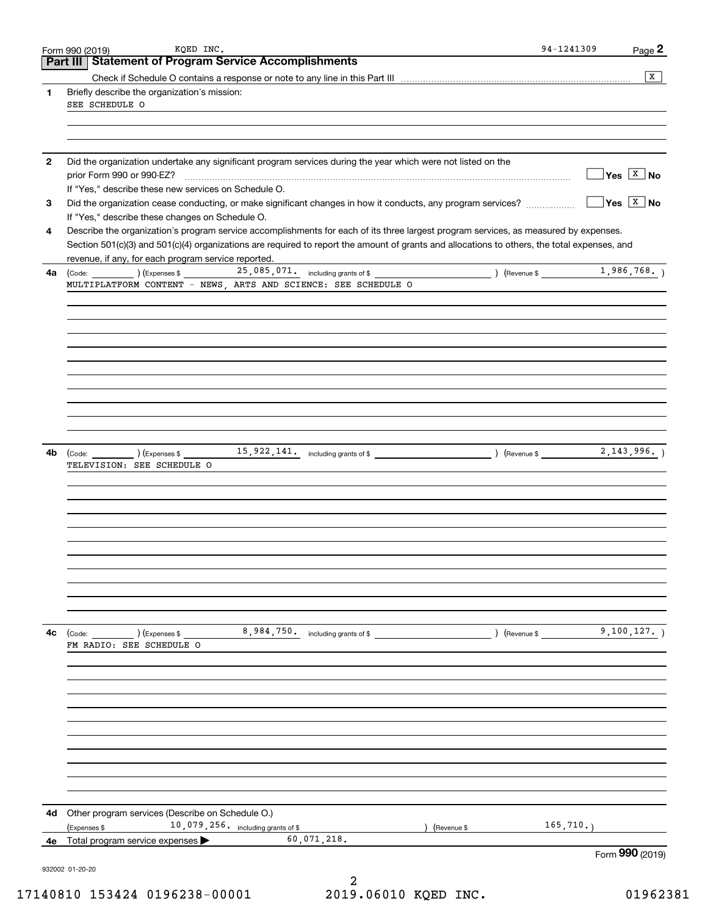Form 990 (2019) KQED INC. 94-1241309

## Part III Statement of Program Service Accomplishments

Check if Schedule O contains a response or note to any line in this Part III .......... [X]

**1** Briefly describe the organization's mission:

SEE SCHEDULE O

**2** Did the organization undertake any significant program services during the year which were not listed on the prior Form 990 or 990-EZ? .......... [ ] Yes [X] No

If "Yes," describe these new services on Schedule O.

**3** Did the organization cease conducting, or make significant changes in how it conducts, any program services? .......... [ ] Yes [X] No

If "Yes," describe these changes on Schedule O.

**4** Describe the organization's program service accomplishments for each of its three largest program services, as measured by expenses. Section 501(c)(3) and 501(c)(4) organizations are required to report the amount of grants and allocations to others, the total expenses, and revenue, if any, for each program service reported.

**4a** (Code: ) (Expenses $ 25,085,071. including grants of $ ) (Revenue $ 1,986,768. )

MULTIPLATFORM CONTENT - NEWS, ARTS AND SCIENCE: SEE SCHEDULE O

**4b** (Code: ) (Expenses $ 15,922,141. including grants of $ ) (Revenue $ 2,143,996. )

TELEVISION: SEE SCHEDULE O

**4c** (Code: ) (Expenses $ 8,984,750. including grants of $ ) (Revenue $ 9,100,127. )

FM RADIO: SEE SCHEDULE O

**4d** Other program services (Describe on Schedule O.)

(Expenses $ 10,079,256. including grants of $ ) (Revenue $ 165,710.)

**4e** Total program service expenses ▶ 60,071,218.

Form **990** (2019)

932002 01-20-20

17140810 153424 0196238-00001 2019.06010 KQED INC. 01962381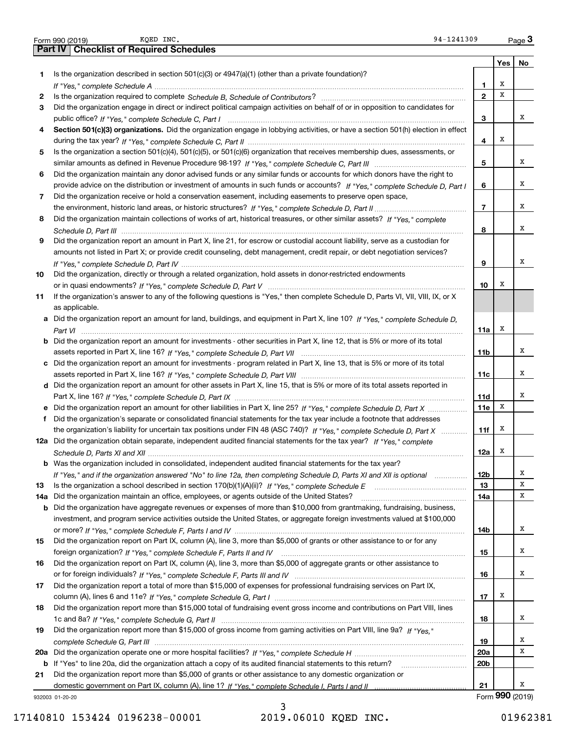Form 990 (2019) KQED INC. 94-1241309 Page **3**

## Part IV | Checklist of Required Schedules

| | | | Yes | No |
|---|---|---|---|---|
| **1** | Is the organization described in section 501(c)(3) or 4947(a)(1) (other than a private foundation)? *If "Yes," complete Schedule A* | **1** | X | |
| **2** | Is the organization required to complete *Schedule B, Schedule of Contributors*? | **2** | X | |
| **3** | Did the organization engage in direct or indirect political campaign activities on behalf of or in opposition to candidates for public office? *If "Yes," complete Schedule C, Part I* | **3** | | X |
| **4** | **Section 501(c)(3) organizations.** Did the organization engage in lobbying activities, or have a section 501(h) election in effect during the tax year? *If "Yes," complete Schedule C, Part II* | **4** | X | |
| **5** | Is the organization a section 501(c)(4), 501(c)(5), or 501(c)(6) organization that receives membership dues, assessments, or similar amounts as defined in Revenue Procedure 98-19? *If "Yes," complete Schedule C, Part III* | **5** | | X |
| **6** | Did the organization maintain any donor advised funds or any similar funds or accounts for which donors have the right to provide advice on the distribution or investment of amounts in such funds or accounts? *If "Yes," complete Schedule D, Part I* | **6** | | X |
| **7** | Did the organization receive or hold a conservation easement, including easements to preserve open space, the environment, historic land areas, or historic structures? *If "Yes," complete Schedule D, Part II* | **7** | | X |
| **8** | Did the organization maintain collections of works of art, historical treasures, or other similar assets? *If "Yes," complete Schedule D, Part III* | **8** | | X |
| **9** | Did the organization report an amount in Part X, line 21, for escrow or custodial account liability, serve as a custodian for amounts not listed in Part X; or provide credit counseling, debt management, credit repair, or debt negotiation services? *If "Yes," complete Schedule D, Part IV* | **9** | | X |
| **10** | Did the organization, directly or through a related organization, hold assets in donor-restricted endowments or in quasi endowments? *If "Yes," complete Schedule D, Part V* | **10** | X | |
| **11** | If the organization's answer to any of the following questions is "Yes," then complete Schedule D, Parts VI, VII, VIII, IX, or X as applicable. | | | |
| **a** | Did the organization report an amount for land, buildings, and equipment in Part X, line 10? *If "Yes," complete Schedule D, Part VI* | **11a** | X | |
| **b** | Did the organization report an amount for investments - other securities in Part X, line 12, that is 5% or more of its total assets reported in Part X, line 16? *If "Yes," complete Schedule D, Part VII* | **11b** | | X |
| **c** | Did the organization report an amount for investments - program related in Part X, line 13, that is 5% or more of its total assets reported in Part X, line 16? *If "Yes," complete Schedule D, Part VIII* | **11c** | | X |
| **d** | Did the organization report an amount for other assets in Part X, line 15, that is 5% or more of its total assets reported in Part X, line 16? *If "Yes," complete Schedule D, Part IX* | **11d** | | X |
| **e** | Did the organization report an amount for other liabilities in Part X, line 25? *If "Yes," complete Schedule D, Part X* | **11e** | X | |
| **f** | Did the organization's separate or consolidated financial statements for the tax year include a footnote that addresses the organization's liability for uncertain tax positions under FIN 48 (ASC 740)? *If "Yes," complete Schedule D, Part X* | **11f** | X | |
| **12a** | Did the organization obtain separate, independent audited financial statements for the tax year? *If "Yes," complete Schedule D, Parts XI and XII* | **12a** | X | |
| **b** | Was the organization included in consolidated, independent audited financial statements for the tax year? *If "Yes," and if the organization answered "No" to line 12a, then completing Schedule D, Parts XI and XII is optional* | **12b** | | X |
| **13** | Is the organization a school described in section 170(b)(1)(A)(ii)? *If "Yes," complete Schedule E* | **13** | | X |
| **14a** | Did the organization maintain an office, employees, or agents outside of the United States? | **14a** | | X |
| **b** | Did the organization have aggregate revenues or expenses of more than $10,000 from grantmaking, fundraising, business, investment, and program service activities outside the United States, or aggregate foreign investments valued at $100,000 or more? *If "Yes," complete Schedule F, Parts I and IV* | **14b** | | X |
| **15** | Did the organization report on Part IX, column (A), line 3, more than $5,000 of grants or other assistance to or for any foreign organization? *If "Yes," complete Schedule F, Parts II and IV* | **15** | | X |
| **16** | Did the organization report on Part IX, column (A), line 3, more than $5,000 of aggregate grants or other assistance to or for foreign individuals? *If "Yes," complete Schedule F, Parts III and IV* | **16** | | X |
| **17** | Did the organization report a total of more than $15,000 of expenses for professional fundraising services on Part IX, column (A), lines 6 and 11e? *If "Yes," complete Schedule G, Part I* | **17** | X | |
| **18** | Did the organization report more than $15,000 total of fundraising event gross income and contributions on Part VIII, lines 1c and 8a? *If "Yes," complete Schedule G, Part II* | **18** | | X |
| **19** | Did the organization report more than $15,000 of gross income from gaming activities on Part VIII, line 9a? *If "Yes," complete Schedule G, Part III* | **19** | | X |
| **20a** | Did the organization operate one or more hospital facilities? *If "Yes," complete Schedule H* | **20a** | | X |
| **b** | If "Yes" to line 20a, did the organization attach a copy of its audited financial statements to this return? | **20b** | | |
| **21** | Did the organization report more than $5,000 of grants or other assistance to any domestic organization or domestic government on Part IX, column (A), line 1? *If "Yes," complete Schedule I, Parts I and II* | **21** | | X |

932003 01-20-20 Form **990** (2019)

17140810 153424 0196238-00001 2019.06010 KQED INC. 01962381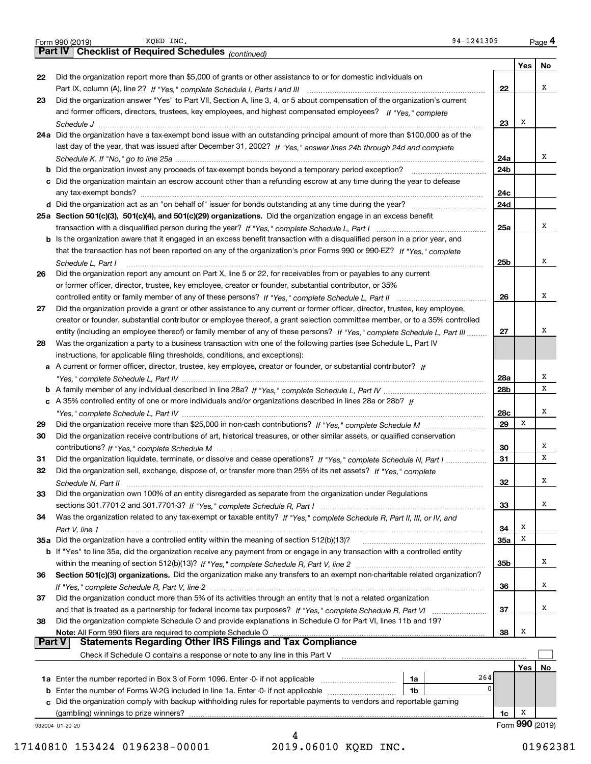Form 990 (2019) KQED INC. 94-1241309 Page 4

## Part IV Checklist of Required Schedules *(continued)*

| | | | Yes | No |
|---|---|---|---|---|
| 22 | Did the organization report more than $5,000 of grants or other assistance to or for domestic individuals on Part IX, column (A), line 2? *If "Yes," complete Schedule I, Parts I and III* | 22 | | X |
| 23 | Did the organization answer "Yes" to Part VII, Section A, line 3, 4, or 5 about compensation of the organization's current and former officers, directors, trustees, key employees, and highest compensated employees? *If "Yes," complete Schedule J* | 23 | X | |
| 24a | Did the organization have a tax-exempt bond issue with an outstanding principal amount of more than $100,000 as of the last day of the year, that was issued after December 31, 2002? *If "Yes," answer lines 24b through 24d and complete Schedule K. If "No," go to line 25a* | 24a | | X |
| b | Did the organization invest any proceeds of tax-exempt bonds beyond a temporary period exception? | 24b | | |
| c | Did the organization maintain an escrow account other than a refunding escrow at any time during the year to defease any tax-exempt bonds? | 24c | | |
| d | Did the organization act as an "on behalf of" issuer for bonds outstanding at any time during the year? | 24d | | |
| 25a | **Section 501(c)(3), 501(c)(4), and 501(c)(29) organizations.** Did the organization engage in an excess benefit transaction with a disqualified person during the year? *If "Yes," complete Schedule L, Part I* | 25a | | X |
| b | Is the organization aware that it engaged in an excess benefit transaction with a disqualified person in a prior year, and that the transaction has not been reported on any of the organization's prior Forms 990 or 990-EZ? *If "Yes," complete Schedule L, Part I* | 25b | | X |
| 26 | Did the organization report any amount on Part X, line 5 or 22, for receivables from or payables to any current or former officer, director, trustee, key employee, creator or founder, substantial contributor, or 35% controlled entity or family member of any of these persons? *If "Yes," complete Schedule L, Part II* | 26 | | X |
| 27 | Did the organization provide a grant or other assistance to any current or former officer, director, trustee, key employee, creator or founder, substantial contributor or employee thereof, a grant selection committee member, or to a 35% controlled entity (including an employee thereof) or family member of any of these persons? *If "Yes," complete Schedule L, Part III* | 27 | | X |
| 28 | Was the organization a party to a business transaction with one of the following parties (see Schedule L, Part IV instructions, for applicable filing thresholds, conditions, and exceptions): | | | |
| a | A current or former officer, director, trustee, key employee, creator or founder, or substantial contributor? *If "Yes," complete Schedule L, Part IV* | 28a | | X |
| b | A family member of any individual described in line 28a? *If "Yes," complete Schedule L, Part IV* | 28b | | X |
| c | A 35% controlled entity of one or more individuals and/or organizations described in lines 28a or 28b? *If "Yes," complete Schedule L, Part IV* | 28c | | X |
| 29 | Did the organization receive more than $25,000 in non-cash contributions? *If "Yes," complete Schedule M* | 29 | X | |
| 30 | Did the organization receive contributions of art, historical treasures, or other similar assets, or qualified conservation contributions? *If "Yes," complete Schedule M* | 30 | | X |
| 31 | Did the organization liquidate, terminate, or dissolve and cease operations? *If "Yes," complete Schedule N, Part I* | 31 | | X |
| 32 | Did the organization sell, exchange, dispose of, or transfer more than 25% of its net assets? *If "Yes," complete Schedule N, Part II* | 32 | | X |
| 33 | Did the organization own 100% of an entity disregarded as separate from the organization under Regulations sections 301.7701-2 and 301.7701-3? *If "Yes," complete Schedule R, Part I* | 33 | | X |
| 34 | Was the organization related to any tax-exempt or taxable entity? *If "Yes," complete Schedule R, Part II, III, or IV, and Part V, line 1* | 34 | X | |
| 35a | Did the organization have a controlled entity within the meaning of section 512(b)(13)? | 35a | X | |
| b | If "Yes" to line 35a, did the organization receive any payment from or engage in any transaction with a controlled entity within the meaning of section 512(b)(13)? *If "Yes," complete Schedule R, Part V, line 2* | 35b | | X |
| 36 | **Section 501(c)(3) organizations.** Did the organization make any transfers to an exempt non-charitable related organization? *If "Yes," complete Schedule R, Part V, line 2* | 36 | | X |
| 37 | Did the organization conduct more than 5% of its activities through an entity that is not a related organization and that is treated as a partnership for federal income tax purposes? *If "Yes," complete Schedule R, Part VI* | 37 | | X |
| 38 | Did the organization complete Schedule O and provide explanations in Schedule O for Part VI, lines 11b and 19? **Note:** All Form 990 filers are required to complete Schedule O | 38 | X | |

## Part V Statements Regarding Other IRS Filings and Tax Compliance

Check if Schedule O contains a response or note to any line in this Part V ☐

| | | | | | Yes | No |
|---|---|---|---|---|---|---|
| 1a | Enter the number reported in Box 3 of Form 1096. Enter -0- if not applicable | 1a | 264 | | | |
| b | Enter the number of Forms W-2G included in line 1a. Enter -0- if not applicable | 1b | 0 | | | |
| c | Did the organization comply with backup withholding rules for reportable payments to vendors and reportable gaming (gambling) winnings to prize winners? | | | 1c | X | |

932004 01-20-20 Form **990** (2019)

17140810 153424 0196238-00001 2019.06010 KQED INC. 01962381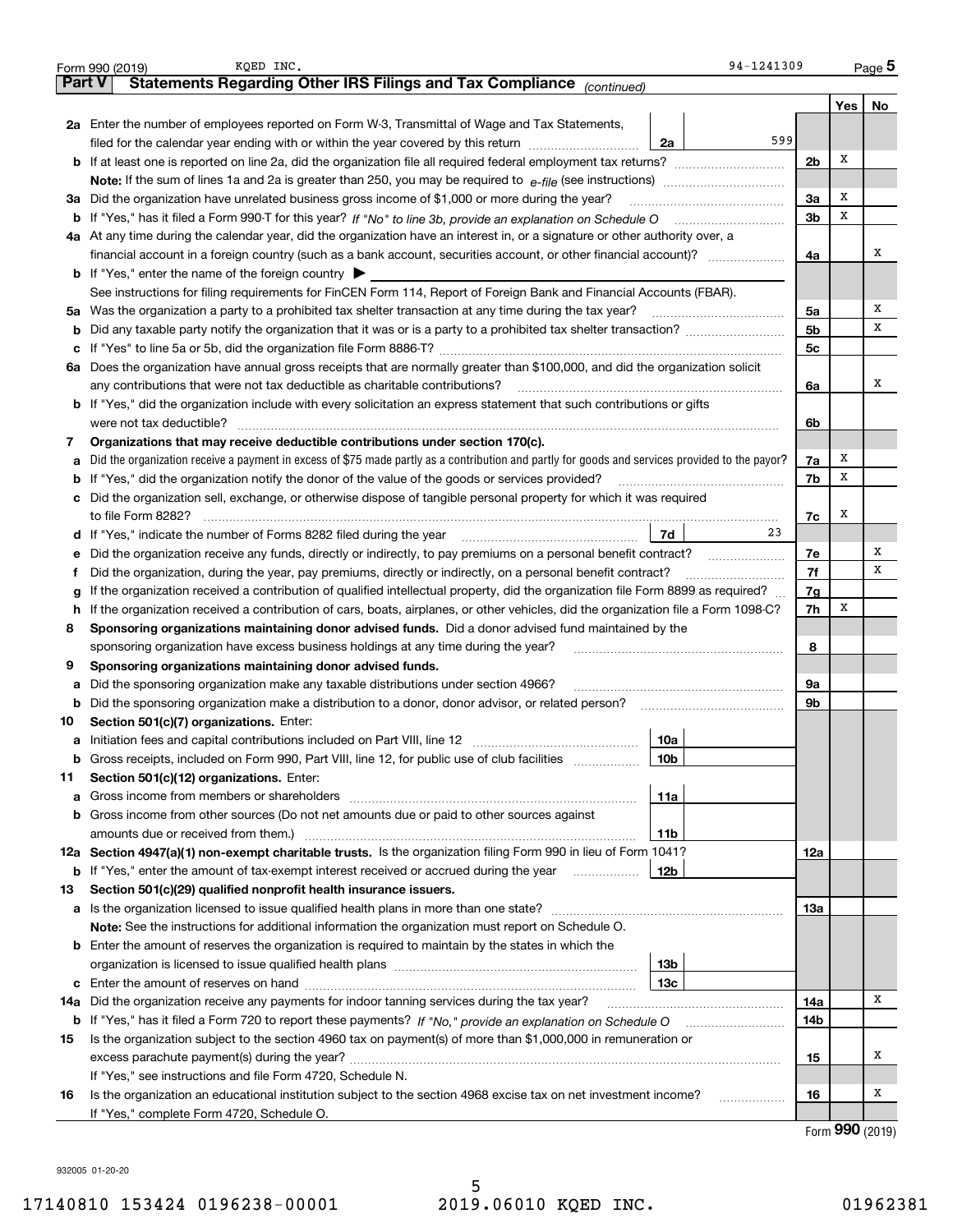Form 990 (2019) KQED INC. 94-1241309 Page **5**

## Part V Statements Regarding Other IRS Filings and Tax Compliance *(continued)*

| | | | | | Yes | No |
|---|---|---|---|---|---|---|
| **2a** | Enter the number of employees reported on Form W-3, Transmittal of Wage and Tax Statements, filed for the calendar year ending with or within the year covered by this return | 2a | 599 | | | |
| **b** | If at least one is reported on line 2a, did the organization file all required federal employment tax returns? | | | 2b | X | |
| | **Note:** If the sum of lines 1a and 2a is greater than 250, you may be required to *e-file* (see instructions) | | | | | |
| **3a** | Did the organization have unrelated business gross income of $1,000 or more during the year? | | | 3a | X | |
| **b** | If "Yes," has it filed a Form 990-T for this year? *If "No" to line 3b, provide an explanation on Schedule O* | | | 3b | X | |
| **4a** | At any time during the calendar year, did the organization have an interest in, or a signature or other authority over, a financial account in a foreign country (such as a bank account, securities account, or other financial account)? | | | 4a | | X |
| **b** | If "Yes," enter the name of the foreign country ▶ | | | | | |
| | See instructions for filing requirements for FinCEN Form 114, Report of Foreign Bank and Financial Accounts (FBAR). | | | | | |
| **5a** | Was the organization a party to a prohibited tax shelter transaction at any time during the tax year? | | | 5a | | X |
| **b** | Did any taxable party notify the organization that it was or is a party to a prohibited tax shelter transaction? | | | 5b | | X |
| **c** | If "Yes" to line 5a or 5b, did the organization file Form 8886-T? | | | 5c | | |
| **6a** | Does the organization have annual gross receipts that are normally greater than $100,000, and did the organization solicit any contributions that were not tax deductible as charitable contributions? | | | 6a | | X |
| **b** | If "Yes," did the organization include with every solicitation an express statement that such contributions or gifts were not tax deductible? | | | 6b | | |
| **7** | **Organizations that may receive deductible contributions under section 170(c).** | | | | | |
| **a** | Did the organization receive a payment in excess of $75 made partly as a contribution and partly for goods and services provided to the payor? | | | 7a | X | |
| **b** | If "Yes," did the organization notify the donor of the value of the goods or services provided? | | | 7b | X | |
| **c** | Did the organization sell, exchange, or otherwise dispose of tangible personal property for which it was required to file Form 8282? | | | 7c | X | |
| **d** | If "Yes," indicate the number of Forms 8282 filed during the year | 7d | 23 | | | |
| **e** | Did the organization receive any funds, directly or indirectly, to pay premiums on a personal benefit contract? | | | 7e | | X |
| **f** | Did the organization, during the year, pay premiums, directly or indirectly, on a personal benefit contract? | | | 7f | | X |
| **g** | If the organization received a contribution of qualified intellectual property, did the organization file Form 8899 as required? | | | 7g | | |
| **h** | If the organization received a contribution of cars, boats, airplanes, or other vehicles, did the organization file a Form 1098-C? | | | 7h | X | |
| **8** | **Sponsoring organizations maintaining donor advised funds.** Did a donor advised fund maintained by the sponsoring organization have excess business holdings at any time during the year? | | | 8 | | |
| **9** | **Sponsoring organizations maintaining donor advised funds.** | | | | | |
| **a** | Did the sponsoring organization make any taxable distributions under section 4966? | | | 9a | | |
| **b** | Did the sponsoring organization make a distribution to a donor, donor advisor, or related person? | | | 9b | | |
| **10** | **Section 501(c)(7) organizations.** Enter: | | | | | |
| **a** | Initiation fees and capital contributions included on Part VIII, line 12 | 10a | | | | |
| **b** | Gross receipts, included on Form 990, Part VIII, line 12, for public use of club facilities | 10b | | | | |
| **11** | **Section 501(c)(12) organizations.** Enter: | | | | | |
| **a** | Gross income from members or shareholders | 11a | | | | |
| **b** | Gross income from other sources (Do not net amounts due or paid to other sources against amounts due or received from them.) | 11b | | | | |
| **12a** | **Section 4947(a)(1) non-exempt charitable trusts.** Is the organization filing Form 990 in lieu of Form 1041? | | | 12a | | |
| **b** | If "Yes," enter the amount of tax-exempt interest received or accrued during the year | 12b | | | | |
| **13** | **Section 501(c)(29) qualified nonprofit health insurance issuers.** | | | | | |
| **a** | Is the organization licensed to issue qualified health plans in more than one state? | | | 13a | | |
| | **Note:** See the instructions for additional information the organization must report on Schedule O. | | | | | |
| **b** | Enter the amount of reserves the organization is required to maintain by the states in which the organization is licensed to issue qualified health plans | 13b | | | | |
| **c** | Enter the amount of reserves on hand | 13c | | | | |
| **14a** | Did the organization receive any payments for indoor tanning services during the tax year? | | | 14a | | X |
| **b** | If "Yes," has it filed a Form 720 to report these payments? *If "No," provide an explanation on Schedule O* | | | 14b | | |
| **15** | Is the organization subject to the section 4960 tax on payment(s) of more than $1,000,000 in remuneration or excess parachute payment(s) during the year? | | | 15 | | X |
| | If "Yes," see instructions and file Form 4720, Schedule N. | | | | | |
| **16** | Is the organization an educational institution subject to the section 4968 excise tax on net investment income? | | | 16 | | X |
| | If "Yes," complete Form 4720, Schedule O. | | | | | |

Form **990** (2019)

932005 01-20-20

17140810 153424 0196238-00001 2019.06010 KQED INC. 01962381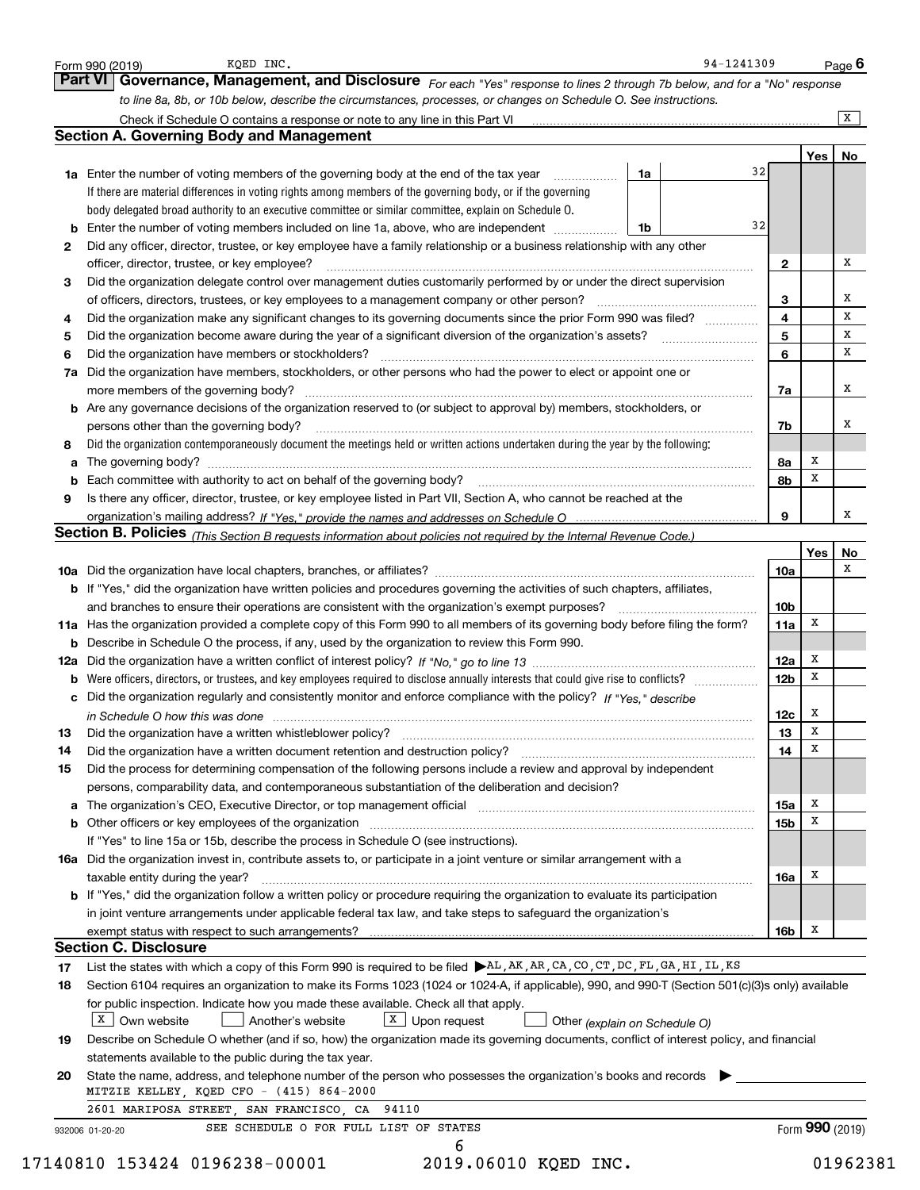Form 990 (2019) KQED INC. 94-1241309 Page **6**

## Part VI Governance, Management, and Disclosure

*For each "Yes" response to lines 2 through 7b below, and for a "No" response to line 8a, 8b, or 10b below, describe the circumstances, processes, or changes on Schedule O. See instructions.*

Check if Schedule O contains a response or note to any line in this Part VI .......... [X]

### Section A. Governing Body and Management

| | | | | Yes | No |
|---|---|---|---|---|---|
| **1a** | Enter the number of voting members of the governing body at the end of the tax year | **1a** | 32 | | |
| | If there are material differences in voting rights among members of the governing body, or if the governing body delegated broad authority to an executive committee or similar committee, explain on Schedule O. | | | | |
| **b** | Enter the number of voting members included on line 1a, above, who are independent | **1b** | 32 | | |
| **2** | Did any officer, director, trustee, or key employee have a family relationship or a business relationship with any other officer, director, trustee, or key employee? | **2** | | | X |
| **3** | Did the organization delegate control over management duties customarily performed by or under the direct supervision of officers, directors, trustees, or key employees to a management company or other person? | **3** | | | X |
| **4** | Did the organization make any significant changes to its governing documents since the prior Form 990 was filed? | **4** | | | X |
| **5** | Did the organization become aware during the year of a significant diversion of the organization's assets? | **5** | | | X |
| **6** | Did the organization have members or stockholders? | **6** | | | X |
| **7a** | Did the organization have members, stockholders, or other persons who had the power to elect or appoint one or more members of the governing body? | **7a** | | | X |
| **b** | Are any governance decisions of the organization reserved to (or subject to approval by) members, stockholders, or persons other than the governing body? | **7b** | | | X |
| **8** | Did the organization contemporaneously document the meetings held or written actions undertaken during the year by the following: | | | | |
| **a** | The governing body? | **8a** | | X | |
| **b** | Each committee with authority to act on behalf of the governing body? | **8b** | | X | |
| **9** | Is there any officer, director, trustee, or key employee listed in Part VII, Section A, who cannot be reached at the organization's mailing address? *If "Yes," provide the names and addresses on Schedule O* | **9** | | | X |

### Section B. Policies *(This Section B requests information about policies not required by the Internal Revenue Code.)*

| | | | Yes | No |
|---|---|---|---|---|
| **10a** | Did the organization have local chapters, branches, or affiliates? | **10a** | | X |
| **b** | If "Yes," did the organization have written policies and procedures governing the activities of such chapters, affiliates, and branches to ensure their operations are consistent with the organization's exempt purposes? | **10b** | | |
| **11a** | Has the organization provided a complete copy of this Form 990 to all members of its governing body before filing the form? | **11a** | X | |
| **b** | Describe in Schedule O the process, if any, used by the organization to review this Form 990. | | | |
| **12a** | Did the organization have a written conflict of interest policy? *If "No," go to line 13* | **12a** | X | |
| **b** | Were officers, directors, or trustees, and key employees required to disclose annually interests that could give rise to conflicts? | **12b** | X | |
| **c** | Did the organization regularly and consistently monitor and enforce compliance with the policy? *If "Yes," describe in Schedule O how this was done* | **12c** | X | |
| **13** | Did the organization have a written whistleblower policy? | **13** | X | |
| **14** | Did the organization have a written document retention and destruction policy? | **14** | X | |
| **15** | Did the process for determining compensation of the following persons include a review and approval by independent persons, comparability data, and contemporaneous substantiation of the deliberation and decision? | | | |
| **a** | The organization's CEO, Executive Director, or top management official | **15a** | X | |
| **b** | Other officers or key employees of the organization | **15b** | X | |
| | If "Yes" to line 15a or 15b, describe the process in Schedule O (see instructions). | | | |
| **16a** | Did the organization invest in, contribute assets to, or participate in a joint venture or similar arrangement with a taxable entity during the year? | **16a** | X | |
| **b** | If "Yes," did the organization follow a written policy or procedure requiring the organization to evaluate its participation in joint venture arrangements under applicable federal tax law, and take steps to safeguard the organization's exempt status with respect to such arrangements? | **16b** | X | |

### Section C. Disclosure

**17** List the states with which a copy of this Form 990 is required to be filed ▶ AL,AK,AR,CA,CO,CT,DC,FL,GA,HI,IL,KS

**18** Section 6104 requires an organization to make its Forms 1023 (1024 or 1024-A, if applicable), 990, and 990-T (Section 501(c)(3)s only) available for public inspection. Indicate how you made these available. Check all that apply.

[X] Own website [ ] Another's website [X] Upon request [ ] Other *(explain on Schedule O)*

**19** Describe on Schedule O whether (and if so, how) the organization made its governing documents, conflict of interest policy, and financial statements available to the public during the tax year.

**20** State the name, address, and telephone number of the person who possesses the organization's books and records ▶

MITZIE KELLEY, KQED CFO - (415) 864-2000

2601 MARIPOSA STREET, SAN FRANCISCO, CA 94110

SEE SCHEDULE O FOR FULL LIST OF STATES

932006 01-20-20 Form **990** (2019)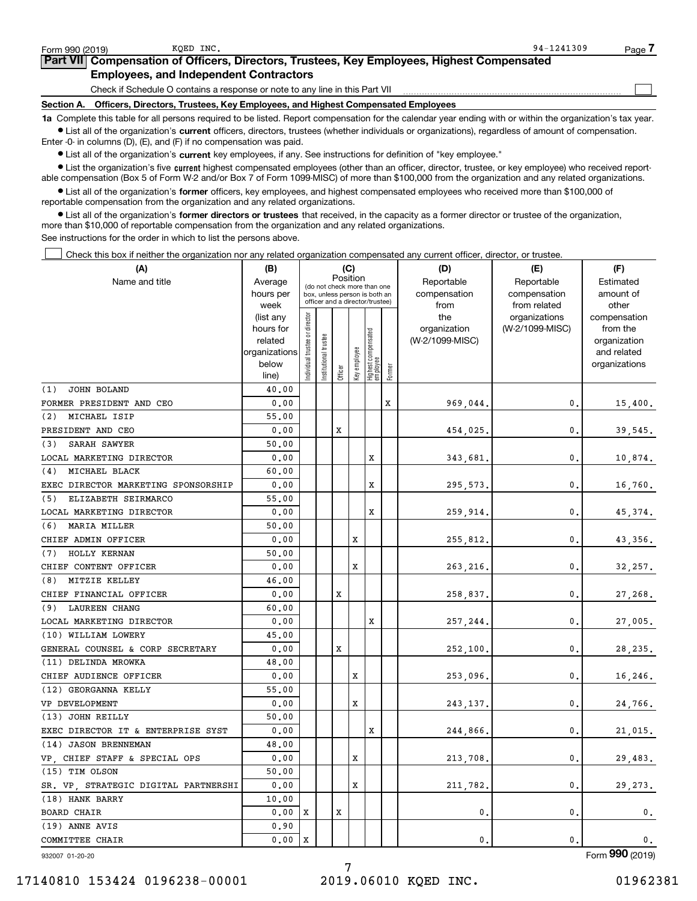Form 990 (2019) KQED INC. 94-1241309

## Part VII Compensation of Officers, Directors, Trustees, Key Employees, Highest Compensated Employees, and Independent Contractors

Check if Schedule O contains a response or note to any line in this Part VII ☐

### Section A. Officers, Directors, Trustees, Key Employees, and Highest Compensated Employees

**1a** Complete this table for all persons required to be listed. Report compensation for the calendar year ending with or within the organization's tax year.

- List all of the organization's **current** officers, directors, trustees (whether individuals or organizations), regardless of amount of compensation. Enter -0- in columns (D), (E), and (F) if no compensation was paid.
- List all of the organization's **current** key employees, if any. See instructions for definition of "key employee."
- List the organization's five **current** highest compensated employees (other than an officer, director, trustee, or key employee) who received reportable compensation (Box 5 of Form W-2 and/or Box 7 of Form 1099-MISC) of more than $100,000 from the organization and any related organizations.
- List all of the organization's **former** officers, key employees, and highest compensated employees who received more than $100,000 of reportable compensation from the organization and any related organizations.
- List all of the organization's **former directors or trustees** that received, in the capacity as a former director or trustee of the organization, more than $10,000 of reportable compensation from the organization and any related organizations.

See instructions for the order in which to list the persons above.

☐ Check this box if neither the organization nor any related organization compensated any current officer, director, or trustee.

| (A) Name and title | (B) Average hours per week (list any hours for related organizations below line) | (C) Position: Individual trustee or director | Institutional trustee | Officer | Key employee | Highest compensated employee | Former | (D) Reportable compensation from the organization (W-2/1099-MISC) | (E) Reportable compensation from related organizations (W-2/1099-MISC) | (F) Estimated amount of other compensation from the organization and related organizations |
|---|---|---|---|---|---|---|---|---|---|---|
| (1) JOHN BOLAND | 40.00 | | | | | | | | | |
| FORMER PRESIDENT AND CEO | 0.00 | | | | | | X | 969,044. | 0. | 15,400. |
| (2) MICHAEL ISIP | 55.00 | | | | | | | | | |
| PRESIDENT AND CEO | 0.00 | | | X | | | | 454,025. | 0. | 39,545. |
| (3) SARAH SAWYER | 50.00 | | | | | | | | | |
| LOCAL MARKETING DIRECTOR | 0.00 | | | | | X | | 343,681. | 0. | 10,874. |
| (4) MICHAEL BLACK | 60.00 | | | | | | | | | |
| EXEC DIRECTOR MARKETING SPONSORSHIP | 0.00 | | | | | X | | 295,573. | 0. | 16,760. |
| (5) ELIZABETH SEIRMARCO | 55.00 | | | | | | | | | |
| LOCAL MARKETING DIRECTOR | 0.00 | | | | | X | | 259,914. | 0. | 45,374. |
| (6) MARIA MILLER | 50.00 | | | | | | | | | |
| CHIEF ADMIN OFFICER | 0.00 | | | | X | | | 255,812. | 0. | 43,356. |
| (7) HOLLY KERNAN | 50.00 | | | | | | | | | |
| CHIEF CONTENT OFFICER | 0.00 | | | | X | | | 263,216. | 0. | 32,257. |
| (8) MITZIE KELLEY | 46.00 | | | | | | | | | |
| CHIEF FINANCIAL OFFICER | 0.00 | | | X | | | | 258,837. | 0. | 27,268. |
| (9) LAUREEN CHANG | 60.00 | | | | | | | | | |
| LOCAL MARKETING DIRECTOR | 0.00 | | | | | X | | 257,244. | 0. | 27,005. |
| (10) WILLIAM LOWERY | 45.00 | | | | | | | | | |
| GENERAL COUNSEL & CORP SECRETARY | 0.00 | | | X | | | | 252,100. | 0. | 28,235. |
| (11) DELINDA MROWKA | 48.00 | | | | | | | | | |
| CHIEF AUDIENCE OFFICER | 0.00 | | | | X | | | 253,096. | 0. | 16,246. |
| (12) GEORGANNA KELLY | 55.00 | | | | | | | | | |
| VP DEVELOPMENT | 0.00 | | | | X | | | 243,137. | 0. | 24,766. |
| (13) JOHN REILLY | 50.00 | | | | | | | | | |
| EXEC DIRECTOR IT & ENTERPRISE SYST | 0.00 | | | | | X | | 244,866. | 0. | 21,015. |
| (14) JASON BRENNEMAN | 48.00 | | | | | | | | | |
| VP, CHIEF STAFF & SPECIAL OPS | 0.00 | | | | X | | | 213,708. | 0. | 29,483. |
| (15) TIM OLSON | 50.00 | | | | | | | | | |
| SR. VP, STRATEGIC DIGITAL PARTNERSHI | 0.00 | | | | X | | | 211,782. | 0. | 29,273. |
| (18) HANK BARRY | 10.00 | | | | | | | | | |
| BOARD CHAIR | 0.00 | X | | X | | | | 0. | 0. | 0. |
| (19) ANNE AVIS | 0.90 | | | | | | | | | |
| COMMITTEE CHAIR | 0.00 | X | | | | | | 0. | 0. | 0. |

932007 01-20-20 Form **990** (2019)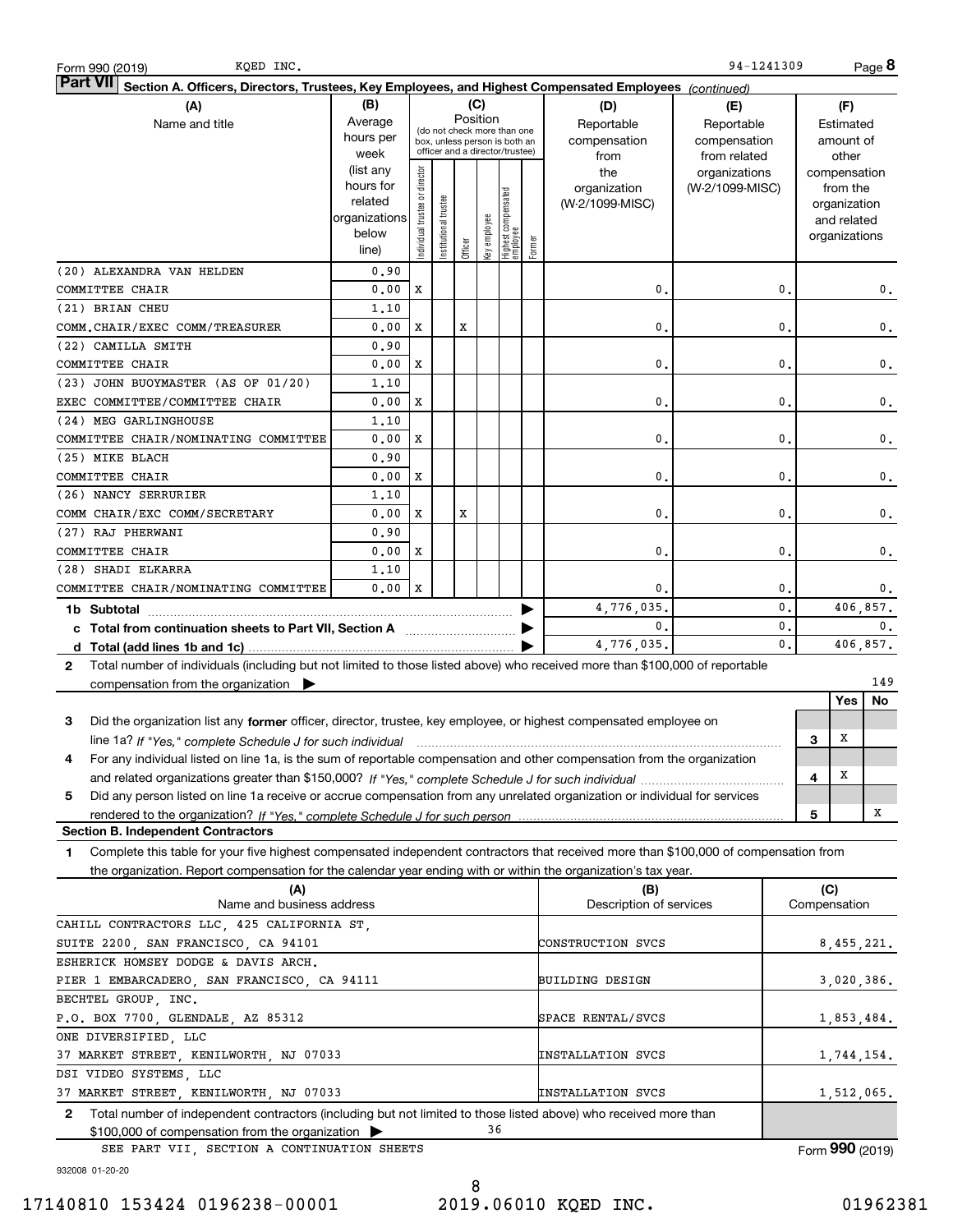Form 990 (2019) KQED INC. 94-1241309

## Part VII Section A. Officers, Directors, Trustees, Key Employees, and Highest Compensated Employees *(continued)*

| (A) Name and title | (B) Average hours per week (list any hours for related organizations below line) | (C) Position: Individual trustee or director | Institutional trustee | Officer | Key employee | Highest compensated employee | Former | (D) Reportable compensation from the organization (W-2/1099-MISC) | (E) Reportable compensation from related organizations (W-2/1099-MISC) | (F) Estimated amount of other compensation from the organization and related organizations |
|---|---|---|---|---|---|---|---|---|---|---|
| (20) ALEXANDRA VAN HELDEN | 0.90 | | | | | | | | | |
| COMMITTEE CHAIR | 0.00 | X | | | | | | 0. | 0. | 0. |
| (21) BRIAN CHEU | 1.10 | | | | | | | | | |
| COMM.CHAIR/EXEC COMM/TREASURER | 0.00 | X | | X | | | | 0. | 0. | 0. |
| (22) CAMILLA SMITH | 0.90 | | | | | | | | | |
| COMMITTEE CHAIR | 0.00 | X | | | | | | 0. | 0. | 0. |
| (23) JOHN BUOYMASTER (AS OF 01/20) | 1.10 | | | | | | | | | |
| EXEC COMMITTEE/COMMITTEE CHAIR | 0.00 | X | | | | | | 0. | 0. | 0. |
| (24) MEG GARLINGHOUSE | 1.10 | | | | | | | | | |
| COMMITTEE CHAIR/NOMINATING COMMITTEE | 0.00 | X | | | | | | 0. | 0. | 0. |
| (25) MIKE BLACH | 0.90 | | | | | | | | | |
| COMMITTEE CHAIR | 0.00 | X | | | | | | 0. | 0. | 0. |
| (26) NANCY SERRURIER | 1.10 | | | | | | | | | |
| COMM CHAIR/EXC COMM/SECRETARY | 0.00 | X | | X | | | | 0. | 0. | 0. |
| (27) RAJ PHERWANI | 0.90 | | | | | | | | | |
| COMMITTEE CHAIR | 0.00 | X | | | | | | 0. | 0. | 0. |
| (28) SHADI ELKARRA | 1.10 | | | | | | | | | |
| COMMITTEE CHAIR/NOMINATING COMMITTEE | 0.00 | X | | | | | | 0. | 0. | 0. |
| **1b Subtotal** | | | | | | | | 4,776,035. | 0. | 406,857. |
| **c Total from continuation sheets to Part VII, Section A** | | | | | | | | 0. | 0. | 0. |
| **d Total (add lines 1b and 1c)** | | | | | | | | 4,776,035. | 0. | 406,857. |

**2** Total number of individuals (including but not limited to those listed above) who received more than $100,000 of reportable compensation from the organization ▶ 149

| | | Yes | No |
|---|---|---|---|
| **3** Did the organization list any **former** officer, director, trustee, key employee, or highest compensated employee on line 1a? *If "Yes," complete Schedule J for such individual* | 3 | X | |
| **4** For any individual listed on line 1a, is the sum of reportable compensation and other compensation from the organization and related organizations greater than $150,000? *If "Yes," complete Schedule J for such individual* | 4 | X | |
| **5** Did any person listed on line 1a receive or accrue compensation from any unrelated organization or individual for services rendered to the organization? *If "Yes," complete Schedule J for such person* | 5 | | X |

### Section B. Independent Contractors

**1** Complete this table for your five highest compensated independent contractors that received more than $100,000 of compensation from the organization. Report compensation for the calendar year ending with or within the organization's tax year.

| (A) Name and business address | (B) Description of services | (C) Compensation |
|---|---|---|
| CAHILL CONTRACTORS LLC, 425 CALIFORNIA ST, SUITE 2200, SAN FRANCISCO, CA 94101 | CONSTRUCTION SVCS | 8,455,221. |
| ESHERICK HOMSEY DODGE & DAVIS ARCH. PIER 1 EMBARCADERO, SAN FRANCISCO, CA 94111 | BUILDING DESIGN | 3,020,386. |
| BECHTEL GROUP, INC. P.O. BOX 7700, GLENDALE, AZ 85312 | SPACE RENTAL/SVCS | 1,853,484. |
| ONE DIVERSIFIED, LLC 37 MARKET STREET, KENILWORTH, NJ 07033 | INSTALLATION SVCS | 1,744,154. |
| DSI VIDEO SYSTEMS, LLC 37 MARKET STREET, KENILWORTH, NJ 07033 | INSTALLATION SVCS | 1,512,065. |

**2** Total number of independent contractors (including but not limited to those listed above) who received more than $100,000 of compensation from the organization ▶ 36

SEE PART VII, SECTION A CONTINUATION SHEETS

Form **990** (2019)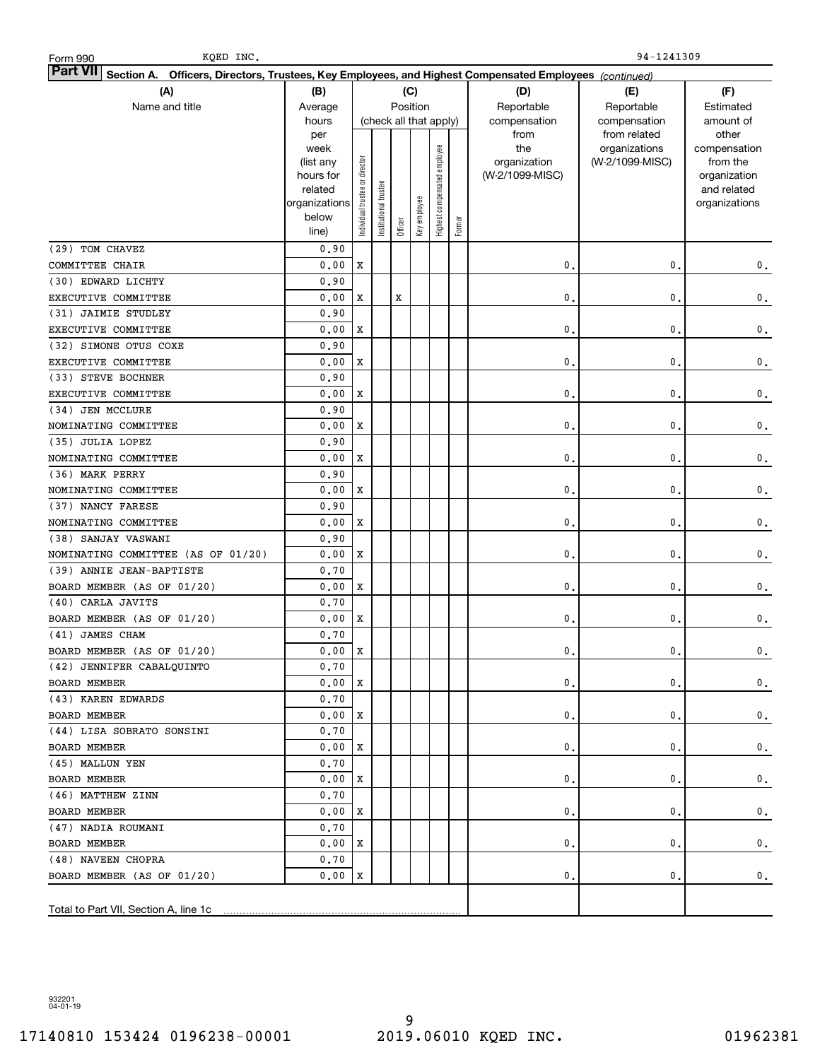Form 990 KQED INC. 94-1241309

**Part VII Section A. Officers, Directors, Trustees, Key Employees, and Highest Compensated Employees** *(continued)*

| (A) Name and title | (B) Average hours per week (list any hours for related organizations below line) | (C) Position: Individual trustee or director | Institutional trustee | Officer | Key employee | Highest compensated employee | Former | (D) Reportable compensation from the organization (W-2/1099-MISC) | (E) Reportable compensation from related organizations (W-2/1099-MISC) | (F) Estimated amount of other compensation from the organization and related organizations |
|---|---|---|---|---|---|---|---|---|---|---|
| (29) TOM CHAVEZ<br>COMMITTEE CHAIR | 0.90<br>0.00 | X | | | | | | 0. | 0. | 0. |
| (30) EDWARD LICHTY<br>EXECUTIVE COMMITTEE | 0.90<br>0.00 | X | | X | | | | 0. | 0. | 0. |
| (31) JAIMIE STUDLEY<br>EXECUTIVE COMMITTEE | 0.90<br>0.00 | X | | | | | | 0. | 0. | 0. |
| (32) SIMONE OTUS COXE<br>EXECUTIVE COMMITTEE | 0.90<br>0.00 | X | | | | | | 0. | 0. | 0. |
| (33) STEVE BOCHNER<br>EXECUTIVE COMMITTEE | 0.90<br>0.00 | X | | | | | | 0. | 0. | 0. |
| (34) JEN MCCLURE<br>NOMINATING COMMITTEE | 0.90<br>0.00 | X | | | | | | 0. | 0. | 0. |
| (35) JULIA LOPEZ<br>NOMINATING COMMITTEE | 0.90<br>0.00 | X | | | | | | 0. | 0. | 0. |
| (36) MARK PERRY<br>NOMINATING COMMITTEE | 0.90<br>0.00 | X | | | | | | 0. | 0. | 0. |
| (37) NANCY FARESE<br>NOMINATING COMMITTEE | 0.90<br>0.00 | X | | | | | | 0. | 0. | 0. |
| (38) SANJAY VASWANI<br>NOMINATING COMMITTEE (AS OF 01/20) | 0.90<br>0.00 | X | | | | | | 0. | 0. | 0. |
| (39) ANNIE JEAN-BAPTISTE<br>BOARD MEMBER (AS OF 01/20) | 0.70<br>0.00 | X | | | | | | 0. | 0. | 0. |
| (40) CARLA JAVITS<br>BOARD MEMBER (AS OF 01/20) | 0.70<br>0.00 | X | | | | | | 0. | 0. | 0. |
| (41) JAMES CHAM<br>BOARD MEMBER (AS OF 01/20) | 0.70<br>0.00 | X | | | | | | 0. | 0. | 0. |
| (42) JENNIFER CABALQUINTO<br>BOARD MEMBER | 0.70<br>0.00 | X | | | | | | 0. | 0. | 0. |
| (43) KAREN EDWARDS<br>BOARD MEMBER | 0.70<br>0.00 | X | | | | | | 0. | 0. | 0. |
| (44) LISA SOBRATO SONSINI<br>BOARD MEMBER | 0.70<br>0.00 | X | | | | | | 0. | 0. | 0. |
| (45) MALLUN YEN<br>BOARD MEMBER | 0.70<br>0.00 | X | | | | | | 0. | 0. | 0. |
| (46) MATTHEW ZINN<br>BOARD MEMBER | 0.70<br>0.00 | X | | | | | | 0. | 0. | 0. |
| (47) NADIA ROUMANI<br>BOARD MEMBER | 0.70<br>0.00 | X | | | | | | 0. | 0. | 0. |
| (48) NAVEEN CHOPRA<br>BOARD MEMBER (AS OF 01/20) | 0.70<br>0.00 | X | | | | | | 0. | 0. | 0. |
| Total to Part VII, Section A, line 1c | | | | | | | | | | |

932201 04-01-19

17140810 153424 0196238-00001 2019.06010 KQED INC. 01962381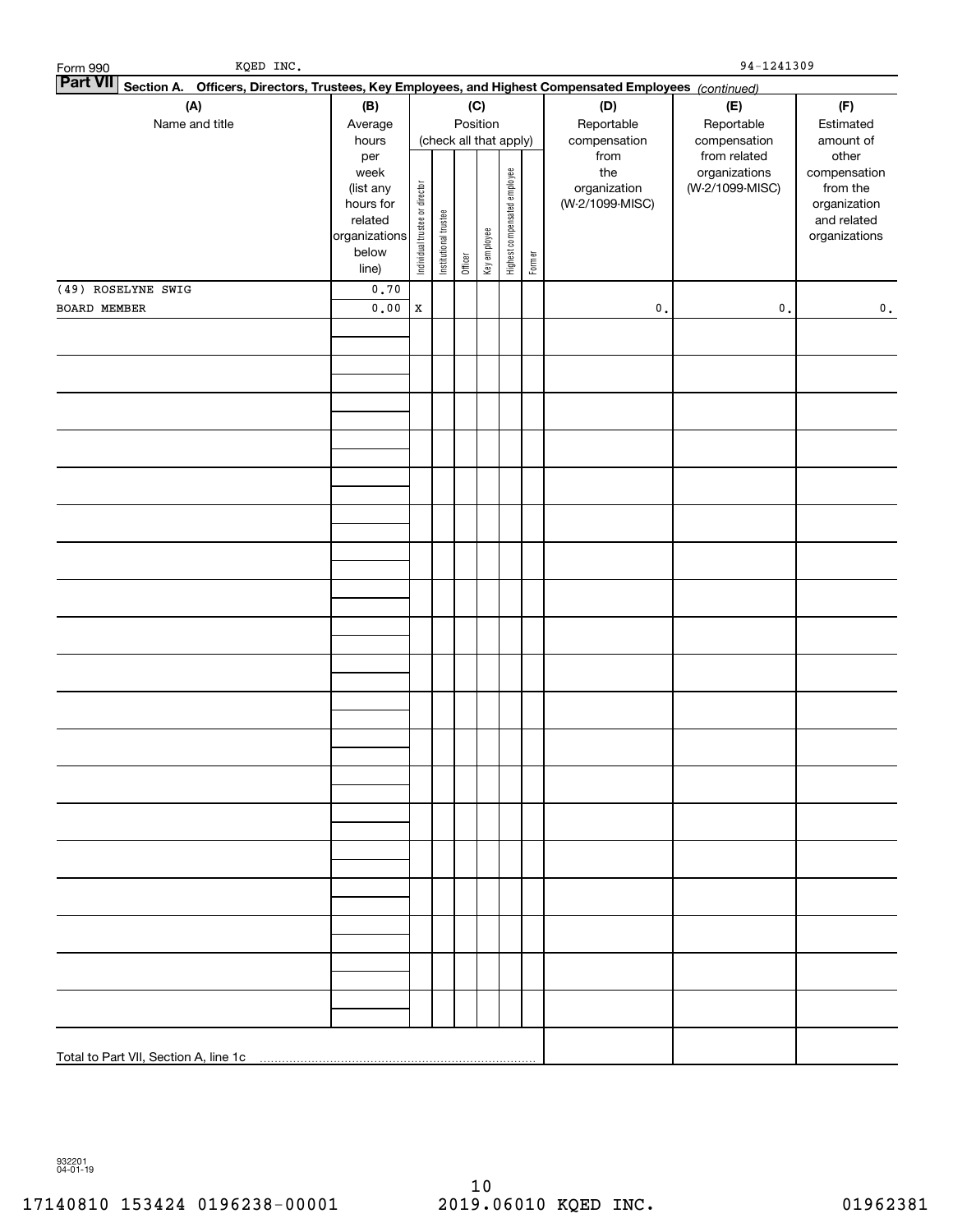Form 990 KQED INC. 94-1241309

**Part VII** **Section A. Officers, Directors, Trustees, Key Employees, and Highest Compensated Employees** *(continued)*

| (A) Name and title | (B) Average hours per week (list any hours for related organizations below line) | (C) Position (check all that apply): Individual trustee or director | Institutional trustee | Officer | Key employee | Highest compensated employee | Former | (D) Reportable compensation from the organization (W-2/1099-MISC) | (E) Reportable compensation from related organizations (W-2/1099-MISC) | (F) Estimated amount of other compensation from the organization and related organizations |
|---|---|---|---|---|---|---|---|---|---|---|
| (49) ROSELYNE SWIG | 0.70 | | | | | | | | | |
| BOARD MEMBER | 0.00 | X | | | | | | 0. | 0. | 0. |
| | | | | | | | | | | |
| Total to Part VII, Section A, line 1c | | | | | | | | | | |

932201 04-01-19

17140810 153424 0196238-00001 2019.06010 KQED INC. 01962381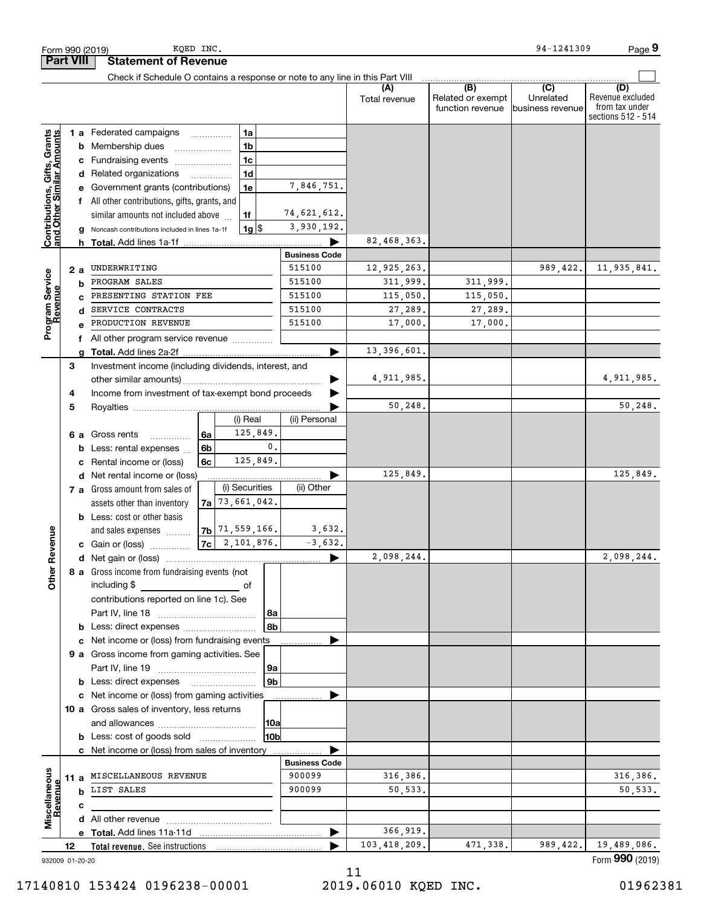Form 990 (2019) KQED INC. 94-1241309

## Part VIII Statement of Revenue

Check if Schedule O contains a response or note to any line in this Part VIII

| | | | (A) Total revenue | (B) Related or exempt function revenue | (C) Unrelated business revenue | (D) Revenue excluded from tax under sections 512 - 514 |
|---|---|---|---|---|---|---|
| **Contributions, Gifts, Grants and Other Similar Amounts** | | | | | | |
| 1 a Federated campaigns | 1a | | | | | |
| b Membership dues | 1b | | | | | |
| c Fundraising events | 1c | | | | | |
| d Related organizations | 1d | | | | | |
| e Government grants (contributions) | 1e | 7,846,751. | | | | |
| f All other contributions, gifts, grants, and similar amounts not included above | 1f | 74,621,612. | | | | |
| g Noncash contributions included in lines 1a-1f | 1g $ | 3,930,192. | | | | |
| h **Total.** Add lines 1a-1f | | | 82,468,363. | | | |
| **Program Service Revenue** | | **Business Code** | | | | |
| 2 a UNDERWRITING | | 515100 | 12,925,263. | | 989,422. | 11,935,841. |
| b PROGRAM SALES | | 515100 | 311,999. | 311,999. | | |
| c PRESENTING STATION FEE | | 515100 | 115,050. | 115,050. | | |
| d SERVICE CONTRACTS | | 515100 | 27,289. | 27,289. | | |
| e PRODUCTION REVENUE | | 515100 | 17,000. | 17,000. | | |
| f All other program service revenue | | | | | | |
| g **Total.** Add lines 2a-2f | | | 13,396,601. | | | |

| **Other Revenue** | | | | (A) | (B) | (C) | (D) |
|---|---|---|---|---|---|---|---|
| 3 Investment income (including dividends, interest, and other similar amounts) | | | | 4,911,985. | | | 4,911,985. |
| 4 Income from investment of tax-exempt bond proceeds | | | | | | | |
| 5 Royalties | | | | 50,248. | | | 50,248. |
| | | (i) Real | (ii) Personal | | | | |
| 6 a Gross rents | 6a | 125,849. | | | | | |
| b Less: rental expenses | 6b | 0. | | | | | |
| c Rental income or (loss) | 6c | 125,849. | | | | | |
| d Net rental income or (loss) | | | | 125,849. | | | 125,849. |
| | | (i) Securities | (ii) Other | | | | |
| 7 a Gross amount from sales of assets other than inventory | 7a | 73,661,042. | | | | | |
| b Less: cost or other basis and sales expenses | 7b | 71,559,166. | 3,632. | | | | |
| c Gain or (loss) | 7c | 2,101,876. | -3,632. | | | | |
| d Net gain or (loss) | | | | 2,098,244. | | | 2,098,244. |
| 8 a Gross income from fundraising events (not including $ of contributions reported on line 1c). See Part IV, line 18 | 8a | | | | | | |
| b Less: direct expenses | 8b | | | | | | |
| c Net income or (loss) from fundraising events | | | | | | | |
| 9 a Gross income from gaming activities. See Part IV, line 19 | 9a | | | | | | |
| b Less: direct expenses | 9b | | | | | | |
| c Net income or (loss) from gaming activities | | | | | | | |
| 10 a Gross sales of inventory, less returns and allowances | 10a | | | | | | |
| b Less: cost of goods sold | 10b | | | | | | |
| c Net income or (loss) from sales of inventory | | | | | | | |
| **Miscellaneous Revenue** | | | **Business Code** | | | | |
| 11 a MISCELLANEOUS REVENUE | | | 900099 | 316,386. | | | 316,386. |
| b LIST SALES | | | 900099 | 50,533. | | | 50,533. |
| c | | | | | | | |
| d All other revenue | | | | | | | |
| e **Total.** Add lines 11a-11d | | | | 366,919. | | | |
| 12 **Total revenue.** See instructions | | | | 103,418,209. | 471,338. | 989,422. | 19,489,086. |

932009 01-20-20 Form **990** (2019)

17140810 153424 0196238-00001 2019.06010 KQED INC. 01962381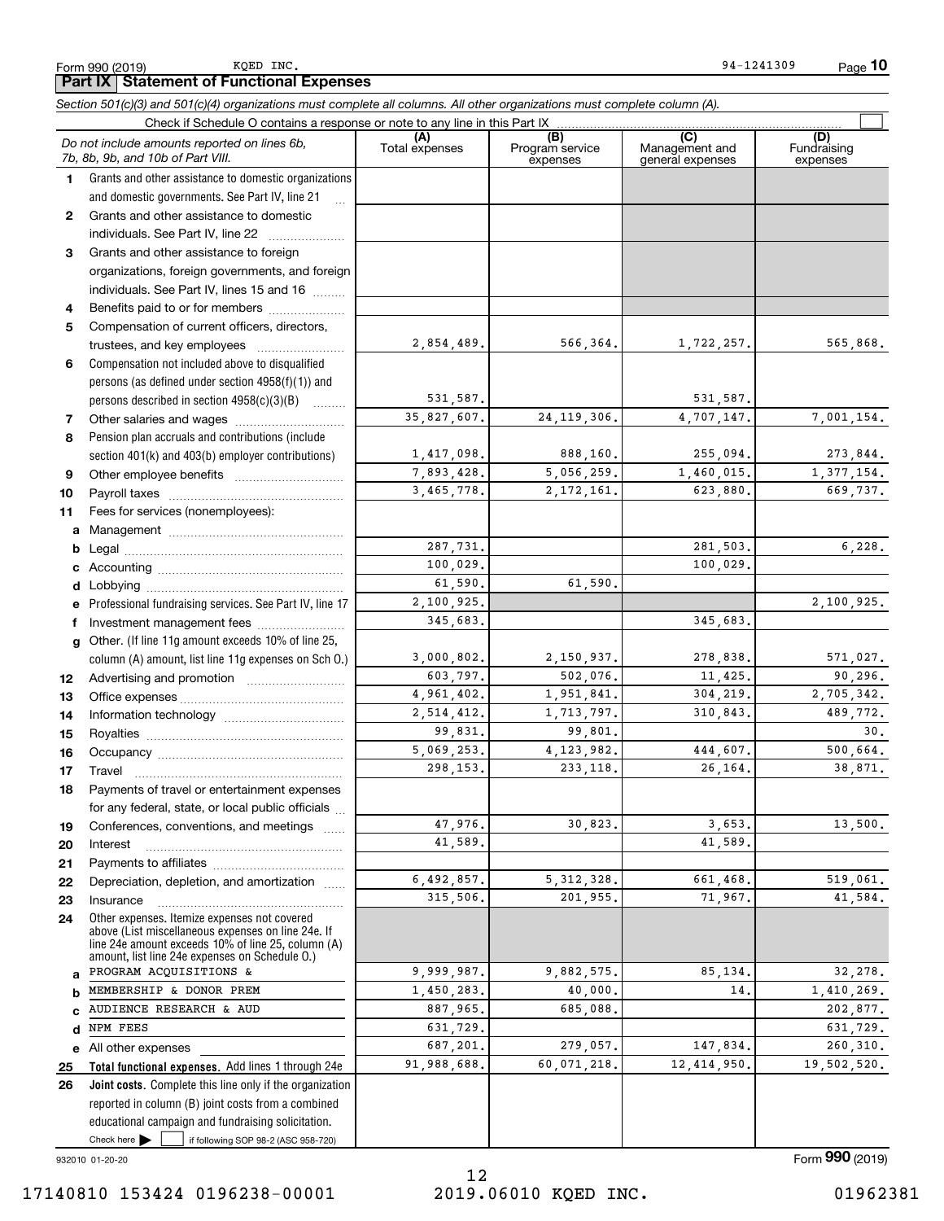Form 990 (2019) KQED INC. 94-1241309

## Part IX Statement of Functional Expenses

*Section 501(c)(3) and 501(c)(4) organizations must complete all columns. All other organizations must complete column (A).*

Check if Schedule O contains a response or note to any line in this Part IX ☐

| | *Do not include amounts reported on lines 6b, 7b, 8b, 9b, and 10b of Part VIII.* | (A) Total expenses | (B) Program service expenses | (C) Management and general expenses | (D) Fundraising expenses |
|---|---|---|---|---|---|
| 1 | Grants and other assistance to domestic organizations and domestic governments. See Part IV, line 21 | | | | |
| 2 | Grants and other assistance to domestic individuals. See Part IV, line 22 | | | | |
| 3 | Grants and other assistance to foreign organizations, foreign governments, and foreign individuals. See Part IV, lines 15 and 16 | | | | |
| 4 | Benefits paid to or for members | | | | |
| 5 | Compensation of current officers, directors, trustees, and key employees | 2,854,489. | 566,364. | 1,722,257. | 565,868. |
| 6 | Compensation not included above to disqualified persons (as defined under section 4958(f)(1)) and persons described in section 4958(c)(3)(B) | 531,587. | | 531,587. | |
| 7 | Other salaries and wages | 35,827,607. | 24,119,306. | 4,707,147. | 7,001,154. |
| 8 | Pension plan accruals and contributions (include section 401(k) and 403(b) employer contributions) | 1,417,098. | 888,160. | 255,094. | 273,844. |
| 9 | Other employee benefits | 7,893,428. | 5,056,259. | 1,460,015. | 1,377,154. |
| 10 | Payroll taxes | 3,465,778. | 2,172,161. | 623,880. | 669,737. |
| 11 | Fees for services (nonemployees): | | | | |
| a | Management | | | | |
| b | Legal | 287,731. | | 281,503. | 6,228. |
| c | Accounting | 100,029. | | 100,029. | |
| d | Lobbying | 61,590. | 61,590. | | |
| e | Professional fundraising services. See Part IV, line 17 | 2,100,925. | | | 2,100,925. |
| f | Investment management fees | 345,683. | | 345,683. | |
| g | Other. (If line 11g amount exceeds 10% of line 25, column (A) amount, list line 11g expenses on Sch O.) | 3,000,802. | 2,150,937. | 278,838. | 571,027. |
| 12 | Advertising and promotion | 603,797. | 502,076. | 11,425. | 90,296. |
| 13 | Office expenses | 4,961,402. | 1,951,841. | 304,219. | 2,705,342. |
| 14 | Information technology | 2,514,412. | 1,713,797. | 310,843. | 489,772. |
| 15 | Royalties | 99,831. | 99,801. | | 30. |
| 16 | Occupancy | 5,069,253. | 4,123,982. | 444,607. | 500,664. |
| 17 | Travel | 298,153. | 233,118. | 26,164. | 38,871. |
| 18 | Payments of travel or entertainment expenses for any federal, state, or local public officials | | | | |
| 19 | Conferences, conventions, and meetings | 47,976. | 30,823. | 3,653. | 13,500. |
| 20 | Interest | 41,589. | | 41,589. | |
| 21 | Payments to affiliates | | | | |
| 22 | Depreciation, depletion, and amortization | 6,492,857. | 5,312,328. | 661,468. | 519,061. |
| 23 | Insurance | 315,506. | 201,955. | 71,967. | 41,584. |
| 24 | Other expenses. Itemize expenses not covered above (List miscellaneous expenses on line 24e. If line 24e amount exceeds 10% of line 25, column (A) amount, list line 24e expenses on Schedule O.) | | | | |
| a | PROGRAM ACQUISITIONS & | 9,999,987. | 9,882,575. | 85,134. | 32,278. |
| b | MEMBERSHIP & DONOR PREM | 1,450,283. | 40,000. | 14. | 1,410,269. |
| c | AUDIENCE RESEARCH & AUD | 887,965. | 685,088. | | 202,877. |
| d | NPM FEES | 631,729. | | | 631,729. |
| e | All other expenses | 687,201. | 279,057. | 147,834. | 260,310. |
| 25 | **Total functional expenses.** Add lines 1 through 24e | 91,988,688. | 60,071,218. | 12,414,950. | 19,502,520. |
| 26 | **Joint costs.** Complete this line only if the organization reported in column (B) joint costs from a combined educational campaign and fundraising solicitation. Check here ☐ if following SOP 98-2 (ASC 958-720) | | | | |

932010 01-20-20 Form **990** (2019)

17140810 153424 0196238-00001 2019.06010 KQED INC. 01962381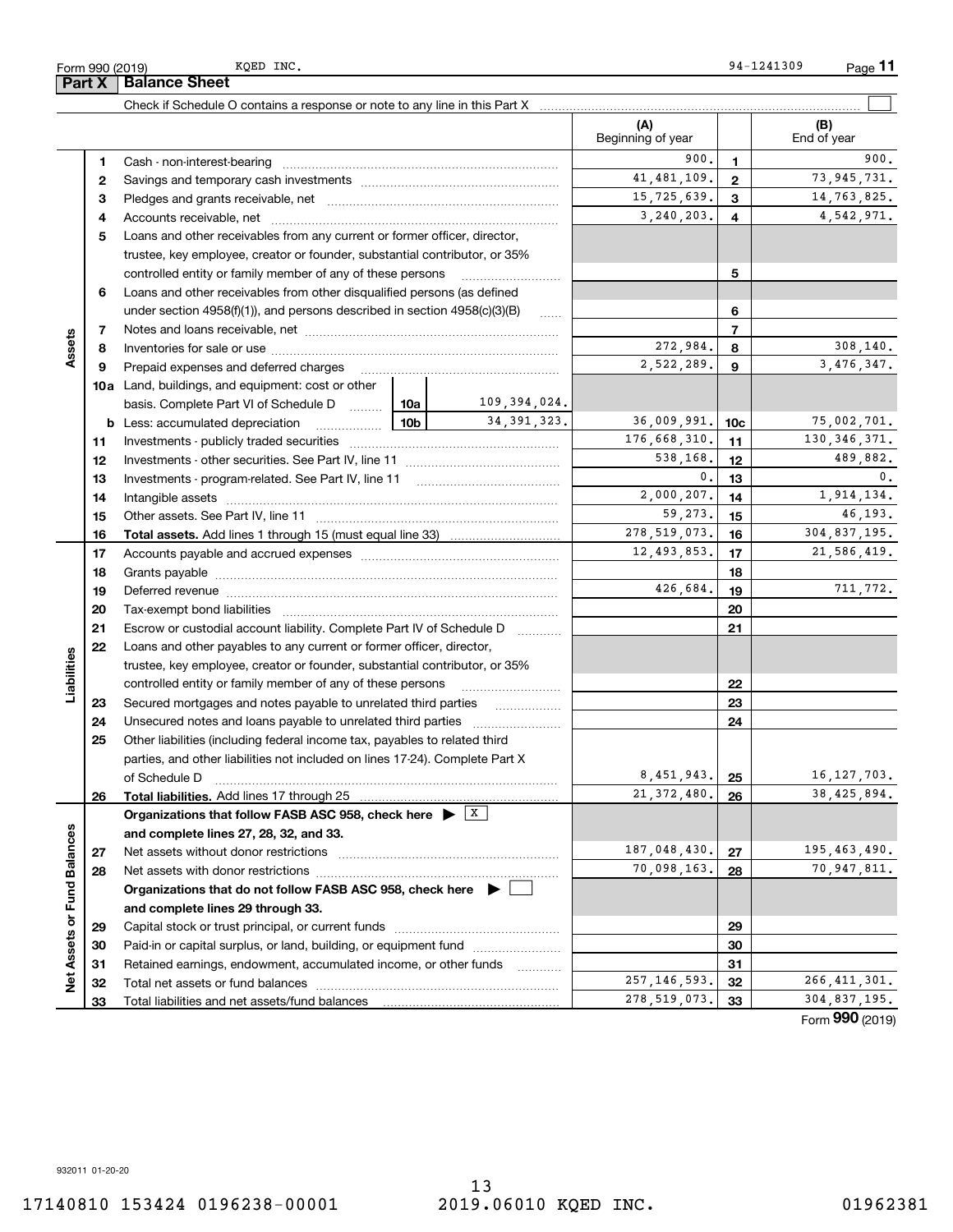Form 990 (2019) KQED INC. 94-1241309

## Part X Balance Sheet

Check if Schedule O contains a response or note to any line in this Part X ☐

| | | | | (A) Beginning of year | | (B) End of year |
|---|---|---|---|---|---|---|
| **Assets** | 1 | Cash - non-interest-bearing | | 900. | 1 | 900. |
| | 2 | Savings and temporary cash investments | | 41,481,109. | 2 | 73,945,731. |
| | 3 | Pledges and grants receivable, net | | 15,725,639. | 3 | 14,763,825. |
| | 4 | Accounts receivable, net | | 3,240,203. | 4 | 4,542,971. |
| | 5 | Loans and other receivables from any current or former officer, director, trustee, key employee, creator or founder, substantial contributor, or 35% controlled entity or family member of any of these persons | | | 5 | |
| | 6 | Loans and other receivables from other disqualified persons (as defined under section 4958(f)(1)), and persons described in section 4958(c)(3)(B) | | | 6 | |
| | 7 | Notes and loans receivable, net | | | 7 | |
| | 8 | Inventories for sale or use | | 272,984. | 8 | 308,140. |
| | 9 | Prepaid expenses and deferred charges | | 2,522,289. | 9 | 3,476,347. |
| | 10a | Land, buildings, and equipment: cost or other basis. Complete Part VI of Schedule D | 10a 109,394,024. | | | |
| | b | Less: accumulated depreciation | 10b 34,391,323. | 36,009,991. | 10c | 75,002,701. |
| | 11 | Investments - publicly traded securities | | 176,668,310. | 11 | 130,346,371. |
| | 12 | Investments - other securities. See Part IV, line 11 | | 538,168. | 12 | 489,882. |
| | 13 | Investments - program-related. See Part IV, line 11 | | 0. | 13 | 0. |
| | 14 | Intangible assets | | 2,000,207. | 14 | 1,914,134. |
| | 15 | Other assets. See Part IV, line 11 | | 59,273. | 15 | 46,193. |
| | 16 | **Total assets.** Add lines 1 through 15 (must equal line 33) | | 278,519,073. | 16 | 304,837,195. |
| **Liabilities** | 17 | Accounts payable and accrued expenses | | 12,493,853. | 17 | 21,586,419. |
| | 18 | Grants payable | | | 18 | |
| | 19 | Deferred revenue | | 426,684. | 19 | 711,772. |
| | 20 | Tax-exempt bond liabilities | | | 20 | |
| | 21 | Escrow or custodial account liability. Complete Part IV of Schedule D | | | 21 | |
| | 22 | Loans and other payables to any current or former officer, director, trustee, key employee, creator or founder, substantial contributor, or 35% controlled entity or family member of any of these persons | | | 22 | |
| | 23 | Secured mortgages and notes payable to unrelated third parties | | | 23 | |
| | 24 | Unsecured notes and loans payable to unrelated third parties | | | 24 | |
| | 25 | Other liabilities (including federal income tax, payables to related third parties, and other liabilities not included on lines 17-24). Complete Part X of Schedule D | | 8,451,943. | 25 | 16,127,703. |
| | 26 | **Total liabilities.** Add lines 17 through 25 | | 21,372,480. | 26 | 38,425,894. |
| **Net Assets or Fund Balances** | | **Organizations that follow FASB ASC 958, check here ▶ ☒ and complete lines 27, 28, 32, and 33.** | | | | |
| | 27 | Net assets without donor restrictions | | 187,048,430. | 27 | 195,463,490. |
| | 28 | Net assets with donor restrictions | | 70,098,163. | 28 | 70,947,811. |
| | | **Organizations that do not follow FASB ASC 958, check here ▶ ☐ and complete lines 29 through 33.** | | | | |
| | 29 | Capital stock or trust principal, or current funds | | | 29 | |
| | 30 | Paid-in or capital surplus, or land, building, or equipment fund | | | 30 | |
| | 31 | Retained earnings, endowment, accumulated income, or other funds | | | 31 | |
| | 32 | Total net assets or fund balances | | 257,146,593. | 32 | 266,411,301. |
| | 33 | Total liabilities and net assets/fund balances | | 278,519,073. | 33 | 304,837,195. |

Form **990** (2019)

932011 01-20-20

17140810 153424 0196238-00001 2019.06010 KQED INC. 01962381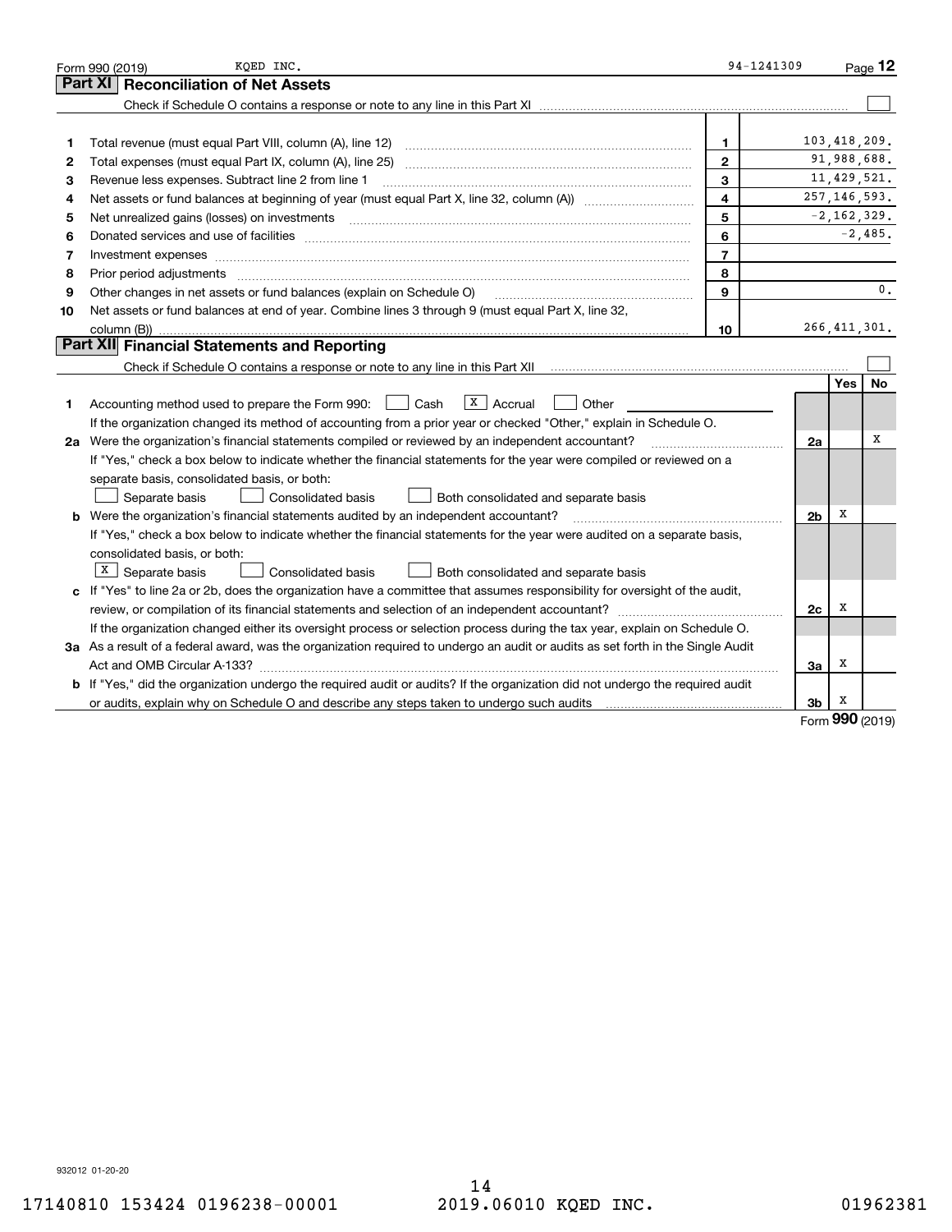Form 990 (2019) KQED INC. 94-1241309 Page 12

## Part XI Reconciliation of Net Assets

Check if Schedule O contains a response or note to any line in this Part XI ☐

| | | | |
|---|---|---|---|
| 1 | Total revenue (must equal Part VIII, column (A), line 12) | 1 | 103,418,209. |
| 2 | Total expenses (must equal Part IX, column (A), line 25) | 2 | 91,988,688. |
| 3 | Revenue less expenses. Subtract line 2 from line 1 | 3 | 11,429,521. |
| 4 | Net assets or fund balances at beginning of year (must equal Part X, line 32, column (A)) | 4 | 257,146,593. |
| 5 | Net unrealized gains (losses) on investments | 5 | -2,162,329. |
| 6 | Donated services and use of facilities | 6 | -2,485. |
| 7 | Investment expenses | 7 | |
| 8 | Prior period adjustments | 8 | |
| 9 | Other changes in net assets or fund balances (explain on Schedule O) | 9 | 0. |
| 10 | Net assets or fund balances at end of year. Combine lines 3 through 9 (must equal Part X, line 32, column (B)) | 10 | 266,411,301. |

## Part XII Financial Statements and Reporting

Check if Schedule O contains a response or note to any line in this Part XII ☐

| | | | Yes | No |
|---|---|---|---|---|
| 1 | Accounting method used to prepare the Form 990: ☐ Cash ☒ Accrual ☐ Other<br>If the organization changed its method of accounting from a prior year or checked "Other," explain in Schedule O. | | | |
| 2a | Were the organization's financial statements compiled or reviewed by an independent accountant?<br>If "Yes," check a box below to indicate whether the financial statements for the year were compiled or reviewed on a separate basis, consolidated basis, or both:<br>☐ Separate basis ☐ Consolidated basis ☐ Both consolidated and separate basis | 2a | | X |
| b | Were the organization's financial statements audited by an independent accountant?<br>If "Yes," check a box below to indicate whether the financial statements for the year were audited on a separate basis, consolidated basis, or both:<br>☒ Separate basis ☐ Consolidated basis ☐ Both consolidated and separate basis | 2b | X | |
| c | If "Yes" to line 2a or 2b, does the organization have a committee that assumes responsibility for oversight of the audit, review, or compilation of its financial statements and selection of an independent accountant?<br>If the organization changed either its oversight process or selection process during the tax year, explain on Schedule O. | 2c | X | |
| 3a | As a result of a federal award, was the organization required to undergo an audit or audits as set forth in the Single Audit Act and OMB Circular A-133? | 3a | X | |
| b | If "Yes," did the organization undergo the required audit or audits? If the organization did not undergo the required audit or audits, explain why on Schedule O and describe any steps taken to undergo such audits | 3b | X | |

Form 990 (2019)

932012 01-20-20

17140810 153424 0196238-00001 2019.06010 KQED INC. 01962381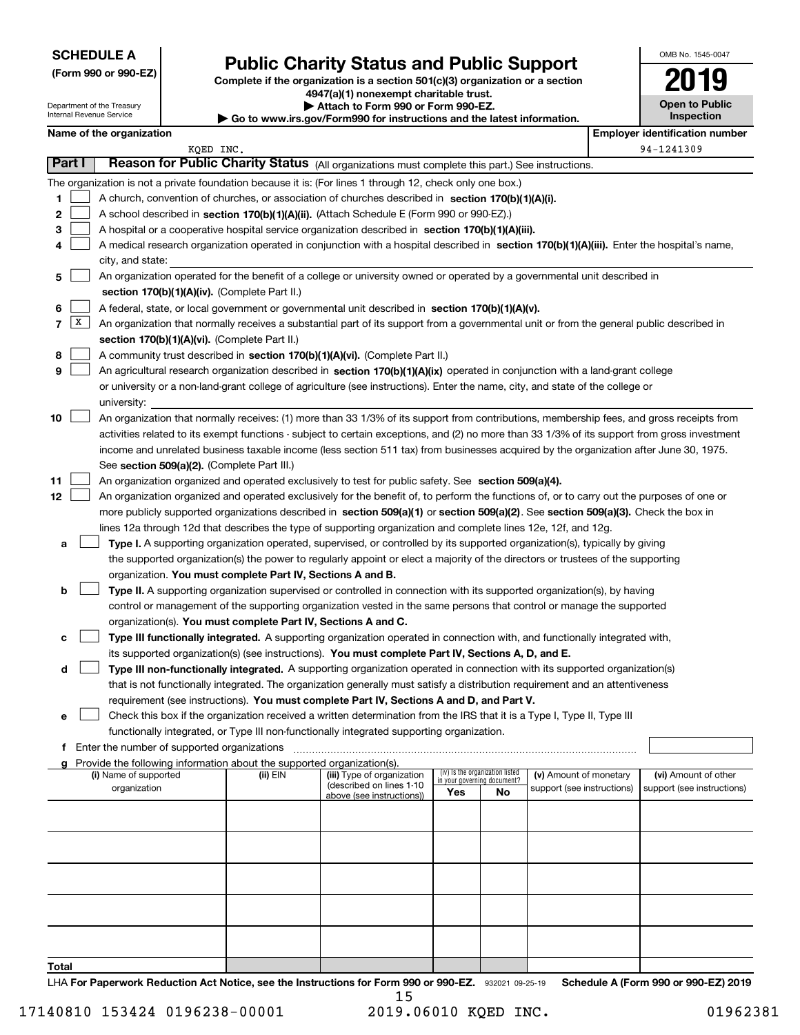**SCHEDULE A**
**(Form 990 or 990-EZ)**

Department of the Treasury
Internal Revenue Service

# Public Charity Status and Public Support

**Complete if the organization is a section 501(c)(3) organization or a section 4947(a)(1) nonexempt charitable trust.**
**▶ Attach to Form 990 or Form 990-EZ.**
**▶ Go to www.irs.gov/Form990 for instructions and the latest information.**

OMB No. 1545-0047

**2019**

**Open to Public Inspection**

**Name of the organization:** KQED INC.
**Employer identification number:** 94-1241309

## Part I Reason for Public Charity Status (All organizations must complete this part.) See instructions.

The organization is not a private foundation because it is: (For lines 1 through 12, check only one box.)

1 ☐ A church, convention of churches, or association of churches described in **section 170(b)(1)(A)(i).**

2 ☐ A school described in **section 170(b)(1)(A)(ii).** (Attach Schedule E (Form 990 or 990-EZ).)

3 ☐ A hospital or a cooperative hospital service organization described in **section 170(b)(1)(A)(iii).**

4 ☐ A medical research organization operated in conjunction with a hospital described in **section 170(b)(1)(A)(iii).** Enter the hospital's name, city, and state:

5 ☐ An organization operated for the benefit of a college or university owned or operated by a governmental unit described in **section 170(b)(1)(A)(iv).** (Complete Part II.)

6 ☐ A federal, state, or local government or governmental unit described in **section 170(b)(1)(A)(v).**

7 ☒ An organization that normally receives a substantial part of its support from a governmental unit or from the general public described in **section 170(b)(1)(A)(vi).** (Complete Part II.)

8 ☐ A community trust described in **section 170(b)(1)(A)(vi).** (Complete Part II.)

9 ☐ An agricultural research organization described in **section 170(b)(1)(A)(ix)** operated in conjunction with a land-grant college or university or a non-land-grant college of agriculture (see instructions). Enter the name, city, and state of the college or university:

10 ☐ An organization that normally receives: (1) more than 33 1/3% of its support from contributions, membership fees, and gross receipts from activities related to its exempt functions - subject to certain exceptions, and (2) no more than 33 1/3% of its support from gross investment income and unrelated business taxable income (less section 511 tax) from businesses acquired by the organization after June 30, 1975. See **section 509(a)(2).** (Complete Part III.)

11 ☐ An organization organized and operated exclusively to test for public safety. See **section 509(a)(4).**

12 ☐ An organization organized and operated exclusively for the benefit of, to perform the functions of, or to carry out the purposes of one or more publicly supported organizations described in **section 509(a)(1)** or **section 509(a)(2)**. See **section 509(a)(3).** Check the box in lines 12a through 12d that describes the type of supporting organization and complete lines 12e, 12f, and 12g.

**a** ☐ **Type I.** A supporting organization operated, supervised, or controlled by its supported organization(s), typically by giving the supported organization(s) the power to regularly appoint or elect a majority of the directors or trustees of the supporting organization. **You must complete Part IV, Sections A and B.**

**b** ☐ **Type II.** A supporting organization supervised or controlled in connection with its supported organization(s), by having control or management of the supporting organization vested in the same persons that control or manage the supported organization(s). **You must complete Part IV, Sections A and C.**

**c** ☐ **Type III functionally integrated.** A supporting organization operated in connection with, and functionally integrated with, its supported organization(s) (see instructions). **You must complete Part IV, Sections A, D, and E.**

**d** ☐ **Type III non-functionally integrated.** A supporting organization operated in connection with its supported organization(s) that is not functionally integrated. The organization generally must satisfy a distribution requirement and an attentiveness requirement (see instructions). **You must complete Part IV, Sections A and D, and Part V.**

**e** ☐ Check this box if the organization received a written determination from the IRS that it is a Type I, Type II, Type III functionally integrated, or Type III non-functionally integrated supporting organization.

**f** Enter the number of supported organizations

**g** Provide the following information about the supported organization(s).

| (i) Name of supported organization | (ii) EIN | (iii) Type of organization (described on lines 1-10 above (see instructions)) | (iv) Is the organization listed in your governing document? Yes | No | (v) Amount of monetary support (see instructions) | (vi) Amount of other support (see instructions) |
|---|---|---|---|---|---|---|
| | | | | | | |
| | | | | | | |
| | | | | | | |
| | | | | | | |
| | | | | | | |
| **Total** | | | | | | |

LHA **For Paperwork Reduction Act Notice, see the Instructions for Form 990 or 990-EZ.** 932021 09-25-19 **Schedule A (Form 990 or 990-EZ) 2019**

17140810 153424 0196238-00001 2019.06010 KQED INC. 01962381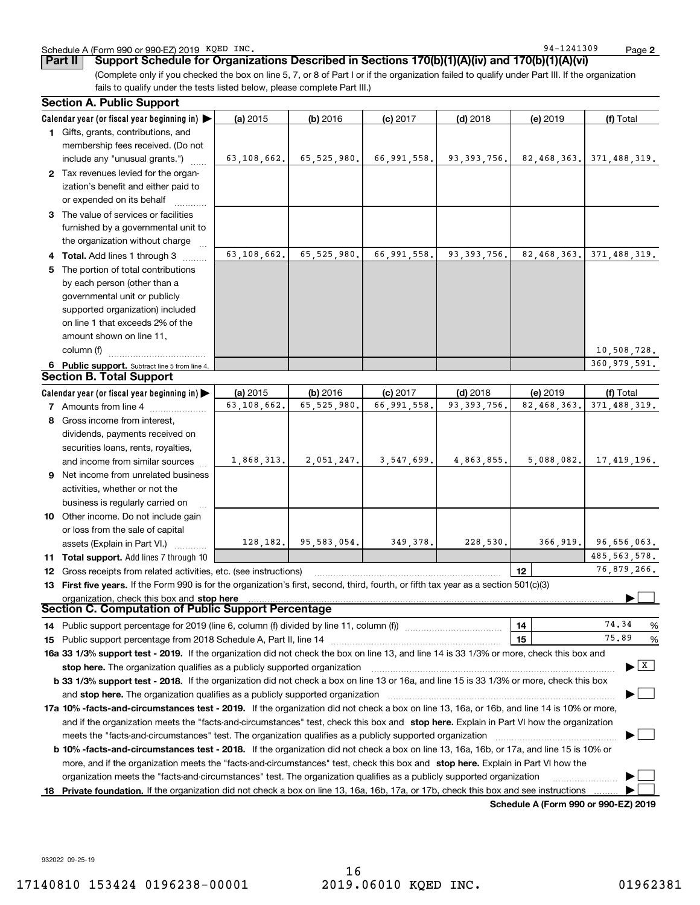Schedule A (Form 990 or 990-EZ) 2019 KQED INC. 94-1241309 Page 2

## Part II Support Schedule for Organizations Described in Sections 170(b)(1)(A)(iv) and 170(b)(1)(A)(vi)

(Complete only if you checked the box on line 5, 7, or 8 of Part I or if the organization failed to qualify under Part III. If the organization fails to qualify under the tests listed below, please complete Part III.)

### Section A. Public Support

| Calendar year (or fiscal year beginning in) ▶ | (a) 2015 | (b) 2016 | (c) 2017 | (d) 2018 | (e) 2019 | (f) Total |
|---|---|---|---|---|---|---|
| 1 Gifts, grants, contributions, and membership fees received. (Do not include any "unusual grants.") | 63,108,662. | 65,525,980. | 66,991,558. | 93,393,756. | 82,468,363. | 371,488,319. |
| 2 Tax revenues levied for the organization's benefit and either paid to or expended on its behalf | | | | | | |
| 3 The value of services or facilities furnished by a governmental unit to the organization without charge | | | | | | |
| 4 Total. Add lines 1 through 3 | 63,108,662. | 65,525,980. | 66,991,558. | 93,393,756. | 82,468,363. | 371,488,319. |
| 5 The portion of total contributions by each person (other than a governmental unit or publicly supported organization) included on line 1 that exceeds 2% of the amount shown on line 11, column (f) | | | | | | 10,508,728. |
| 6 Public support. Subtract line 5 from line 4. | | | | | | 360,979,591. |

### Section B. Total Support

| Calendar year (or fiscal year beginning in) ▶ | (a) 2015 | (b) 2016 | (c) 2017 | (d) 2018 | (e) 2019 | (f) Total |
|---|---|---|---|---|---|---|
| 7 Amounts from line 4 | 63,108,662. | 65,525,980. | 66,991,558. | 93,393,756. | 82,468,363. | 371,488,319. |
| 8 Gross income from interest, dividends, payments received on securities loans, rents, royalties, and income from similar sources | 1,868,313. | 2,051,247. | 3,547,699. | 4,863,855. | 5,088,082. | 17,419,196. |
| 9 Net income from unrelated business activities, whether or not the business is regularly carried on | | | | | | |
| 10 Other income. Do not include gain or loss from the sale of capital assets (Explain in Part VI.) | 128,182. | 95,583,054. | 349,378. | 228,530. | 366,919. | 96,656,063. |
| 11 Total support. Add lines 7 through 10 | | | | | | 485,563,578. |
| 12 Gross receipts from related activities, etc. (see instructions) | | | | | 12 | 76,879,266. |

**13 First five years.** If the Form 990 is for the organization's first, second, third, fourth, or fifth tax year as a section 501(c)(3) organization, check this box and **stop here** ▶ ☐

### Section C. Computation of Public Support Percentage

| | | |
|---|---|---|
| 14 Public support percentage for 2019 (line 6, column (f) divided by line 11, column (f)) | 14 | 74.34 % |
| 15 Public support percentage from 2018 Schedule A, Part II, line 14 | 15 | 75.89 % |

**16a 33 1/3% support test - 2019.** If the organization did not check the box on line 13, and line 14 is 33 1/3% or more, check this box and **stop here.** The organization qualifies as a publicly supported organization ▶ ☒

**b 33 1/3% support test - 2018.** If the organization did not check a box on line 13 or 16a, and line 15 is 33 1/3% or more, check this box and **stop here.** The organization qualifies as a publicly supported organization ▶ ☐

**17a 10% -facts-and-circumstances test - 2019.** If the organization did not check a box on line 13, 16a, or 16b, and line 14 is 10% or more, and if the organization meets the "facts-and-circumstances" test, check this box and **stop here.** Explain in Part VI how the organization meets the "facts-and-circumstances" test. The organization qualifies as a publicly supported organization ▶ ☐

**b 10% -facts-and-circumstances test - 2018.** If the organization did not check a box on line 13, 16a, 16b, or 17a, and line 15 is 10% or more, and if the organization meets the "facts-and-circumstances" test, check this box and **stop here.** Explain in Part VI how the organization meets the "facts-and-circumstances" test. The organization qualifies as a publicly supported organization ▶ ☐

**18 Private foundation.** If the organization did not check a box on line 13, 16a, 16b, 17a, or 17b, check this box and see instructions ▶ ☐

**Schedule A (Form 990 or 990-EZ) 2019**

932022 09-25-19

17140810 153424 0196238-00001 2019.06010 KQED INC. 01962381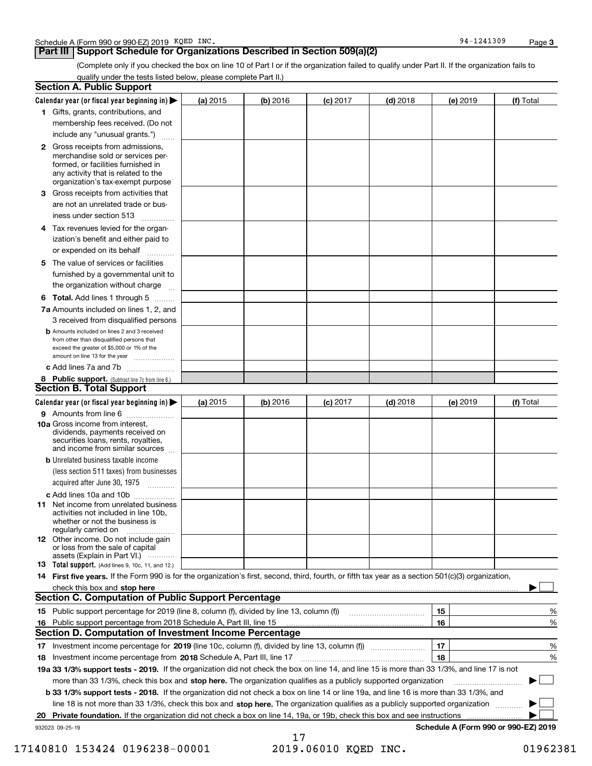Schedule A (Form 990 or 990-EZ) 2019 KQED INC. 94-1241309

## Part III Support Schedule for Organizations Described in Section 509(a)(2)

(Complete only if you checked the box on line 10 of Part I or if the organization failed to qualify under Part II. If the organization fails to qualify under the tests listed below, please complete Part II.)

### Section A. Public Support

| Calendar year (or fiscal year beginning in) ▶ | (a) 2015 | (b) 2016 | (c) 2017 | (d) 2018 | (e) 2019 | (f) Total |
|---|---|---|---|---|---|---|
| 1 Gifts, grants, contributions, and membership fees received. (Do not include any "unusual grants.") | | | | | | |
| 2 Gross receipts from admissions, merchandise sold or services performed, or facilities furnished in any activity that is related to the organization's tax-exempt purpose | | | | | | |
| 3 Gross receipts from activities that are not an unrelated trade or business under section 513 | | | | | | |
| 4 Tax revenues levied for the organization's benefit and either paid to or expended on its behalf | | | | | | |
| 5 The value of services or facilities furnished by a governmental unit to the organization without charge | | | | | | |
| 6 **Total.** Add lines 1 through 5 | | | | | | |
| 7a Amounts included on lines 1, 2, and 3 received from disqualified persons | | | | | | |
| b Amounts included on lines 2 and 3 received from other than disqualified persons that exceed the greater of $5,000 or 1% of the amount on line 13 for the year | | | | | | |
| c Add lines 7a and 7b | | | | | | |
| 8 **Public support.** (Subtract line 7c from line 6.) | | | | | | |

### Section B. Total Support

| Calendar year (or fiscal year beginning in) ▶ | (a) 2015 | (b) 2016 | (c) 2017 | (d) 2018 | (e) 2019 | (f) Total |
|---|---|---|---|---|---|---|
| 9 Amounts from line 6 | | | | | | |
| 10a Gross income from interest, dividends, payments received on securities loans, rents, royalties, and income from similar sources | | | | | | |
| b Unrelated business taxable income (less section 511 taxes) from businesses acquired after June 30, 1975 | | | | | | |
| c Add lines 10a and 10b | | | | | | |
| 11 Net income from unrelated business activities not included in line 10b, whether or not the business is regularly carried on | | | | | | |
| 12 Other income. Do not include gain or loss from the sale of capital assets (Explain in Part VI.) | | | | | | |
| 13 **Total support.** (Add lines 9, 10c, 11, and 12.) | | | | | | |

14 **First five years.** If the Form 990 is for the organization's first, second, third, fourth, or fifth tax year as a section 501(c)(3) organization, check this box and **stop here** ▶ ☐

### Section C. Computation of Public Support Percentage

| | | | |
|---|---|---|---|
| 15 | Public support percentage for 2019 (line 8, column (f), divided by line 13, column (f)) | 15 | % |
| 16 | Public support percentage from 2018 Schedule A, Part III, line 15 | 16 | % |

### Section D. Computation of Investment Income Percentage

| | | | |
|---|---|---|---|
| 17 | Investment income percentage for **2019** (line 10c, column (f), divided by line 13, column (f)) | 17 | % |
| 18 | Investment income percentage from **2018** Schedule A, Part III, line 17 | 18 | % |

**19a 33 1/3% support tests - 2019.** If the organization did not check the box on line 14, and line 15 is more than 33 1/3%, and line 17 is not more than 33 1/3%, check this box and **stop here.** The organization qualifies as a publicly supported organization ▶ ☐

**b 33 1/3% support tests - 2018.** If the organization did not check a box on line 14 or line 19a, and line 16 is more than 33 1/3%, and line 18 is not more than 33 1/3%, check this box and **stop here.** The organization qualifies as a publicly supported organization ▶ ☐

**20 Private foundation.** If the organization did not check a box on line 14, 19a, or 19b, check this box and see instructions ▶ ☐

932023 09-25-19 **Schedule A (Form 990 or 990-EZ) 2019**

17140810 153424 0196238-00001 2019.06010 KQED INC. 01962381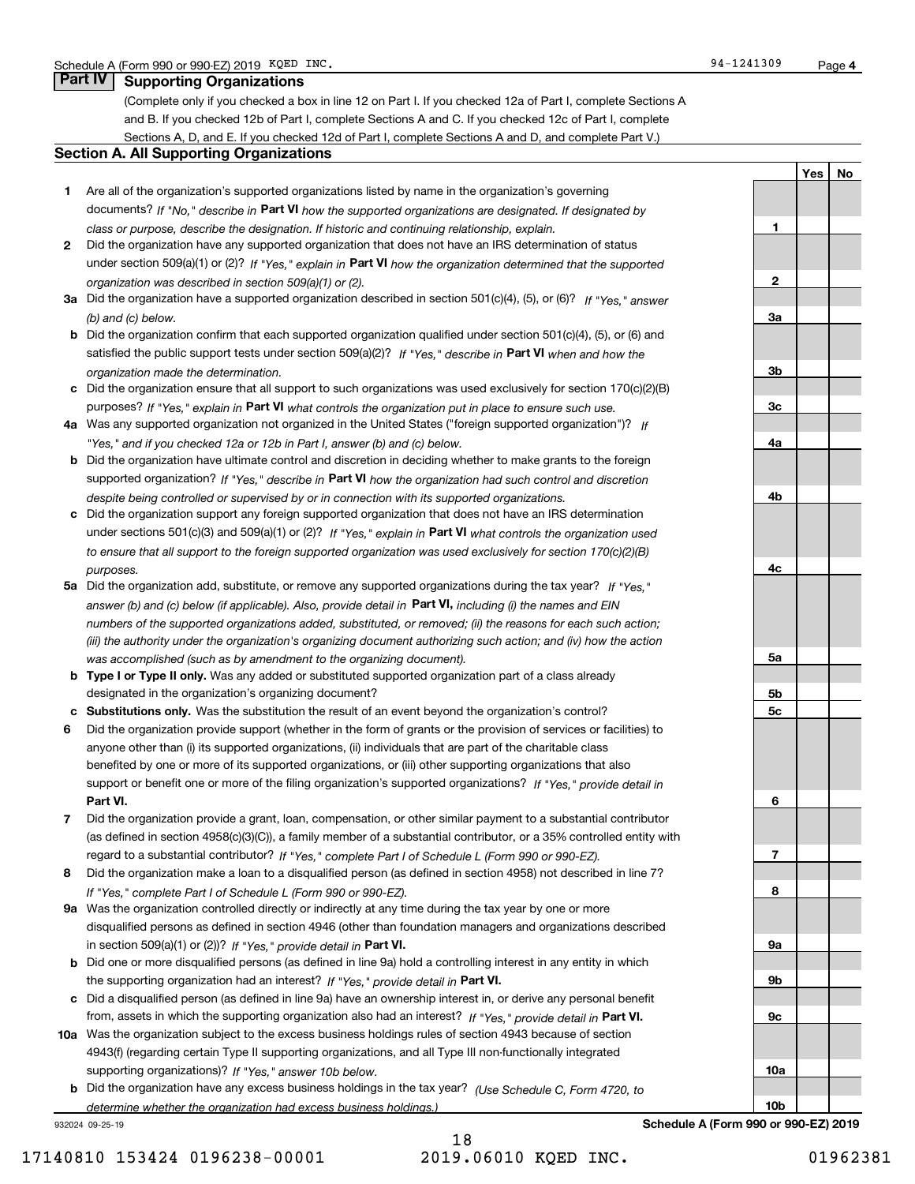Schedule A (Form 990 or 990-EZ) 2019 KQED INC. 94-1241309 Page 4

## Part IV Supporting Organizations

(Complete only if you checked a box in line 12 on Part I. If you checked 12a of Part I, complete Sections A and B. If you checked 12b of Part I, complete Sections A and C. If you checked 12c of Part I, complete Sections A, D, and E. If you checked 12d of Part I, complete Sections A and D, and complete Part V.)

### Section A. All Supporting Organizations

| | | Line | Yes | No |
|---|---|---|---|---|
| **1** | Are all of the organization's supported organizations listed by name in the organization's governing documents? *If "No," describe in* **Part VI** *how the supported organizations are designated. If designated by class or purpose, describe the designation. If historic and continuing relationship, explain.* | 1 | | |
| **2** | Did the organization have any supported organization that does not have an IRS determination of status under section 509(a)(1) or (2)? *If "Yes," explain in* **Part VI** *how the organization determined that the supported organization was described in section 509(a)(1) or (2).* | 2 | | |
| **3a** | Did the organization have a supported organization described in section 501(c)(4), (5), or (6)? *If "Yes," answer (b) and (c) below.* | 3a | | |
| **b** | Did the organization confirm that each supported organization qualified under section 501(c)(4), (5), or (6) and satisfied the public support tests under section 509(a)(2)? *If "Yes," describe in* **Part VI** *when and how the organization made the determination.* | 3b | | |
| **c** | Did the organization ensure that all support to such organizations was used exclusively for section 170(c)(2)(B) purposes? *If "Yes," explain in* **Part VI** *what controls the organization put in place to ensure such use.* | 3c | | |
| **4a** | Was any supported organization not organized in the United States ("foreign supported organization")? *If "Yes," and if you checked 12a or 12b in Part I, answer (b) and (c) below.* | 4a | | |
| **b** | Did the organization have ultimate control and discretion in deciding whether to make grants to the foreign supported organization? *If "Yes," describe in* **Part VI** *how the organization had such control and discretion despite being controlled or supervised by or in connection with its supported organizations.* | 4b | | |
| **c** | Did the organization support any foreign supported organization that does not have an IRS determination under sections 501(c)(3) and 509(a)(1) or (2)? *If "Yes," explain in* **Part VI** *what controls the organization used to ensure that all support to the foreign supported organization was used exclusively for section 170(c)(2)(B) purposes.* | 4c | | |
| **5a** | Did the organization add, substitute, or remove any supported organizations during the tax year? *If "Yes," answer (b) and (c) below (if applicable). Also, provide detail in* **Part VI,** *including (i) the names and EIN numbers of the supported organizations added, substituted, or removed; (ii) the reasons for each such action; (iii) the authority under the organization's organizing document authorizing such action; and (iv) how the action was accomplished (such as by amendment to the organizing document).* | 5a | | |
| **b** | **Type I or Type II only.** Was any added or substituted supported organization part of a class already designated in the organization's organizing document? | 5b | | |
| **c** | **Substitutions only.** Was the substitution the result of an event beyond the organization's control? | 5c | | |
| **6** | Did the organization provide support (whether in the form of grants or the provision of services or facilities) to anyone other than (i) its supported organizations, (ii) individuals that are part of the charitable class benefited by one or more of its supported organizations, or (iii) other supporting organizations that also support or benefit one or more of the filing organization's supported organizations? *If "Yes," provide detail in* **Part VI.** | 6 | | |
| **7** | Did the organization provide a grant, loan, compensation, or other similar payment to a substantial contributor (as defined in section 4958(c)(3)(C)), a family member of a substantial contributor, or a 35% controlled entity with regard to a substantial contributor? *If "Yes," complete Part I of Schedule L (Form 990 or 990-EZ).* | 7 | | |
| **8** | Did the organization make a loan to a disqualified person (as defined in section 4958) not described in line 7? *If "Yes," complete Part I of Schedule L (Form 990 or 990-EZ).* | 8 | | |
| **9a** | Was the organization controlled directly or indirectly at any time during the tax year by one or more disqualified persons as defined in section 4946 (other than foundation managers and organizations described in section 509(a)(1) or (2))? *If "Yes," provide detail in* **Part VI.** | 9a | | |
| **b** | Did one or more disqualified persons (as defined in line 9a) hold a controlling interest in any entity in which the supporting organization had an interest? *If "Yes," provide detail in* **Part VI.** | 9b | | |
| **c** | Did a disqualified person (as defined in line 9a) have an ownership interest in, or derive any personal benefit from, assets in which the supporting organization also had an interest? *If "Yes," provide detail in* **Part VI.** | 9c | | |
| **10a** | Was the organization subject to the excess business holdings rules of section 4943 because of section 4943(f) (regarding certain Type II supporting organizations, and all Type III non-functionally integrated supporting organizations)? *If "Yes," answer 10b below.* | 10a | | |
| **b** | Did the organization have any excess business holdings in the tax year? *(Use Schedule C, Form 4720, to determine whether the organization had excess business holdings.)* | 10b | | |

932024 09-25-19 **Schedule A (Form 990 or 990-EZ) 2019**

17140810 153424 0196238-00001 2019.06010 KQED INC. 01962381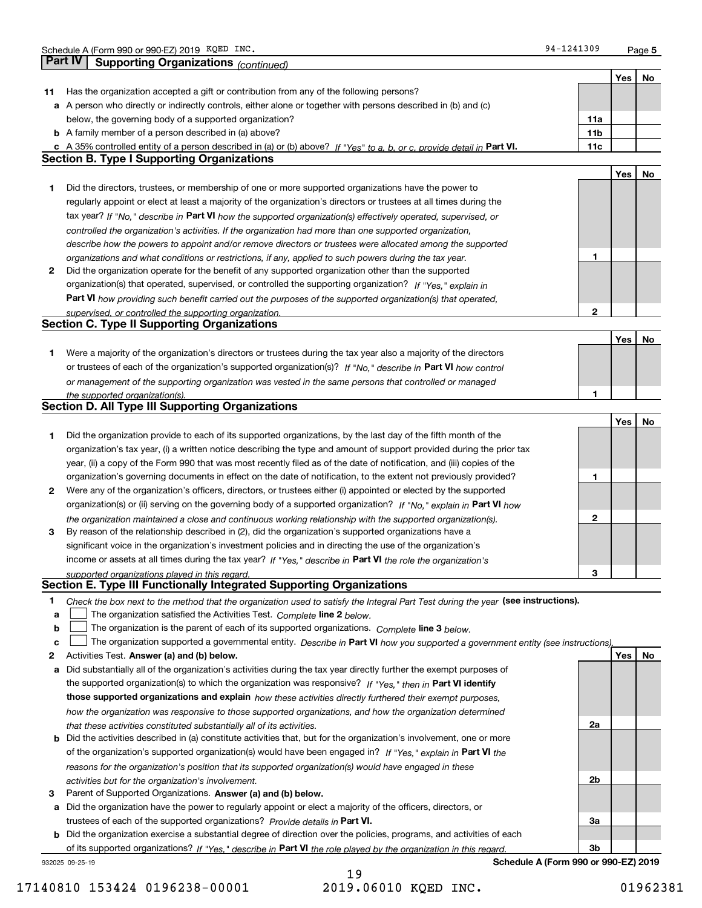## Part IV Supporting Organizations *(continued)*

| | | | Yes | No |
|---|---|---|---|---|
| **11** | Has the organization accepted a gift or contribution from any of the following persons? | | | |
| **a** | A person who directly or indirectly controls, either alone or together with persons described in (b) and (c) below, the governing body of a supported organization? | **11a** | | |
| **b** | A family member of a person described in (a) above? | **11b** | | |
| **c** | A 35% controlled entity of a person described in (a) or (b) above? *If "Yes" to a, b, or c, provide detail in* **Part VI.** | **11c** | | |

### Section B. Type I Supporting Organizations

| | | | Yes | No |
|---|---|---|---|---|
| **1** | Did the directors, trustees, or membership of one or more supported organizations have the power to regularly appoint or elect at least a majority of the organization's directors or trustees at all times during the tax year? *If "No," describe in* **Part VI** *how the supported organization(s) effectively operated, supervised, or controlled the organization's activities. If the organization had more than one supported organization, describe how the powers to appoint and/or remove directors or trustees were allocated among the supported organizations and what conditions or restrictions, if any, applied to such powers during the tax year.* | **1** | | |
| **2** | Did the organization operate for the benefit of any supported organization other than the supported organization(s) that operated, supervised, or controlled the supporting organization? *If "Yes," explain in* **Part VI** *how providing such benefit carried out the purposes of the supported organization(s) that operated, supervised, or controlled the supporting organization.* | **2** | | |

### Section C. Type II Supporting Organizations

| | | | Yes | No |
|---|---|---|---|---|
| **1** | Were a majority of the organization's directors or trustees during the tax year also a majority of the directors or trustees of each of the organization's supported organization(s)? *If "No," describe in* **Part VI** *how control or management of the supporting organization was vested in the same persons that controlled or managed the supported organization(s).* | **1** | | |

### Section D. All Type III Supporting Organizations

| | | | Yes | No |
|---|---|---|---|---|
| **1** | Did the organization provide to each of its supported organizations, by the last day of the fifth month of the organization's tax year, (i) a written notice describing the type and amount of support provided during the prior tax year, (ii) a copy of the Form 990 that was most recently filed as of the date of notification, and (iii) copies of the organization's governing documents in effect on the date of notification, to the extent not previously provided? | **1** | | |
| **2** | Were any of the organization's officers, directors, or trustees either (i) appointed or elected by the supported organization(s) or (ii) serving on the governing body of a supported organization? *If "No," explain in* **Part VI** *how the organization maintained a close and continuous working relationship with the supported organization(s).* | **2** | | |
| **3** | By reason of the relationship described in (2), did the organization's supported organizations have a significant voice in the organization's investment policies and in directing the use of the organization's income or assets at all times during the tax year? *If "Yes," describe in* **Part VI** *the role the organization's supported organizations played in this regard.* | **3** | | |

### Section E. Type III Functionally Integrated Supporting Organizations

**1** *Check the box next to the method that the organization used to satisfy the Integral Part Test during the year* **(see instructions).**

- **a** ☐ The organization satisfied the Activities Test. *Complete* **line 2** *below.*
- **b** ☐ The organization is the parent of each of its supported organizations. *Complete* **line 3** *below.*
- **c** ☐ The organization supported a governmental entity. *Describe in* **Part VI** *how you supported a government entity (see instructions).*

| | | | Yes | No |
|---|---|---|---|---|
| **2** | Activities Test. **Answer (a) and (b) below.** | | | |
| **a** | Did substantially all of the organization's activities during the tax year directly further the exempt purposes of the supported organization(s) to which the organization was responsive? *If "Yes," then in* **Part VI identify those supported organizations and explain** *how these activities directly furthered their exempt purposes, how the organization was responsive to those supported organizations, and how the organization determined that these activities constituted substantially all of its activities.* | **2a** | | |
| **b** | Did the activities described in (a) constitute activities that, but for the organization's involvement, one or more of the organization's supported organization(s) would have been engaged in? *If "Yes," explain in* **Part VI** *the reasons for the organization's position that its supported organization(s) would have engaged in these activities but for the organization's involvement.* | **2b** | | |
| **3** | Parent of Supported Organizations. **Answer (a) and (b) below.** | | | |
| **a** | Did the organization have the power to regularly appoint or elect a majority of the officers, directors, or trustees of each of the supported organizations? *Provide details in* **Part VI.** | **3a** | | |
| **b** | Did the organization exercise a substantial degree of direction over the policies, programs, and activities of each of its supported organizations? *If "Yes," describe in* **Part VI** *the role played by the organization in this regard.* | **3b** | | |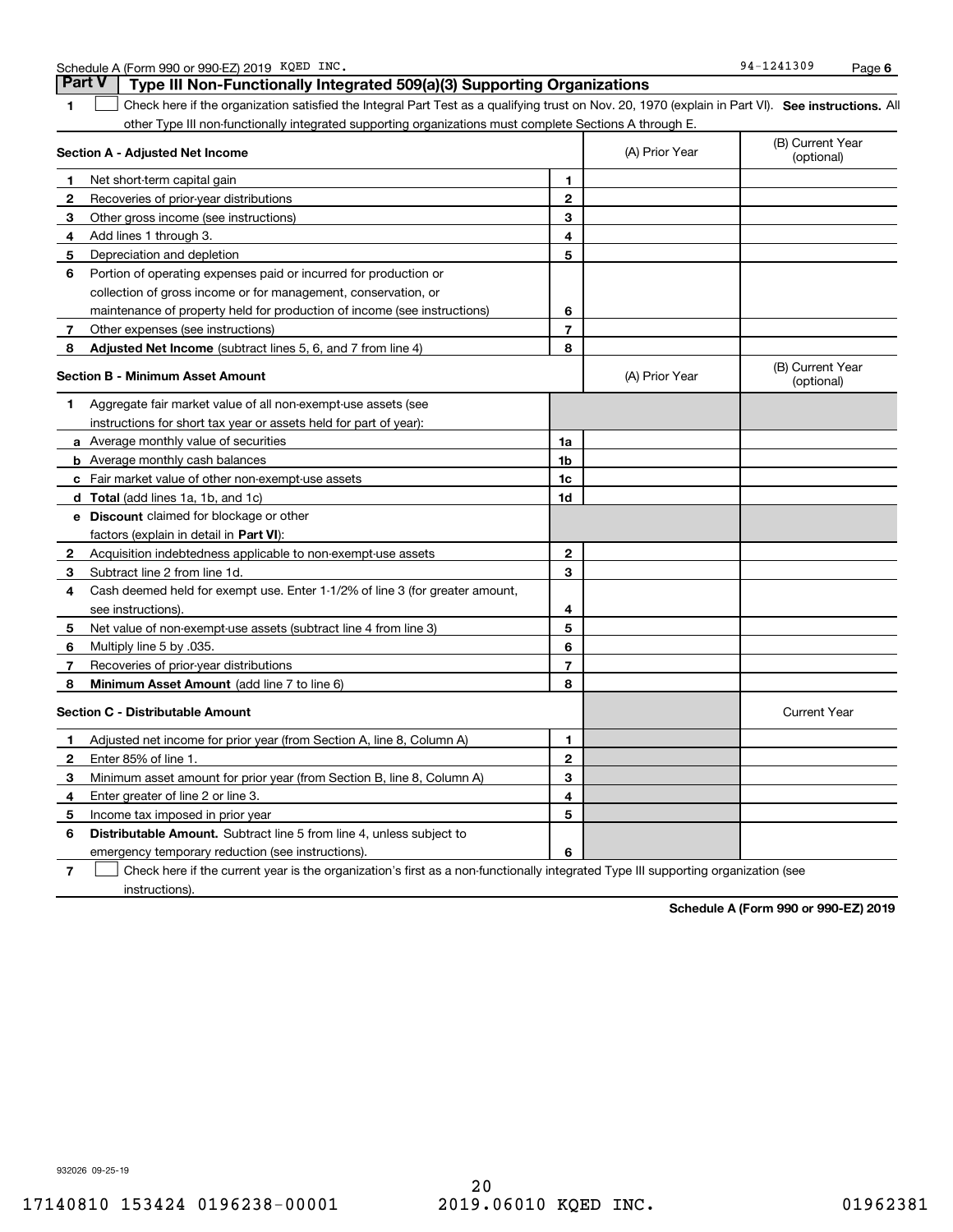## Part V Type III Non-Functionally Integrated 509(a)(3) Supporting Organizations

**1** ☐ Check here if the organization satisfied the Integral Part Test as a qualifying trust on Nov. 20, 1970 (explain in Part VI). **See instructions.** All other Type III non-functionally integrated supporting organizations must complete Sections A through E.

| **Section A - Adjusted Net Income** | | (A) Prior Year | (B) Current Year (optional) |
|---|---|---|---|
| **1** Net short-term capital gain | 1 | | |
| **2** Recoveries of prior-year distributions | 2 | | |
| **3** Other gross income (see instructions) | 3 | | |
| **4** Add lines 1 through 3. | 4 | | |
| **5** Depreciation and depletion | 5 | | |
| **6** Portion of operating expenses paid or incurred for production or collection of gross income or for management, conservation, or maintenance of property held for production of income (see instructions) | 6 | | |
| **7** Other expenses (see instructions) | 7 | | |
| **8** **Adjusted Net Income** (subtract lines 5, 6, and 7 from line 4) | 8 | | |

| **Section B - Minimum Asset Amount** | | (A) Prior Year | (B) Current Year (optional) |
|---|---|---|---|
| **1** Aggregate fair market value of all non-exempt-use assets (see instructions for short tax year or assets held for part of year): | | | |
| **a** Average monthly value of securities | 1a | | |
| **b** Average monthly cash balances | 1b | | |
| **c** Fair market value of other non-exempt-use assets | 1c | | |
| **d** **Total** (add lines 1a, 1b, and 1c) | 1d | | |
| **e** **Discount** claimed for blockage or other factors (explain in detail in **Part VI**): | | | |
| **2** Acquisition indebtedness applicable to non-exempt-use assets | 2 | | |
| **3** Subtract line 2 from line 1d. | 3 | | |
| **4** Cash deemed held for exempt use. Enter 1-1/2% of line 3 (for greater amount, see instructions). | 4 | | |
| **5** Net value of non-exempt-use assets (subtract line 4 from line 3) | 5 | | |
| **6** Multiply line 5 by .035. | 6 | | |
| **7** Recoveries of prior-year distributions | 7 | | |
| **8** **Minimum Asset Amount** (add line 7 to line 6) | 8 | | |

| **Section C - Distributable Amount** | | | Current Year |
|---|---|---|---|
| **1** Adjusted net income for prior year (from Section A, line 8, Column A) | 1 | | |
| **2** Enter 85% of line 1. | 2 | | |
| **3** Minimum asset amount for prior year (from Section B, line 8, Column A) | 3 | | |
| **4** Enter greater of line 2 or line 3. | 4 | | |
| **5** Income tax imposed in prior year | 5 | | |
| **6** **Distributable Amount.** Subtract line 5 from line 4, unless subject to emergency temporary reduction (see instructions). | 6 | | |

**7** ☐ Check here if the current year is the organization's first as a non-functionally integrated Type III supporting organization (see instructions).

**Schedule A (Form 990 or 990-EZ) 2019**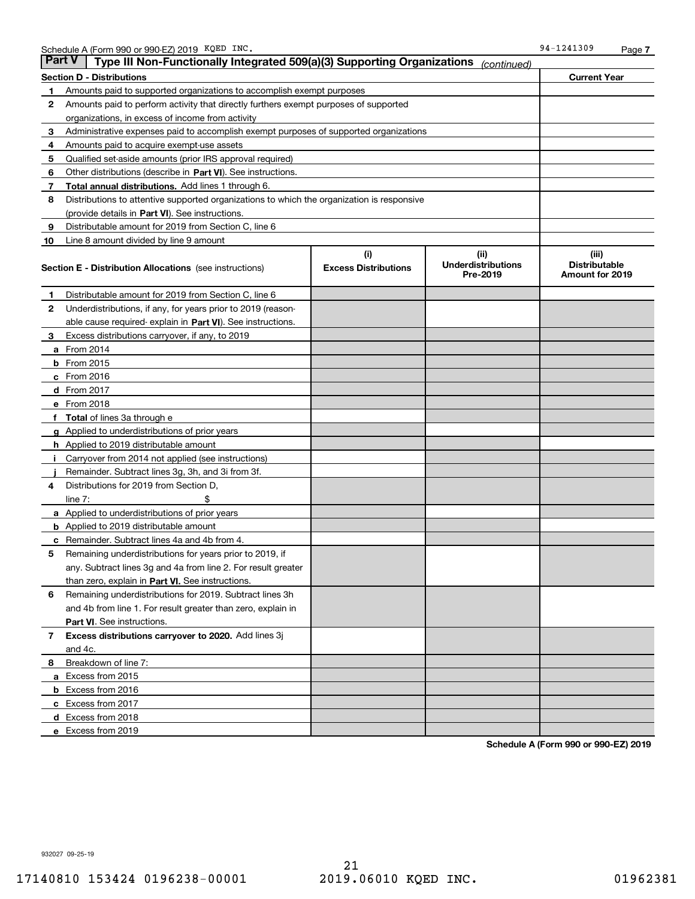## Part V — Type III Non-Functionally Integrated 509(a)(3) Supporting Organizations *(continued)*

| Section D - Distributions | | Current Year |
|---|---|---|
| 1 | Amounts paid to supported organizations to accomplish exempt purposes | |
| 2 | Amounts paid to perform activity that directly furthers exempt purposes of supported organizations, in excess of income from activity | |
| 3 | Administrative expenses paid to accomplish exempt purposes of supported organizations | |
| 4 | Amounts paid to acquire exempt-use assets | |
| 5 | Qualified set-aside amounts (prior IRS approval required) | |
| 6 | Other distributions (describe in **Part VI**). See instructions. | |
| 7 | **Total annual distributions.** Add lines 1 through 6. | |
| 8 | Distributions to attentive supported organizations to which the organization is responsive (provide details in **Part VI**). See instructions. | |
| 9 | Distributable amount for 2019 from Section C, line 6 | |
| 10 | Line 8 amount divided by line 9 amount | |

| | **Section E - Distribution Allocations** (see instructions) | (i) Excess Distributions | (ii) Underdistributions Pre-2019 | (iii) Distributable Amount for 2019 |
|---|---|---|---|---|
| 1 | Distributable amount for 2019 from Section C, line 6 | | | |
| 2 | Underdistributions, if any, for years prior to 2019 (reasonable cause required- explain in **Part VI**). See instructions. | | | |
| 3 | Excess distributions carryover, if any, to 2019 | | | |
| a | From 2014 | | | |
| b | From 2015 | | | |
| c | From 2016 | | | |
| d | From 2017 | | | |
| e | From 2018 | | | |
| f | **Total** of lines 3a through e | | | |
| g | Applied to underdistributions of prior years | | | |
| h | Applied to 2019 distributable amount | | | |
| i | Carryover from 2014 not applied (see instructions) | | | |
| j | Remainder. Subtract lines 3g, 3h, and 3i from 3f. | | | |
| 4 | Distributions for 2019 from Section D, line 7: $ | | | |
| a | Applied to underdistributions of prior years | | | |
| b | Applied to 2019 distributable amount | | | |
| c | Remainder. Subtract lines 4a and 4b from 4. | | | |
| 5 | Remaining underdistributions for years prior to 2019, if any. Subtract lines 3g and 4a from line 2. For result greater than zero, explain in **Part VI.** See instructions. | | | |
| 6 | Remaining underdistributions for 2019. Subtract lines 3h and 4b from line 1. For result greater than zero, explain in **Part VI**. See instructions. | | | |
| 7 | **Excess distributions carryover to 2020.** Add lines 3j and 4c. | | | |
| 8 | Breakdown of line 7: | | | |
| a | Excess from 2015 | | | |
| b | Excess from 2016 | | | |
| c | Excess from 2017 | | | |
| d | Excess from 2018 | | | |
| e | Excess from 2019 | | | |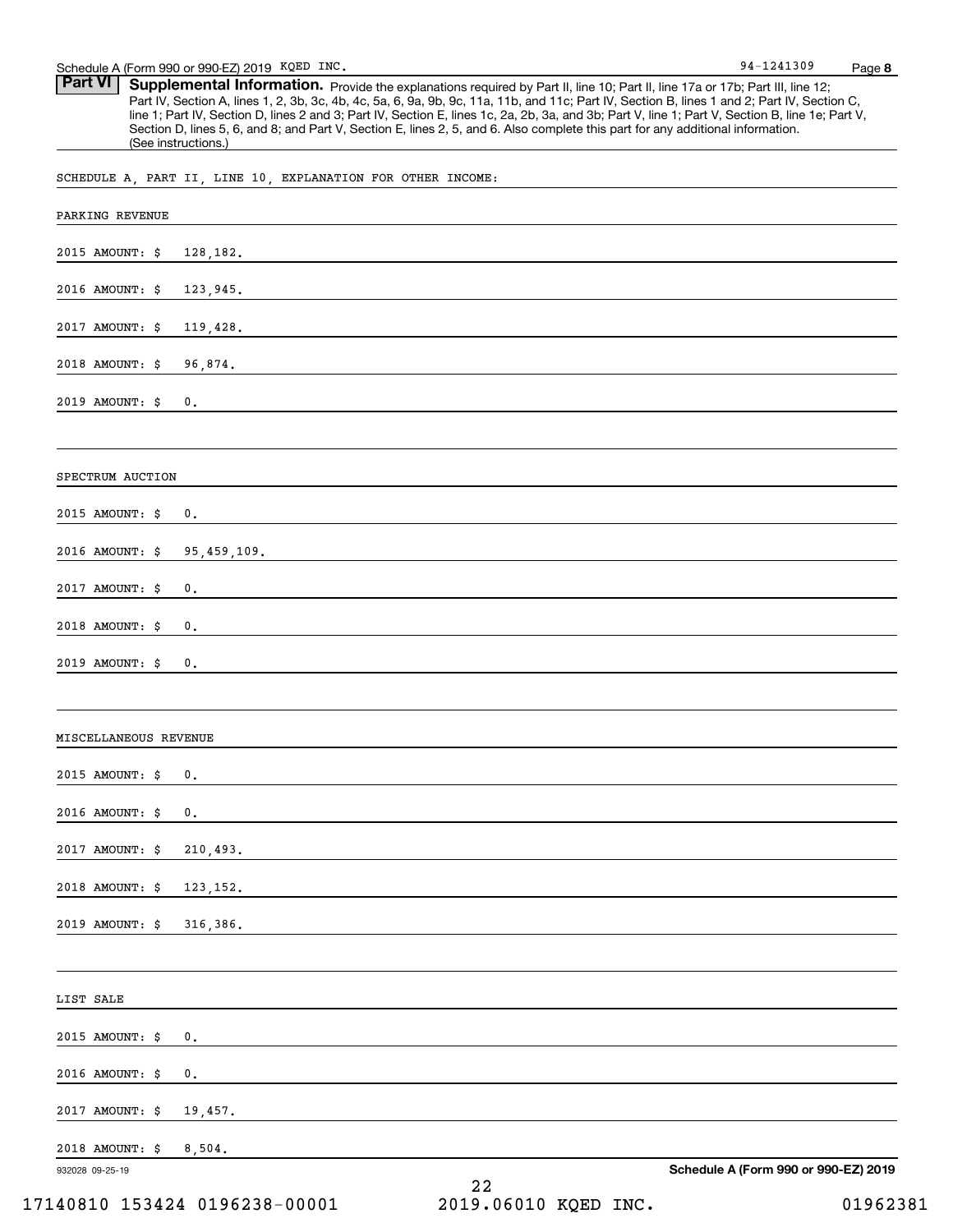**Part VI** **Supplemental Information.** Provide the explanations required by Part II, line 10; Part II, line 17a or 17b; Part III, line 12; Part IV, Section A, lines 1, 2, 3b, 3c, 4b, 4c, 5a, 6, 9a, 9b, 9c, 11a, 11b, and 11c; Part IV, Section B, lines 1 and 2; Part IV, Section C, line 1; Part IV, Section D, lines 2 and 3; Part IV, Section E, lines 1c, 2a, 2b, 3a, and 3b; Part V, line 1; Part V, Section B, line 1e; Part V, Section D, lines 5, 6, and 8; and Part V, Section E, lines 2, 5, and 6. Also complete this part for any additional information. (See instructions.)

SCHEDULE A, PART II, LINE 10, EXPLANATION FOR OTHER INCOME:

PARKING REVENUE

2015 AMOUNT: $ 128,182.

2016 AMOUNT: $ 123,945.

2017 AMOUNT: $ 119,428.

2018 AMOUNT: $ 96,874.

2019 AMOUNT: $ 0.

SPECTRUM AUCTION

2015 AMOUNT: $ 0.

2016 AMOUNT: $ 95,459,109.

2017 AMOUNT: $ 0.

2018 AMOUNT: $ 0.

2019 AMOUNT: $ 0.

MISCELLANEOUS REVENUE

2015 AMOUNT: $ 0.

2016 AMOUNT: $ 0.

2017 AMOUNT: $ 210,493.

2018 AMOUNT: $ 123,152.

2019 AMOUNT: $ 316,386.

LIST SALE

2015 AMOUNT: $ 0.

2016 AMOUNT: $ 0.

2017 AMOUNT: $ 19,457.

2018 AMOUNT: $ 8,504.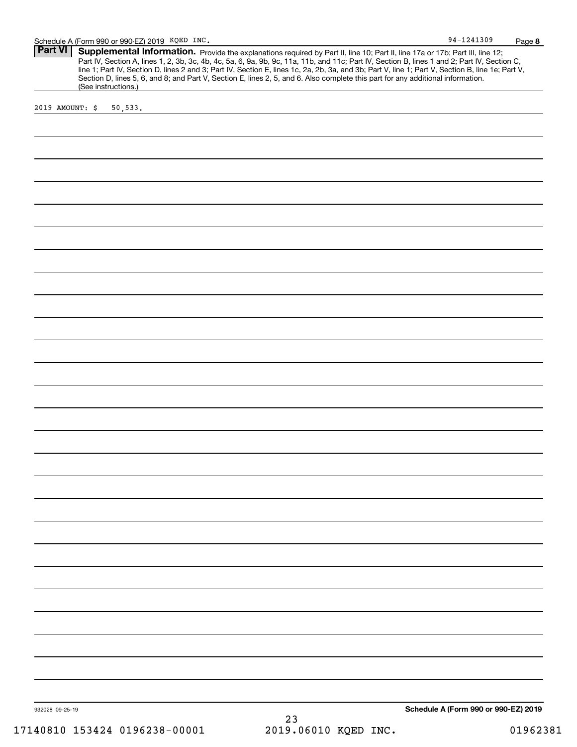## Part VI Supplemental Information.

Provide the explanations required by Part II, line 10; Part II, line 17a or 17b; Part III, line 12; Part IV, Section A, lines 1, 2, 3b, 3c, 4b, 4c, 5a, 6, 9a, 9b, 9c, 11a, 11b, and 11c; Part IV, Section B, lines 1 and 2; Part IV, Section C, line 1; Part IV, Section D, lines 2 and 3; Part IV, Section E, lines 1c, 2a, 2b, 3a, and 3b; Part V, line 1; Part V, Section B, line 1e; Part V, Section D, lines 5, 6, and 8; and Part V, Section E, lines 2, 5, and 6. Also complete this part for any additional information. (See instructions.)

2019 AMOUNT: $ 50,533.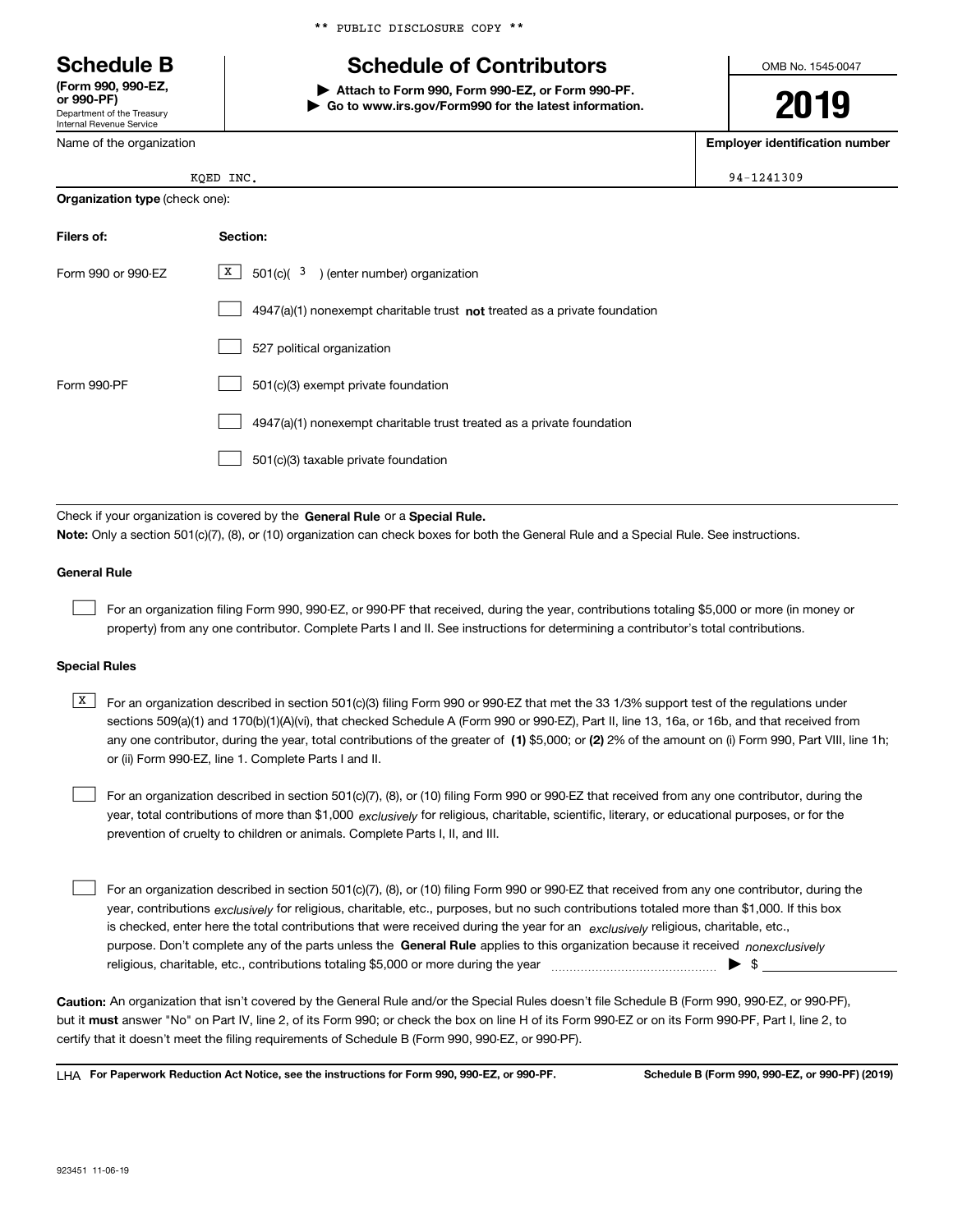** PUBLIC DISCLOSURE COPY **

# Schedule B

**(Form 990, 990-EZ, or 990-PF)**
Department of the Treasury
Internal Revenue Service

## Schedule of Contributors

▶ **Attach to Form 990, Form 990-EZ, or Form 990-PF.**
▶ **Go to www.irs.gov/Form990 for the latest information.**

OMB No. 1545-0047

**2019**

| Name of the organization | Employer identification number |
|---|---|
| KQED INC. | 94-1241309 |

**Organization type** (check one):

| Filers of: | Section: |
|---|---|
| Form 990 or 990-EZ | [X] 501(c)( 3 ) (enter number) organization |
| | [ ] 4947(a)(1) nonexempt charitable trust **not** treated as a private foundation |
| | [ ] 527 political organization |
| Form 990-PF | [ ] 501(c)(3) exempt private foundation |
| | [ ] 4947(a)(1) nonexempt charitable trust treated as a private foundation |
| | [ ] 501(c)(3) taxable private foundation |

Check if your organization is covered by the **General Rule** or a **Special Rule.**

**Note:** Only a section 501(c)(7), (8), or (10) organization can check boxes for both the General Rule and a Special Rule. See instructions.

**General Rule**

[ ] For an organization filing Form 990, 990-EZ, or 990-PF that received, during the year, contributions totaling $5,000 or more (in money or property) from any one contributor. Complete Parts I and II. See instructions for determining a contributor's total contributions.

**Special Rules**

[X] For an organization described in section 501(c)(3) filing Form 990 or 990-EZ that met the 33 1/3% support test of the regulations under sections 509(a)(1) and 170(b)(1)(A)(vi), that checked Schedule A (Form 990 or 990-EZ), Part II, line 13, 16a, or 16b, and that received from any one contributor, during the year, total contributions of the greater of **(1)** $5,000; or **(2)** 2% of the amount on (i) Form 990, Part VIII, line 1h; or (ii) Form 990-EZ, line 1. Complete Parts I and II.

[ ] For an organization described in section 501(c)(7), (8), or (10) filing Form 990 or 990-EZ that received from any one contributor, during the year, total contributions of more than $1,000 *exclusively* for religious, charitable, scientific, literary, or educational purposes, or for the prevention of cruelty to children or animals. Complete Parts I, II, and III.

[ ] For an organization described in section 501(c)(7), (8), or (10) filing Form 990 or 990-EZ that received from any one contributor, during the year, contributions *exclusively* for religious, charitable, etc., purposes, but no such contributions totaled more than $1,000. If this box is checked, enter here the total contributions that were received during the year for an *exclusively* religious, charitable, etc., purpose. Don't complete any of the parts unless the **General Rule** applies to this organization because it received *nonexclusively* religious, charitable, etc., contributions totaling $5,000 or more during the year ▶ $

**Caution:** An organization that isn't covered by the General Rule and/or the Special Rules doesn't file Schedule B (Form 990, 990-EZ, or 990-PF), but it **must** answer "No" on Part IV, line 2, of its Form 990; or check the box on line H of its Form 990-EZ or on its Form 990-PF, Part I, line 2, to certify that it doesn't meet the filing requirements of Schedule B (Form 990, 990-EZ, or 990-PF).

LHA **For Paperwork Reduction Act Notice, see the instructions for Form 990, 990-EZ, or 990-PF.** **Schedule B (Form 990, 990-EZ, or 990-PF) (2019)**

923451 11-06-19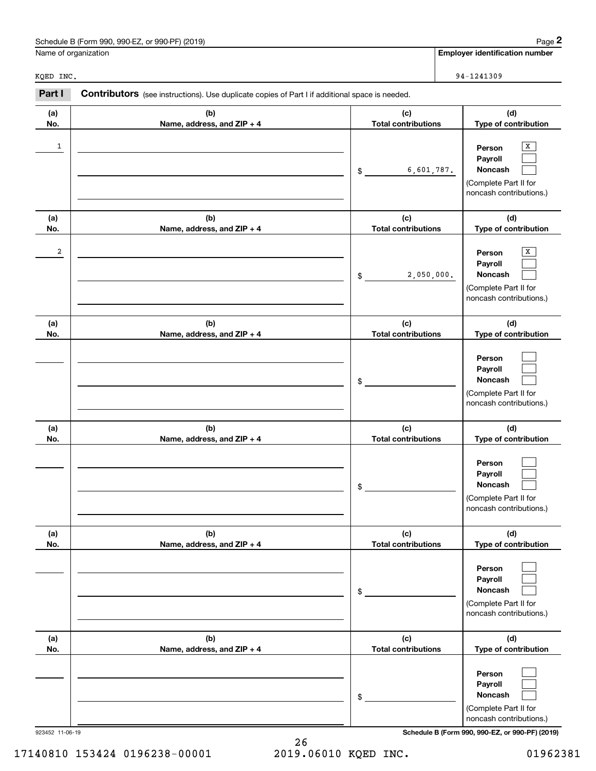Schedule B (Form 990, 990-EZ, or 990-PF) (2019)

| Name of organization | Employer identification number |
|---|---|
| KQED INC. | 94-1241309 |

**Part I** **Contributors** (see instructions). Use duplicate copies of Part I if additional space is needed.

| (a) No. | (b) Name, address, and ZIP + 4 | (c) Total contributions | (d) Type of contribution |
|---|---|---|---|
| 1 | | $ 6,601,787. | Person [X] Payroll [ ] Noncash [ ] (Complete Part II for noncash contributions.) |
| 2 | | $ 2,050,000. | Person [X] Payroll [ ] Noncash [ ] (Complete Part II for noncash contributions.) |
| | | $ | Person [ ] Payroll [ ] Noncash [ ] (Complete Part II for noncash contributions.) |
| | | $ | Person [ ] Payroll [ ] Noncash [ ] (Complete Part II for noncash contributions.) |
| | | $ | Person [ ] Payroll [ ] Noncash [ ] (Complete Part II for noncash contributions.) |
| | | $ | Person [ ] Payroll [ ] Noncash [ ] (Complete Part II for noncash contributions.) |

923452 11-06-19

Schedule B (Form 990, 990-EZ, or 990-PF) (2019)

17140810 153424 0196238-00001 2019.06010 KQED INC. 01962381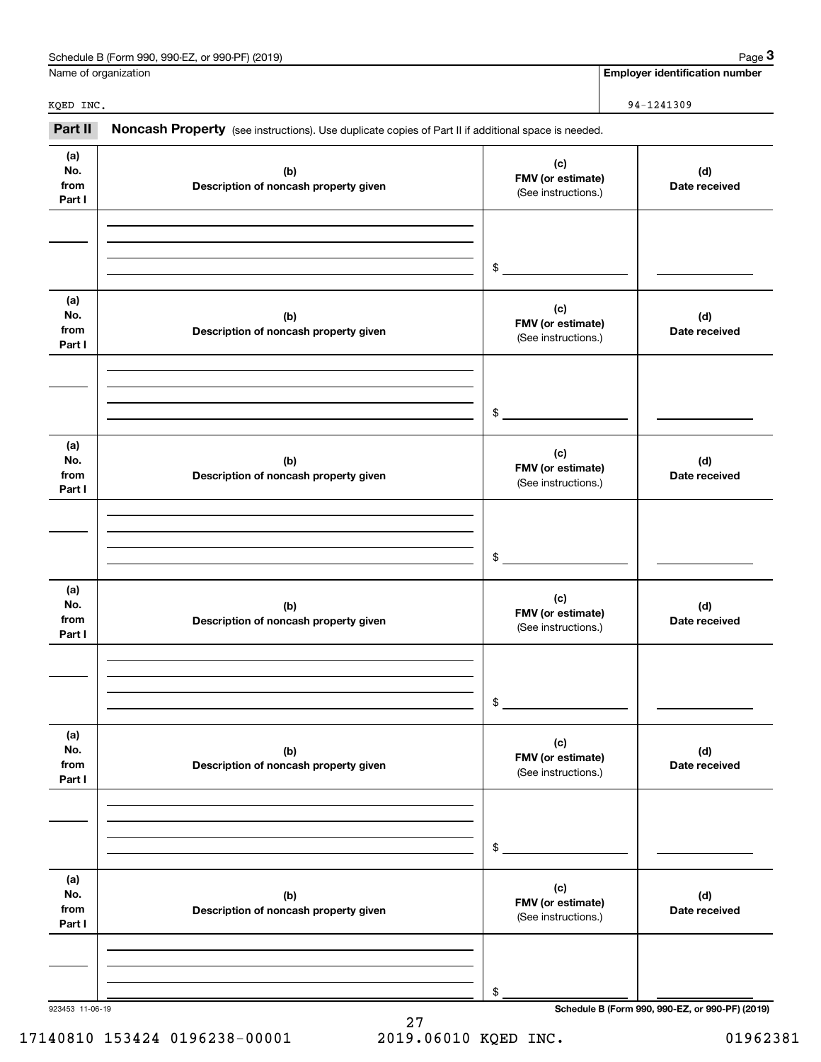Schedule B (Form 990, 990-EZ, or 990-PF) (2019)

Name of organization: KQED INC.

Employer identification number: 94-1241309

**Part II** **Noncash Property** (see instructions). Use duplicate copies of Part II if additional space is needed.

| (a) No. from Part I | (b) Description of noncash property given | (c) FMV (or estimate) (See instructions.) | (d) Date received |
|---|---|---|---|
| | | $ | |
| | | $ | |
| | | $ | |
| | | $ | |
| | | $ | |
| | | $ | |

923453 11-06-19

Schedule B (Form 990, 990-EZ, or 990-PF) (2019)

17140810 153424 0196238-00001 2019.06010 KQED INC. 01962381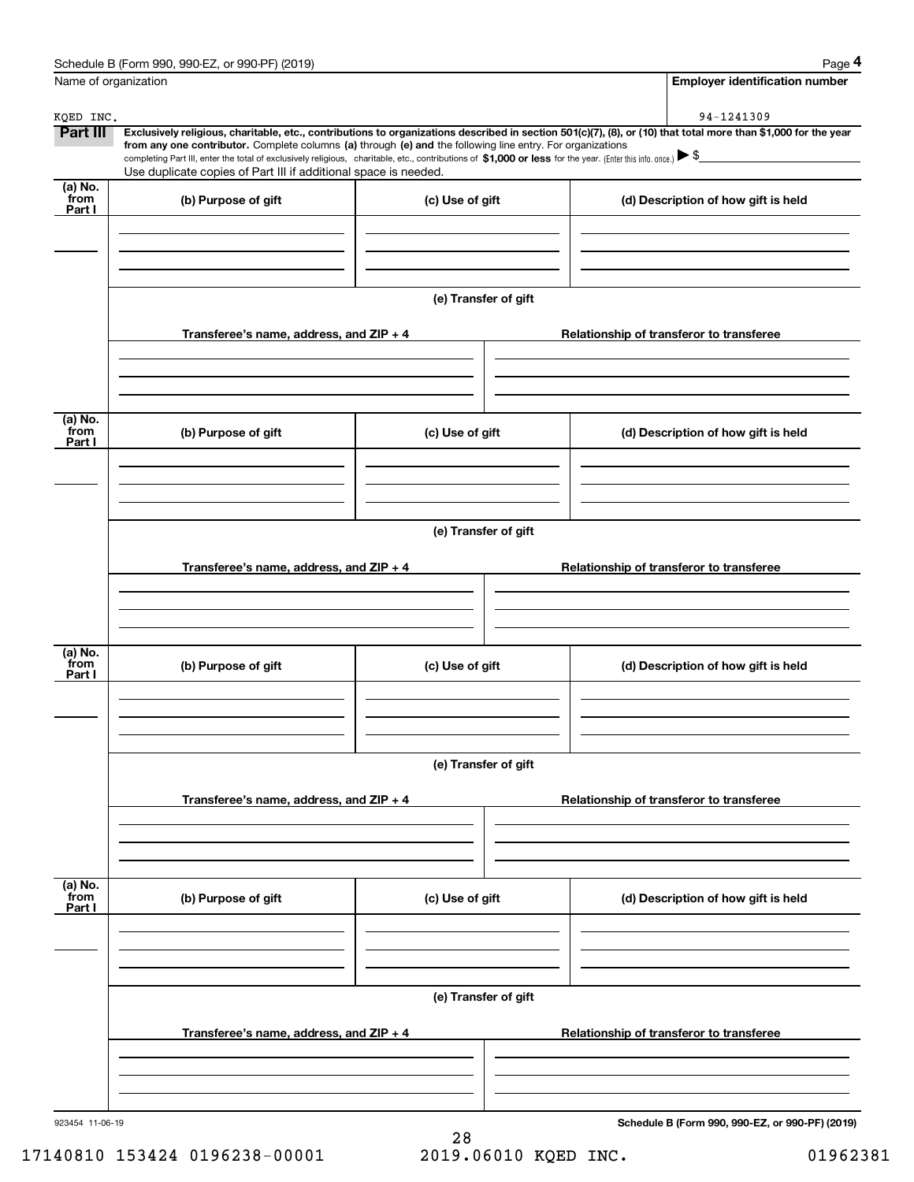Name of organization

KQED INC.

**Employer identification number**

94-1241309

**Part III** **Exclusively religious, charitable, etc., contributions to organizations described in section 501(c)(7), (8), or (10) that total more than $1,000 for the year from any one contributor.** Complete columns **(a)** through **(e) and** the following line entry. For organizations completing Part III, enter the total of exclusively religious, charitable, etc., contributions of **$1,000 or less** for the year. (Enter this info. once.) ▶ $

Use duplicate copies of Part III if additional space is needed.

| (a) No. from Part I | (b) Purpose of gift | (c) Use of gift | (d) Description of how gift is held |
|---|---|---|---|
| | | | |

**(e) Transfer of gift**

| Transferee's name, address, and ZIP + 4 | Relationship of transferor to transferee |
|---|---|
| | |

| (a) No. from Part I | (b) Purpose of gift | (c) Use of gift | (d) Description of how gift is held |
|---|---|---|---|
| | | | |

**(e) Transfer of gift**

| Transferee's name, address, and ZIP + 4 | Relationship of transferor to transferee |
|---|---|
| | |

| (a) No. from Part I | (b) Purpose of gift | (c) Use of gift | (d) Description of how gift is held |
|---|---|---|---|
| | | | |

**(e) Transfer of gift**

| Transferee's name, address, and ZIP + 4 | Relationship of transferor to transferee |
|---|---|
| | |

| (a) No. from Part I | (b) Purpose of gift | (c) Use of gift | (d) Description of how gift is held |
|---|---|---|---|
| | | | |

**(e) Transfer of gift**

| Transferee's name, address, and ZIP + 4 | Relationship of transferor to transferee |
|---|---|
| | |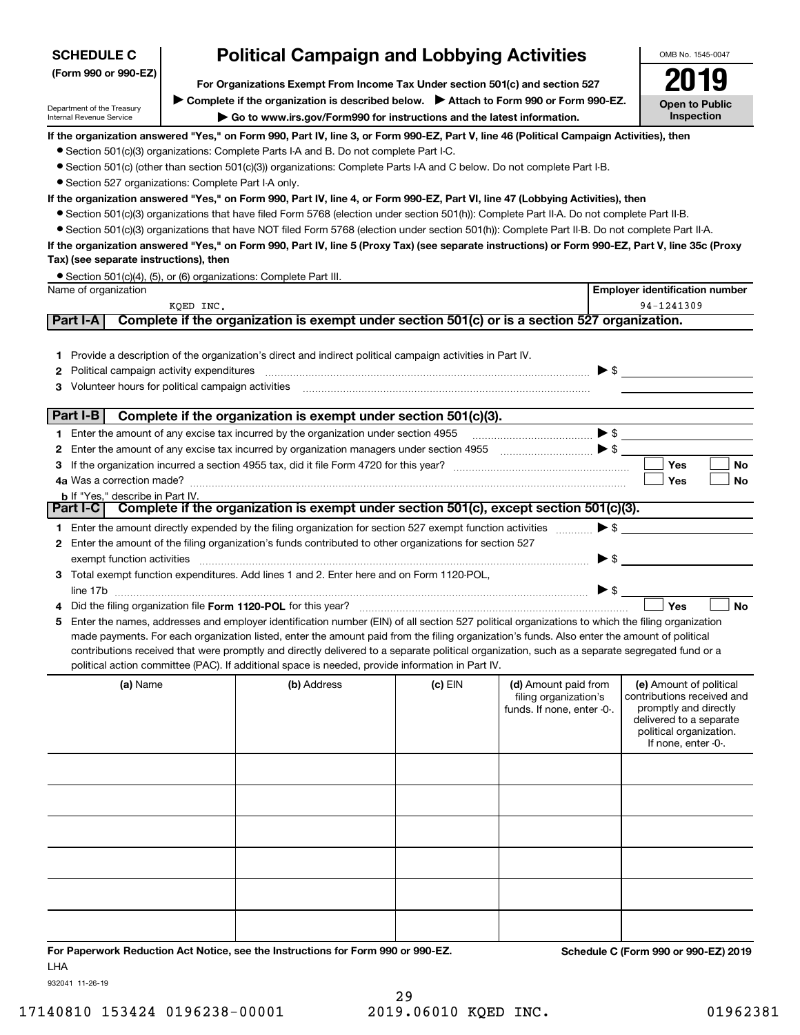**SCHEDULE C** (Form 990 or 990-EZ)

Department of the Treasury
Internal Revenue Service

# Political Campaign and Lobbying Activities

**For Organizations Exempt From Income Tax Under section 501(c) and section 527**

▶ **Complete if the organization is described below.** ▶ **Attach to Form 990 or Form 990-EZ.**

▶ **Go to www.irs.gov/Form990 for instructions and the latest information.**

OMB No. 1545-0047

**2019**

**Open to Public Inspection**

**If the organization answered "Yes," on Form 990, Part IV, line 3, or Form 990-EZ, Part V, line 46 (Political Campaign Activities), then**

- Section 501(c)(3) organizations: Complete Parts I-A and B. Do not complete Part I-C.
- Section 501(c) (other than section 501(c)(3)) organizations: Complete Parts I-A and C below. Do not complete Part I-B.
- Section 527 organizations: Complete Part I-A only.

**If the organization answered "Yes," on Form 990, Part IV, line 4, or Form 990-EZ, Part VI, line 47 (Lobbying Activities), then**

- Section 501(c)(3) organizations that have filed Form 5768 (election under section 501(h)): Complete Part II-A. Do not complete Part II-B.
- Section 501(c)(3) organizations that have NOT filed Form 5768 (election under section 501(h)): Complete Part II-B. Do not complete Part II-A.

**If the organization answered "Yes," on Form 990, Part IV, line 5 (Proxy Tax) (see separate instructions) or Form 990-EZ, Part V, line 35c (Proxy Tax) (see separate instructions), then**

- Section 501(c)(4), (5), or (6) organizations: Complete Part III.

| Name of organization | Employer identification number |
|---|---|
| KQED INC. | 94-1241309 |

## Part I-A — Complete if the organization is exempt under section 501(c) or is a section 527 organization.

1 Provide a description of the organization's direct and indirect political campaign activities in Part IV.

2 Political campaign activity expenditures ▶ $

3 Volunteer hours for political campaign activities

## Part I-B — Complete if the organization is exempt under section 501(c)(3).

1 Enter the amount of any excise tax incurred by the organization under section 4955 ▶ $

2 Enter the amount of any excise tax incurred by organization managers under section 4955 ▶ $

3 If the organization incurred a section 4955 tax, did it file Form 4720 for this year? ☐ Yes ☐ No

4a Was a correction made? ☐ Yes ☐ No

b If "Yes," describe in Part IV.

## Part I-C — Complete if the organization is exempt under section 501(c), except section 501(c)(3).

1 Enter the amount directly expended by the filing organization for section 527 exempt function activities ▶ $

2 Enter the amount of the filing organization's funds contributed to other organizations for section 527 exempt function activities ▶ $

3 Total exempt function expenditures. Add lines 1 and 2. Enter here and on Form 1120-POL, line 17b ▶ $

4 Did the filing organization file **Form 1120-POL** for this year? ☐ Yes ☐ No

5 Enter the names, addresses and employer identification number (EIN) of all section 527 political organizations to which the filing organization made payments. For each organization listed, enter the amount paid from the filing organization's funds. Also enter the amount of political contributions received that were promptly and directly delivered to a separate political organization, such as a separate segregated fund or a political action committee (PAC). If additional space is needed, provide information in Part IV.

| (a) Name | (b) Address | (c) EIN | (d) Amount paid from filing organization's funds. If none, enter -0-. | (e) Amount of political contributions received and promptly and directly delivered to a separate political organization. If none, enter -0-. |
|---|---|---|---|---|
| | | | | |
| | | | | |
| | | | | |
| | | | | |
| | | | | |
| | | | | |

**For Paperwork Reduction Act Notice, see the Instructions for Form 990 or 990-EZ.** **Schedule C (Form 990 or 990-EZ) 2019**

LHA

932041 11-26-19

17140810 153424 0196238-00001 2019.06010 KQED INC. 01962381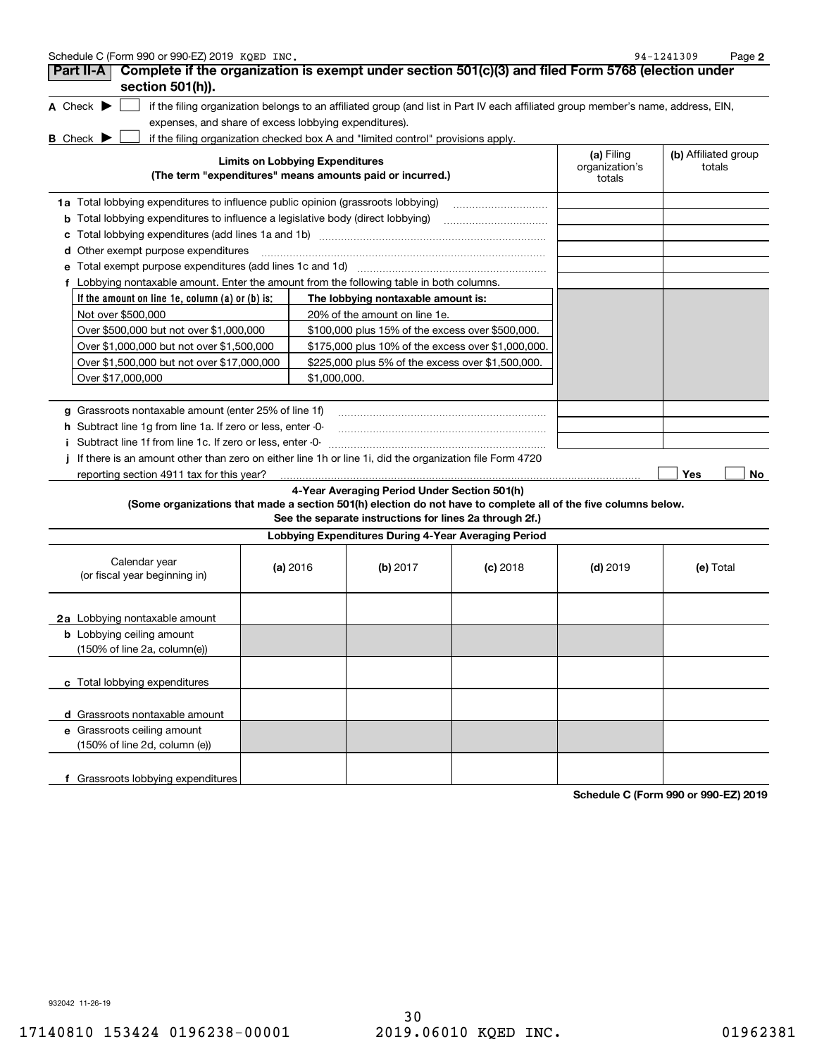Schedule C (Form 990 or 990-EZ) 2019 KQED INC. 94-1241309 Page **2**

## Part II-A Complete if the organization is exempt under section 501(c)(3) and filed Form 5768 (election under section 501(h)).

**A** Check ▶ ☐ if the filing organization belongs to an affiliated group (and list in Part IV each affiliated group member's name, address, EIN, expenses, and share of excess lobbying expenditures).

**B** Check ▶ ☐ if the filing organization checked box A and "limited control" provisions apply.

| Limits on Lobbying Expenditures (The term "expenditures" means amounts paid or incurred.) | (a) Filing organization's totals | (b) Affiliated group totals |
|---|---|---|
| **1a** Total lobbying expenditures to influence public opinion (grassroots lobbying) | | |
| **b** Total lobbying expenditures to influence a legislative body (direct lobbying) | | |
| **c** Total lobbying expenditures (add lines 1a and 1b) | | |
| **d** Other exempt purpose expenditures | | |
| **e** Total exempt purpose expenditures (add lines 1c and 1d) | | |
| **f** Lobbying nontaxable amount. Enter the amount from the following table in both columns. | | |

| If the amount on line 1e, column (a) or (b) is: | The lobbying nontaxable amount is: |
|---|---|
| Not over $500,000 | 20% of the amount on line 1e. |
| Over $500,000 but not over $1,000,000 | $100,000 plus 15% of the excess over $500,000. |
| Over $1,000,000 but not over $1,500,000 | $175,000 plus 10% of the excess over $1,000,000. |
| Over $1,500,000 but not over $17,000,000 | $225,000 plus 5% of the excess over $1,500,000. |
| Over $17,000,000 | $1,000,000. |

| | (a) | (b) |
|---|---|---|
| **g** Grassroots nontaxable amount (enter 25% of line 1f) | | |
| **h** Subtract line 1g from line 1a. If zero or less, enter -0- | | |
| **i** Subtract line 1f from line 1c. If zero or less, enter -0- | | |

**j** If there is an amount other than zero on either line 1h or line 1i, did the organization file Form 4720 reporting section 4911 tax for this year? ☐ Yes ☐ No

### 4-Year Averaging Period Under Section 501(h)

**(Some organizations that made a section 501(h) election do not have to complete all of the five columns below. See the separate instructions for lines 2a through 2f.)**

| Lobbying Expenditures During 4-Year Averaging Period | | | | | |
|---|---|---|---|---|---|
| Calendar year (or fiscal year beginning in) | (a) 2016 | (b) 2017 | (c) 2018 | (d) 2019 | (e) Total |
| **2a** Lobbying nontaxable amount | | | | | |
| **b** Lobbying ceiling amount (150% of line 2a, column(e)) | | | | | |
| **c** Total lobbying expenditures | | | | | |
| **d** Grassroots nontaxable amount | | | | | |
| **e** Grassroots ceiling amount (150% of line 2d, column (e)) | | | | | |
| **f** Grassroots lobbying expenditures | | | | | |

**Schedule C (Form 990 or 990-EZ) 2019**

932042 11-26-19

17140810 153424 0196238-00001 2019.06010 KQED INC. 01962381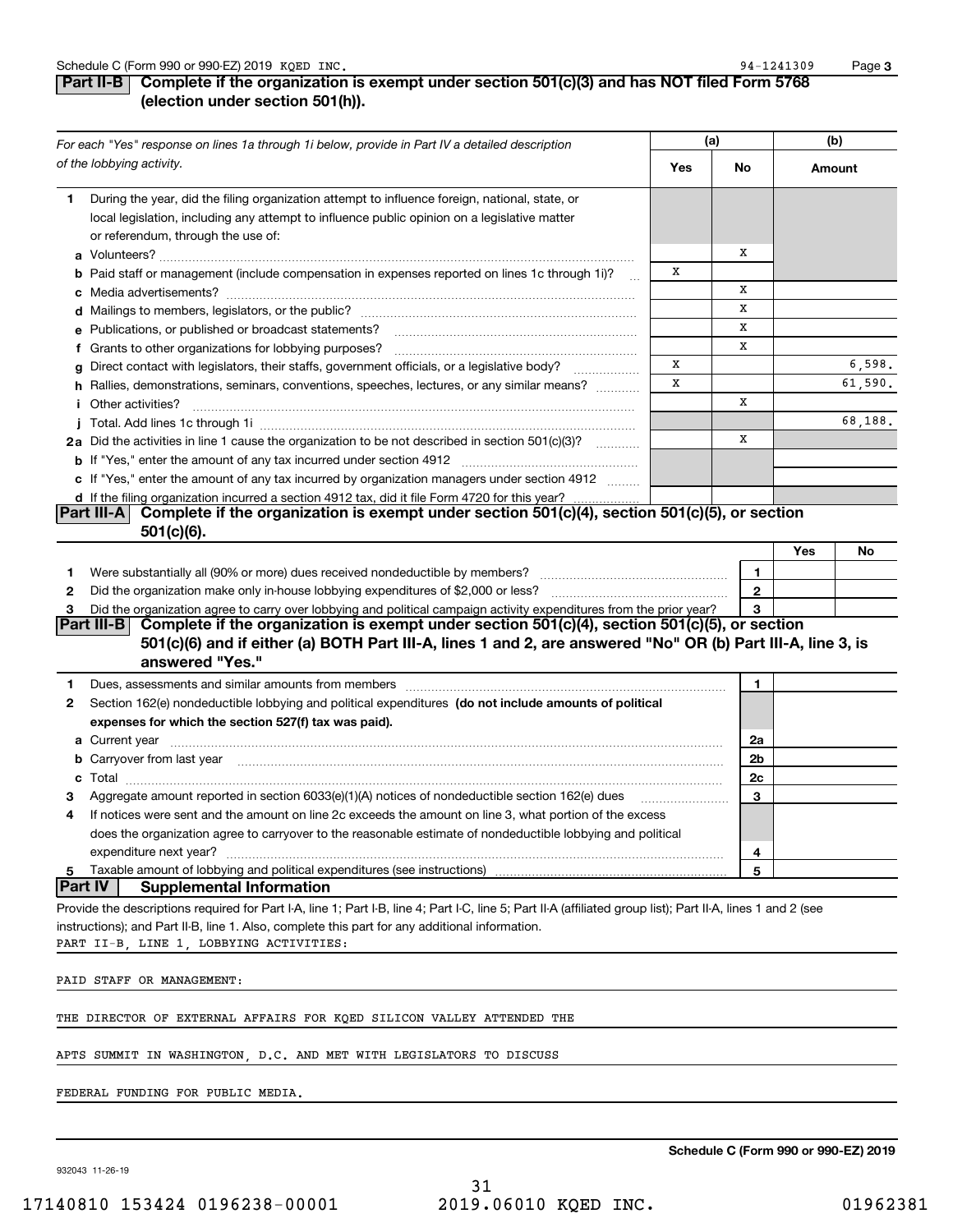Schedule C (Form 990 or 990-EZ) 2019 KQED INC. 94-1241309 Page 3

## Part II-B Complete if the organization is exempt under section 501(c)(3) and has NOT filed Form 5768 (election under section 501(h)).

| *For each "Yes" response on lines 1a through 1i below, provide in Part IV a detailed description of the lobbying activity.* | (a) Yes | (a) No | (b) Amount |
|---|---|---|---|
| **1** During the year, did the filing organization attempt to influence foreign, national, state, or local legislation, including any attempt to influence public opinion on a legislative matter or referendum, through the use of: | | | |
| **a** Volunteers? | | X | |
| **b** Paid staff or management (include compensation in expenses reported on lines 1c through 1i)? | X | | |
| **c** Media advertisements? | | X | |
| **d** Mailings to members, legislators, or the public? | | X | |
| **e** Publications, or published or broadcast statements? | | X | |
| **f** Grants to other organizations for lobbying purposes? | | X | |
| **g** Direct contact with legislators, their staffs, government officials, or a legislative body? | X | | 6,598. |
| **h** Rallies, demonstrations, seminars, conventions, speeches, lectures, or any similar means? | X | | 61,590. |
| **i** Other activities? | | X | |
| **j** Total. Add lines 1c through 1i | | | 68,188. |
| **2a** Did the activities in line 1 cause the organization to be not described in section 501(c)(3)? | | X | |
| **b** If "Yes," enter the amount of any tax incurred under section 4912 | | | |
| **c** If "Yes," enter the amount of any tax incurred by organization managers under section 4912 | | | |
| **d** If the filing organization incurred a section 4912 tax, did it file Form 4720 for this year? | | | |

## Part III-A Complete if the organization is exempt under section 501(c)(4), section 501(c)(5), or section 501(c)(6).

| | | Yes | No |
|---|---|---|---|
| **1** Were substantially all (90% or more) dues received nondeductible by members? | 1 | | |
| **2** Did the organization make only in-house lobbying expenditures of $2,000 or less? | 2 | | |
| **3** Did the organization agree to carry over lobbying and political campaign activity expenditures from the prior year? | 3 | | |

## Part III-B Complete if the organization is exempt under section 501(c)(4), section 501(c)(5), or section 501(c)(6) and if either (a) BOTH Part III-A, lines 1 and 2, are answered "No" OR (b) Part III-A, line 3, is answered "Yes."

| | | |
|---|---|---|
| **1** Dues, assessments and similar amounts from members | 1 | |
| **2** Section 162(e) nondeductible lobbying and political expenditures **(do not include amounts of political expenses for which the section 527(f) tax was paid).** | | |
| **a** Current year | 2a | |
| **b** Carryover from last year | 2b | |
| **c** Total | 2c | |
| **3** Aggregate amount reported in section 6033(e)(1)(A) notices of nondeductible section 162(e) dues | 3 | |
| **4** If notices were sent and the amount on line 2c exceeds the amount on line 3, what portion of the excess does the organization agree to carryover to the reasonable estimate of nondeductible lobbying and political expenditure next year? | 4 | |
| **5** Taxable amount of lobbying and political expenditures (see instructions) | 5 | |

## Part IV Supplemental Information

Provide the descriptions required for Part I-A, line 1; Part I-B, line 4; Part I-C, line 5; Part II-A (affiliated group list); Part II-A, lines 1 and 2 (see instructions); and Part II-B, line 1. Also, complete this part for any additional information.

PART II-B, LINE 1, LOBBYING ACTIVITIES:

PAID STAFF OR MANAGEMENT:

THE DIRECTOR OF EXTERNAL AFFAIRS FOR KQED SILICON VALLEY ATTENDED THE APTS SUMMIT IN WASHINGTON, D.C. AND MET WITH LEGISLATORS TO DISCUSS FEDERAL FUNDING FOR PUBLIC MEDIA.

Schedule C (Form 990 or 990-EZ) 2019

932043 11-26-19

17140810 153424 0196238-00001 2019.06010 KQED INC. 01962381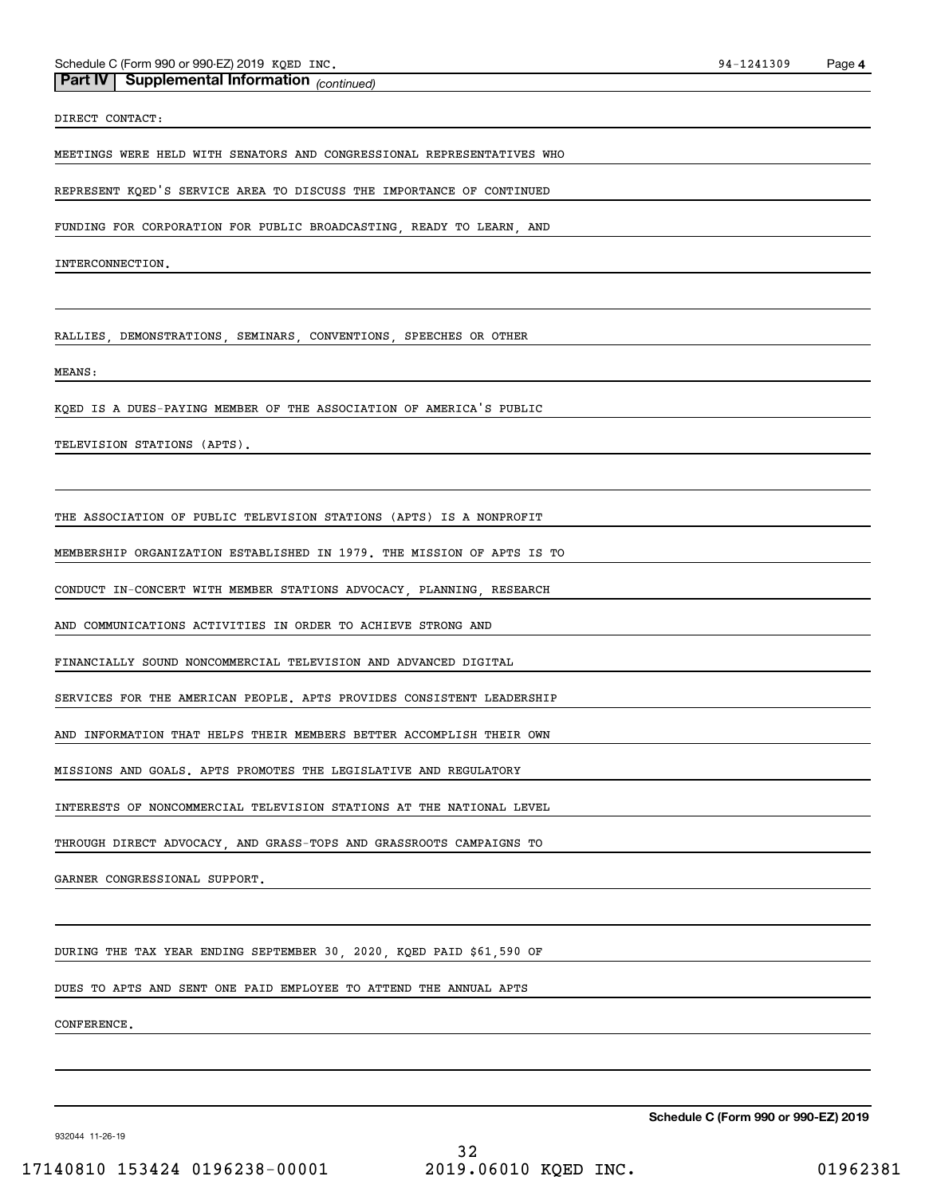**Part IV | Supplemental Information** *(continued)*

DIRECT CONTACT:

MEETINGS WERE HELD WITH SENATORS AND CONGRESSIONAL REPRESENTATIVES WHO REPRESENT KQED'S SERVICE AREA TO DISCUSS THE IMPORTANCE OF CONTINUED FUNDING FOR CORPORATION FOR PUBLIC BROADCASTING, READY TO LEARN, AND INTERCONNECTION.

RALLIES, DEMONSTRATIONS, SEMINARS, CONVENTIONS, SPEECHES OR OTHER MEANS:

KQED IS A DUES-PAYING MEMBER OF THE ASSOCIATION OF AMERICA'S PUBLIC TELEVISION STATIONS (APTS).

THE ASSOCIATION OF PUBLIC TELEVISION STATIONS (APTS) IS A NONPROFIT MEMBERSHIP ORGANIZATION ESTABLISHED IN 1979. THE MISSION OF APTS IS TO CONDUCT IN-CONCERT WITH MEMBER STATIONS ADVOCACY, PLANNING, RESEARCH AND COMMUNICATIONS ACTIVITIES IN ORDER TO ACHIEVE STRONG AND FINANCIALLY SOUND NONCOMMERCIAL TELEVISION AND ADVANCED DIGITAL SERVICES FOR THE AMERICAN PEOPLE. APTS PROVIDES CONSISTENT LEADERSHIP AND INFORMATION THAT HELPS THEIR MEMBERS BETTER ACCOMPLISH THEIR OWN MISSIONS AND GOALS. APTS PROMOTES THE LEGISLATIVE AND REGULATORY INTERESTS OF NONCOMMERCIAL TELEVISION STATIONS AT THE NATIONAL LEVEL THROUGH DIRECT ADVOCACY, AND GRASS-TOPS AND GRASSROOTS CAMPAIGNS TO GARNER CONGRESSIONAL SUPPORT.

DURING THE TAX YEAR ENDING SEPTEMBER 30, 2020, KQED PAID $61,590 OF DUES TO APTS AND SENT ONE PAID EMPLOYEE TO ATTEND THE ANNUAL APTS CONFERENCE.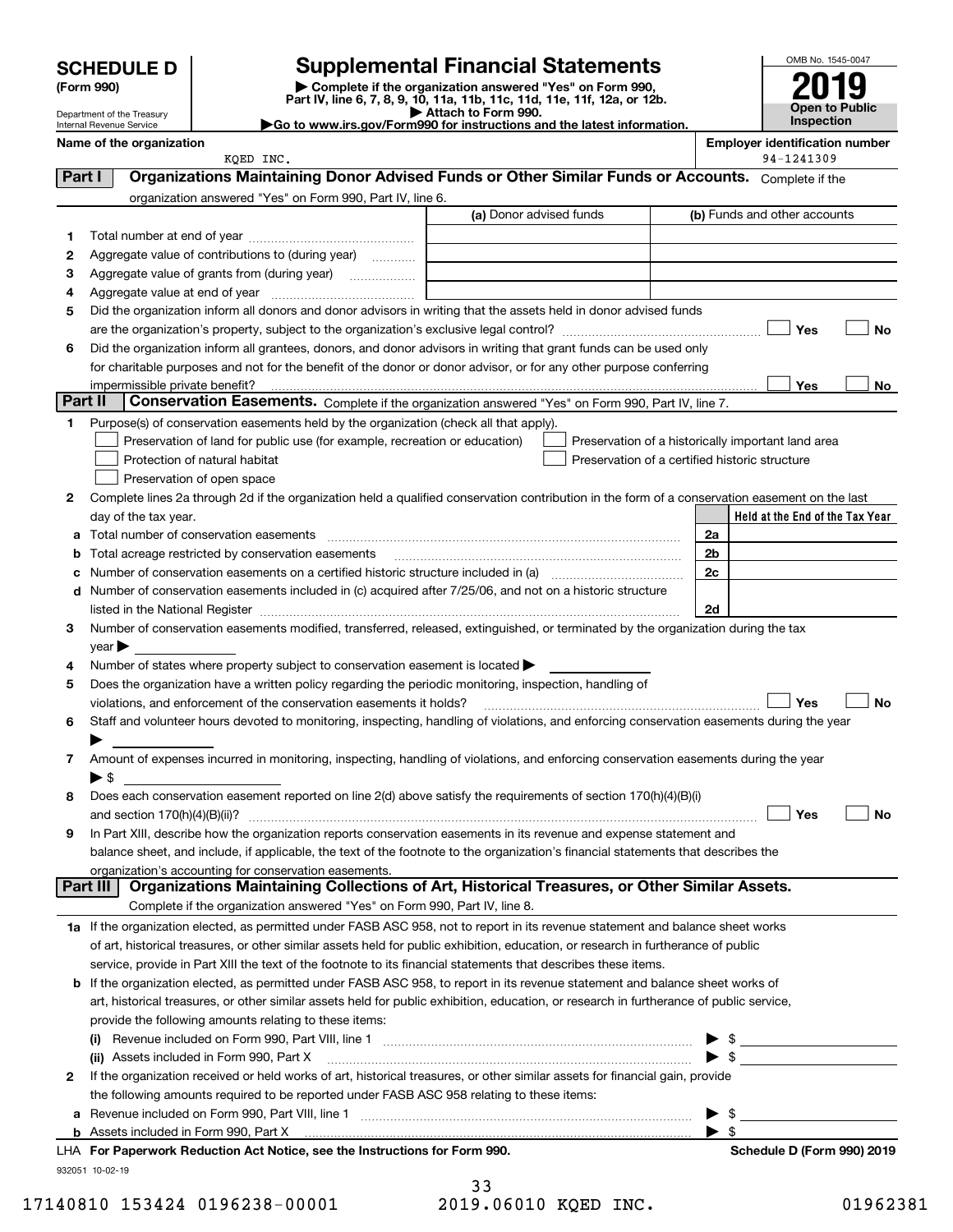# SCHEDULE D (Form 990)

Department of the Treasury
Internal Revenue Service

## Supplemental Financial Statements

▶ Complete if the organization answered "Yes" on Form 990, Part IV, line 6, 7, 8, 9, 10, 11a, 11b, 11c, 11d, 11e, 11f, 12a, or 12b.
▶ Attach to Form 990.
▶Go to www.irs.gov/Form990 for instructions and the latest information.

OMB No. 1545-0047

**2019**

**Open to Public Inspection**

**Name of the organization:** KQED INC.

**Employer identification number:** 94-1241309

### Part I — Organizations Maintaining Donor Advised Funds or Other Similar Funds or Accounts.
Complete if the organization answered "Yes" on Form 990, Part IV, line 6.

| | | (a) Donor advised funds | (b) Funds and other accounts |
|---|---|---|---|
| 1 | Total number at end of year | | |
| 2 | Aggregate value of contributions to (during year) | | |
| 3 | Aggregate value of grants from (during year) | | |
| 4 | Aggregate value at end of year | | |

5 Did the organization inform all donors and donor advisors in writing that the assets held in donor advised funds are the organization's property, subject to the organization's exclusive legal control? ☐ Yes ☐ No

6 Did the organization inform all grantees, donors, and donor advisors in writing that grant funds can be used only for charitable purposes and not for the benefit of the donor or donor advisor, or for any other purpose conferring impermissible private benefit? ☐ Yes ☐ No

### Part II — Conservation Easements.
Complete if the organization answered "Yes" on Form 990, Part IV, line 7.

1 Purpose(s) of conservation easements held by the organization (check all that apply).

- ☐ Preservation of land for public use (for example, recreation or education)
- ☐ Protection of natural habitat
- ☐ Preservation of open space
- ☐ Preservation of a historically important land area
- ☐ Preservation of a certified historic structure

2 Complete lines 2a through 2d if the organization held a qualified conservation contribution in the form of a conservation easement on the last day of the tax year.

| | | | Held at the End of the Tax Year |
|---|---|---|---|
| a | Total number of conservation easements | 2a | |
| b | Total acreage restricted by conservation easements | 2b | |
| c | Number of conservation easements on a certified historic structure included in (a) | 2c | |
| d | Number of conservation easements included in (c) acquired after 7/25/06, and not on a historic structure listed in the National Register | 2d | |

3 Number of conservation easements modified, transferred, released, extinguished, or terminated by the organization during the tax year ▶

4 Number of states where property subject to conservation easement is located ▶

5 Does the organization have a written policy regarding the periodic monitoring, inspection, handling of violations, and enforcement of the conservation easements it holds? ☐ Yes ☐ No

6 Staff and volunteer hours devoted to monitoring, inspecting, handling of violations, and enforcing conservation easements during the year ▶

7 Amount of expenses incurred in monitoring, inspecting, handling of violations, and enforcing conservation easements during the year ▶ $

8 Does each conservation easement reported on line 2(d) above satisfy the requirements of section 170(h)(4)(B)(i) and section 170(h)(4)(B)(ii)? ☐ Yes ☐ No

9 In Part XIII, describe how the organization reports conservation easements in its revenue and expense statement and balance sheet, and include, if applicable, the text of the footnote to the organization's financial statements that describes the organization's accounting for conservation easements.

### Part III — Organizations Maintaining Collections of Art, Historical Treasures, or Other Similar Assets.
Complete if the organization answered "Yes" on Form 990, Part IV, line 8.

1a If the organization elected, as permitted under FASB ASC 958, not to report in its revenue statement and balance sheet works of art, historical treasures, or other similar assets held for public exhibition, education, or research in furtherance of public service, provide in Part XIII the text of the footnote to its financial statements that describes these items.

b If the organization elected, as permitted under FASB ASC 958, to report in its revenue statement and balance sheet works of art, historical treasures, or other similar assets held for public exhibition, education, or research in furtherance of public service, provide the following amounts relating to these items:

(i) Revenue included on Form 990, Part VIII, line 1 ▶ $

(ii) Assets included in Form 990, Part X ▶ $

2 If the organization received or held works of art, historical treasures, or other similar assets for financial gain, provide the following amounts required to be reported under FASB ASC 958 relating to these items:

a Revenue included on Form 990, Part VIII, line 1 ▶ $

b Assets included in Form 990, Part X ▶ $

LHA For Paperwork Reduction Act Notice, see the Instructions for Form 990. — Schedule D (Form 990) 2019

932051 10-02-19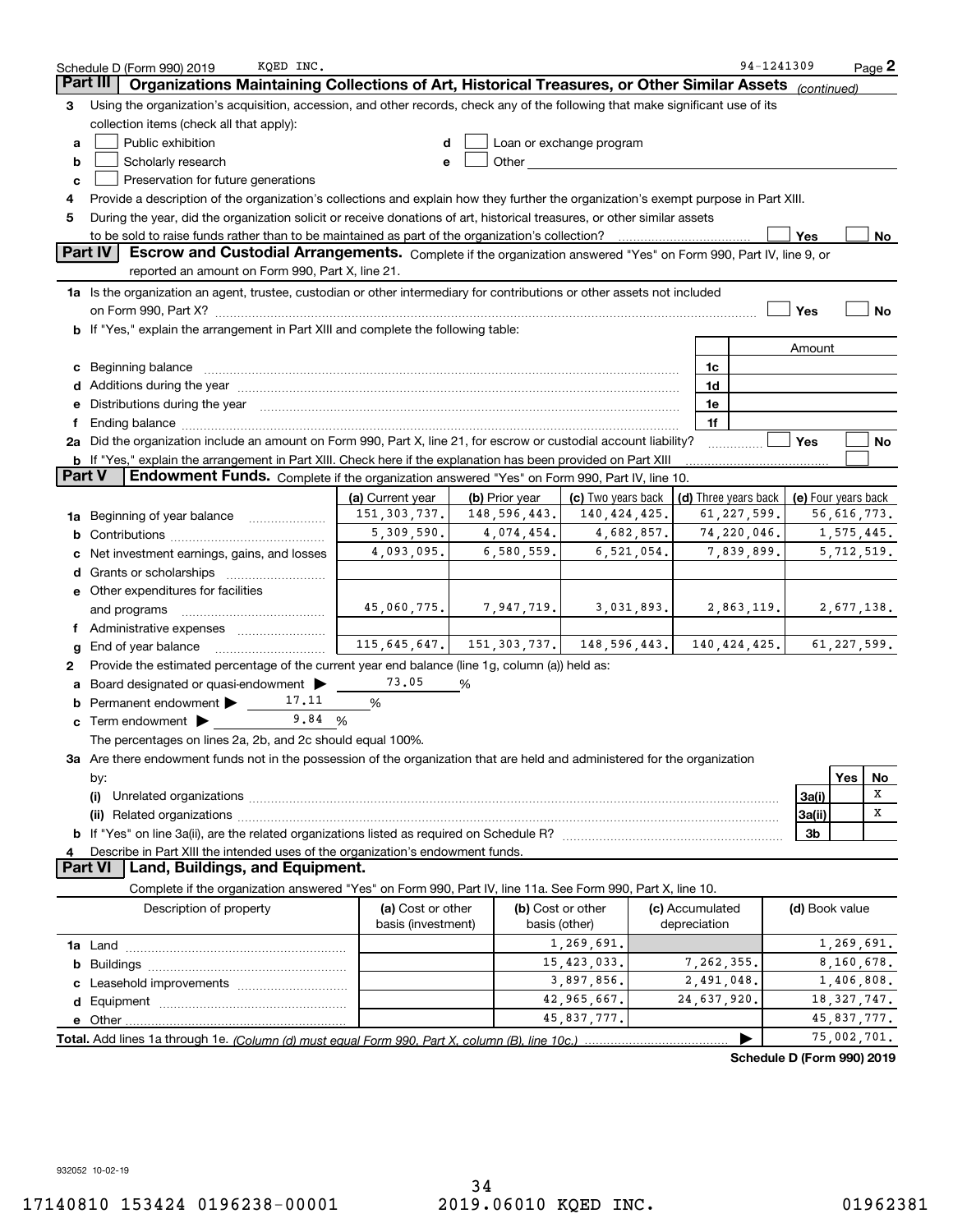Schedule D (Form 990) 2019 KQED INC. 94-1241309 Page 2

## Part III Organizations Maintaining Collections of Art, Historical Treasures, or Other Similar Assets *(continued)*

**3** Using the organization's acquisition, accession, and other records, check any of the following that make significant use of its collection items (check all that apply):

- **a** ☐ Public exhibition
- **b** ☐ Scholarly research
- **c** ☐ Preservation for future generations
- **d** ☐ Loan or exchange program
- **e** ☐ Other

**4** Provide a description of the organization's collections and explain how they further the organization's exempt purpose in Part XIII.

**5** During the year, did the organization solicit or receive donations of art, historical treasures, or other similar assets to be sold to raise funds rather than to be maintained as part of the organization's collection? ☐ Yes ☐ No

## Part IV Escrow and Custodial Arrangements.

Complete if the organization answered "Yes" on Form 990, Part IV, line 9, or reported an amount on Form 990, Part X, line 21.

**1a** Is the organization an agent, trustee, custodian or other intermediary for contributions or other assets not included on Form 990, Part X? ☐ Yes ☐ No

**b** If "Yes," explain the arrangement in Part XIII and complete the following table:

| | | Amount |
|---|---|---|
| **c** Beginning balance | 1c | |
| **d** Additions during the year | 1d | |
| **e** Distributions during the year | 1e | |
| **f** Ending balance | 1f | |

**2a** Did the organization include an amount on Form 990, Part X, line 21, for escrow or custodial account liability? ☐ Yes ☐ No

**b** If "Yes," explain the arrangement in Part XIII. Check here if the explanation has been provided on Part XIII ☐

## Part V Endowment Funds.

Complete if the organization answered "Yes" on Form 990, Part IV, line 10.

| | (a) Current year | (b) Prior year | (c) Two years back | (d) Three years back | (e) Four years back |
|---|---|---|---|---|---|
| **1a** Beginning of year balance | 151,303,737. | 148,596,443. | 140,424,425. | 61,227,599. | 56,616,773. |
| **b** Contributions | 5,309,590. | 4,074,454. | 4,682,857. | 74,220,046. | 1,575,445. |
| **c** Net investment earnings, gains, and losses | 4,093,095. | 6,580,559. | 6,521,054. | 7,839,899. | 5,712,519. |
| **d** Grants or scholarships | | | | | |
| **e** Other expenditures for facilities and programs | 45,060,775. | 7,947,719. | 3,031,893. | 2,863,119. | 2,677,138. |
| **f** Administrative expenses | | | | | |
| **g** End of year balance | 115,645,647. | 151,303,737. | 148,596,443. | 140,424,425. | 61,227,599. |

**2** Provide the estimated percentage of the current year end balance (line 1g, column (a)) held as:

- **a** Board designated or quasi-endowment ▶ 73.05 %
- **b** Permanent endowment ▶ 17.11 %
- **c** Term endowment ▶ 9.84 %

The percentages on lines 2a, 2b, and 2c should equal 100%.

**3a** Are there endowment funds not in the possession of the organization that are held and administered for the organization by:

| | | Yes | No |
|---|---|---|---|
| **(i)** Unrelated organizations | 3a(i) | | X |
| **(ii)** Related organizations | 3a(ii) | | X |
| **b** If "Yes" on line 3a(ii), are the related organizations listed as required on Schedule R? | 3b | | |

**4** Describe in Part XIII the intended uses of the organization's endowment funds.

## Part VI Land, Buildings, and Equipment.

Complete if the organization answered "Yes" on Form 990, Part IV, line 11a. See Form 990, Part X, line 10.

| Description of property | (a) Cost or other basis (investment) | (b) Cost or other basis (other) | (c) Accumulated depreciation | (d) Book value |
|---|---|---|---|---|
| **1a** Land | | 1,269,691. | | 1,269,691. |
| **b** Buildings | | 15,423,033. | 7,262,355. | 8,160,678. |
| **c** Leasehold improvements | | 3,897,856. | 2,491,048. | 1,406,808. |
| **d** Equipment | | 42,965,667. | 24,637,920. | 18,327,747. |
| **e** Other | | 45,837,777. | | 45,837,777. |
| **Total.** Add lines 1a through 1e. *(Column (d) must equal Form 990, Part X, column (B), line 10c.)* ▶ | | | | 75,002,701. |

**Schedule D (Form 990) 2019**

932052 10-02-19

17140810 153424 0196238-00001 2019.06010 KQED INC. 01962381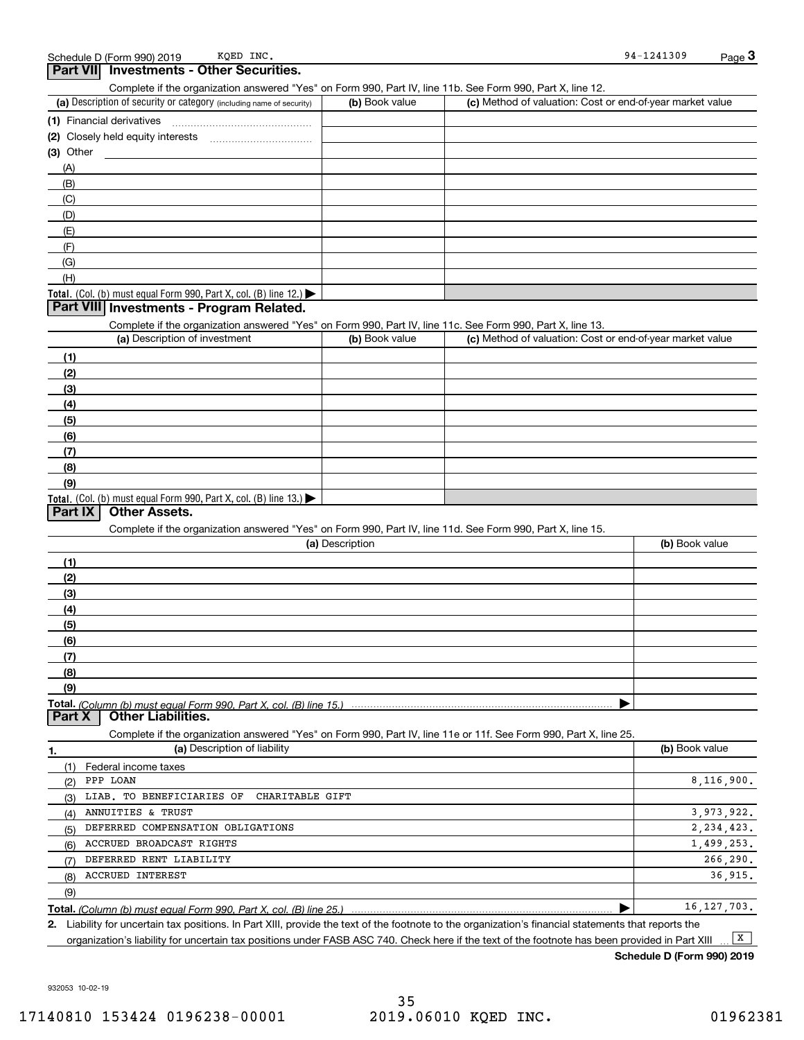Schedule D (Form 990) 2019 KQED INC. 94-1241309

## Part VII Investments - Other Securities.

Complete if the organization answered "Yes" on Form 990, Part IV, line 11b. See Form 990, Part X, line 12.

| (a) Description of security or category (including name of security) | (b) Book value | (c) Method of valuation: Cost or end-of-year market value |
|---|---|---|
| (1) Financial derivatives | | |
| (2) Closely held equity interests | | |
| (3) Other | | |
| (A) | | |
| (B) | | |
| (C) | | |
| (D) | | |
| (E) | | |
| (F) | | |
| (G) | | |
| (H) | | |
| **Total.** (Col. (b) must equal Form 990, Part X, col. (B) line 12.) ▶ | | |

## Part VIII Investments - Program Related.

Complete if the organization answered "Yes" on Form 990, Part IV, line 11c. See Form 990, Part X, line 13.

| (a) Description of investment | (b) Book value | (c) Method of valuation: Cost or end-of-year market value |
|---|---|---|
| (1) | | |
| (2) | | |
| (3) | | |
| (4) | | |
| (5) | | |
| (6) | | |
| (7) | | |
| (8) | | |
| (9) | | |
| **Total.** (Col. (b) must equal Form 990, Part X, col. (B) line 13.) ▶ | | |

## Part IX Other Assets.

Complete if the organization answered "Yes" on Form 990, Part IV, line 11d. See Form 990, Part X, line 15.

| (a) Description | (b) Book value |
|---|---|
| (1) | |
| (2) | |
| (3) | |
| (4) | |
| (5) | |
| (6) | |
| (7) | |
| (8) | |
| (9) | |
| **Total.** *(Column (b) must equal Form 990, Part X, col. (B) line 15.)* ▶ | |

## Part X Other Liabilities.

Complete if the organization answered "Yes" on Form 990, Part IV, line 11e or 11f. See Form 990, Part X, line 25.

| 1. (a) Description of liability | (b) Book value |
|---|---|
| (1) Federal income taxes | |
| (2) PPP LOAN | 8,116,900. |
| (3) LIAB. TO BENEFICIARIES OF CHARITABLE GIFT | |
| (4) ANNUITIES & TRUST | 3,973,922. |
| (5) DEFERRED COMPENSATION OBLIGATIONS | 2,234,423. |
| (6) ACCRUED BROADCAST RIGHTS | 1,499,253. |
| (7) DEFERRED RENT LIABILITY | 266,290. |
| (8) ACCRUED INTEREST | 36,915. |
| (9) | |
| **Total.** *(Column (b) must equal Form 990, Part X, col. (B) line 25.)* ▶ | 16,127,703. |

2. Liability for uncertain tax positions. In Part XIII, provide the text of the footnote to the organization's financial statements that reports the organization's liability for uncertain tax positions under FASB ASC 740. Check here if the text of the footnote has been provided in Part XIII ... [X]

**Schedule D (Form 990) 2019**

932053 10-02-19

17140810 153424 0196238-00001 2019.06010 KQED INC. 01962381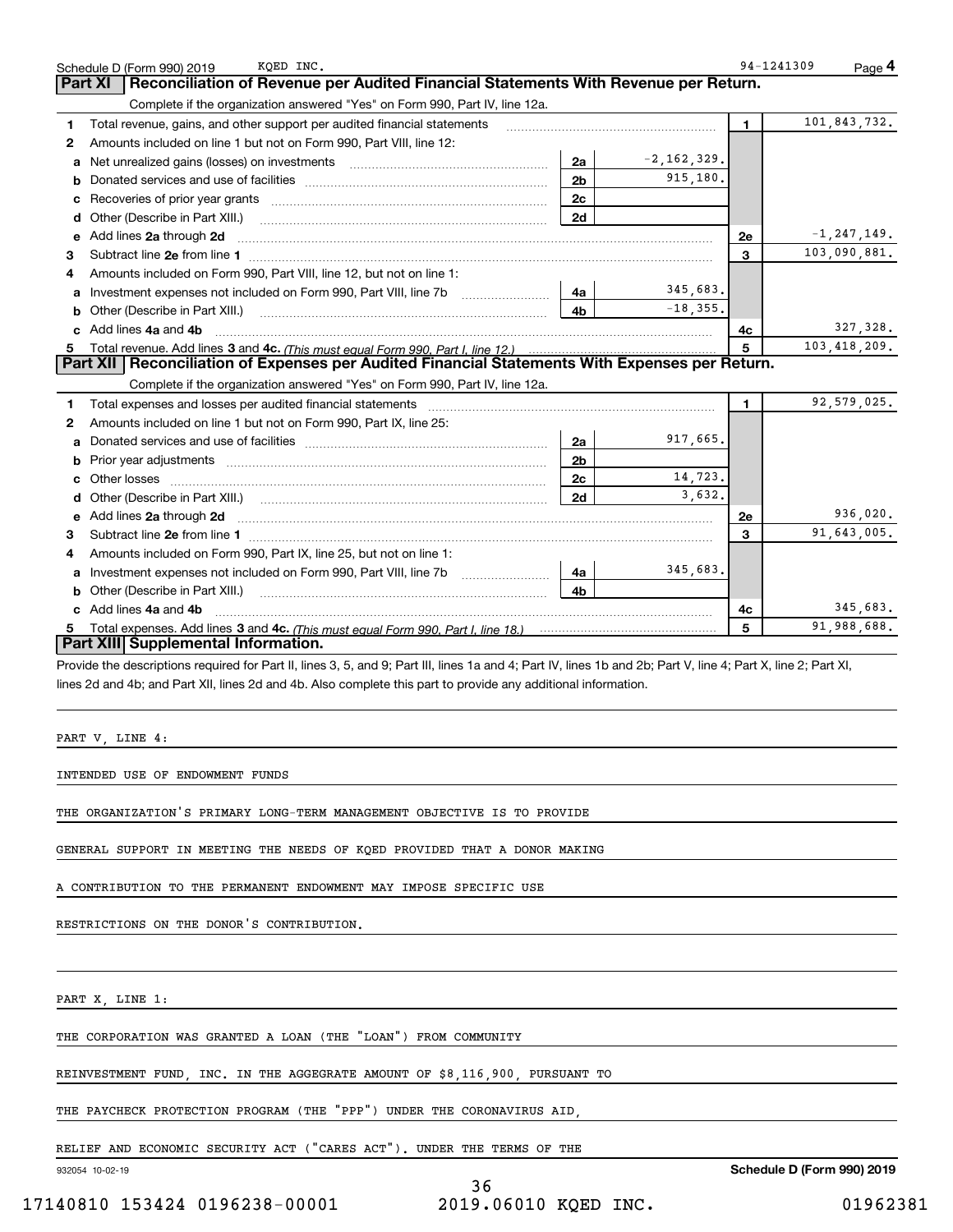Schedule D (Form 990) 2019 KQED INC. 94-1241309 Page 4

## Part XI Reconciliation of Revenue per Audited Financial Statements With Revenue per Return.

Complete if the organization answered "Yes" on Form 990, Part IV, line 12a.

| | | | | | |
|---|---|---|---|---|---|
| 1 | Total revenue, gains, and other support per audited financial statements | | | 1 | 101,843,732. |
| 2 | Amounts included on line 1 but not on Form 990, Part VIII, line 12: | | | | |
| a | Net unrealized gains (losses) on investments | 2a | -2,162,329. | | |
| b | Donated services and use of facilities | 2b | 915,180. | | |
| c | Recoveries of prior year grants | 2c | | | |
| d | Other (Describe in Part XIII.) | 2d | | | |
| e | Add lines 2a through 2d | | | 2e | -1,247,149. |
| 3 | Subtract line 2e from line 1 | | | 3 | 103,090,881. |
| 4 | Amounts included on Form 990, Part VIII, line 12, but not on line 1: | | | | |
| a | Investment expenses not included on Form 990, Part VIII, line 7b | 4a | 345,683. | | |
| b | Other (Describe in Part XIII.) | 4b | -18,355. | | |
| c | Add lines 4a and 4b | | | 4c | 327,328. |
| 5 | Total revenue. Add lines 3 and 4c. *(This must equal Form 990, Part I, line 12.)* | | | 5 | 103,418,209. |

## Part XII Reconciliation of Expenses per Audited Financial Statements With Expenses per Return.

Complete if the organization answered "Yes" on Form 990, Part IV, line 12a.

| | | | | | |
|---|---|---|---|---|---|
| 1 | Total expenses and losses per audited financial statements | | | 1 | 92,579,025. |
| 2 | Amounts included on line 1 but not on Form 990, Part IX, line 25: | | | | |
| a | Donated services and use of facilities | 2a | 917,665. | | |
| b | Prior year adjustments | 2b | | | |
| c | Other losses | 2c | 14,723. | | |
| d | Other (Describe in Part XIII.) | 2d | 3,632. | | |
| e | Add lines 2a through 2d | | | 2e | 936,020. |
| 3 | Subtract line 2e from line 1 | | | 3 | 91,643,005. |
| 4 | Amounts included on Form 990, Part IX, line 25, but not on line 1: | | | | |
| a | Investment expenses not included on Form 990, Part VIII, line 7b | 4a | 345,683. | | |
| b | Other (Describe in Part XIII.) | 4b | | | |
| c | Add lines 4a and 4b | | | 4c | 345,683. |
| 5 | Total expenses. Add lines 3 and 4c. *(This must equal Form 990, Part I, line 18.)* | | | 5 | 91,988,688. |

## Part XIII Supplemental Information.

Provide the descriptions required for Part II, lines 3, 5, and 9; Part III, lines 1a and 4; Part IV, lines 1b and 2b; Part V, line 4; Part X, line 2; Part XI, lines 2d and 4b; and Part XII, lines 2d and 4b. Also complete this part to provide any additional information.

PART V, LINE 4:

INTENDED USE OF ENDOWMENT FUNDS

THE ORGANIZATION'S PRIMARY LONG-TERM MANAGEMENT OBJECTIVE IS TO PROVIDE GENERAL SUPPORT IN MEETING THE NEEDS OF KQED PROVIDED THAT A DONOR MAKING A CONTRIBUTION TO THE PERMANENT ENDOWMENT MAY IMPOSE SPECIFIC USE RESTRICTIONS ON THE DONOR'S CONTRIBUTION.

PART X, LINE 1:

THE CORPORATION WAS GRANTED A LOAN (THE "LOAN") FROM COMMUNITY REINVESTMENT FUND, INC. IN THE AGGREGATE AMOUNT OF $8,116,900, PURSUANT TO THE PAYCHECK PROTECTION PROGRAM (THE "PPP") UNDER THE CORONAVIRUS AID, RELIEF AND ECONOMIC SECURITY ACT ("CARES ACT"). UNDER THE TERMS OF THE

932054 10-02-19 Schedule D (Form 990) 2019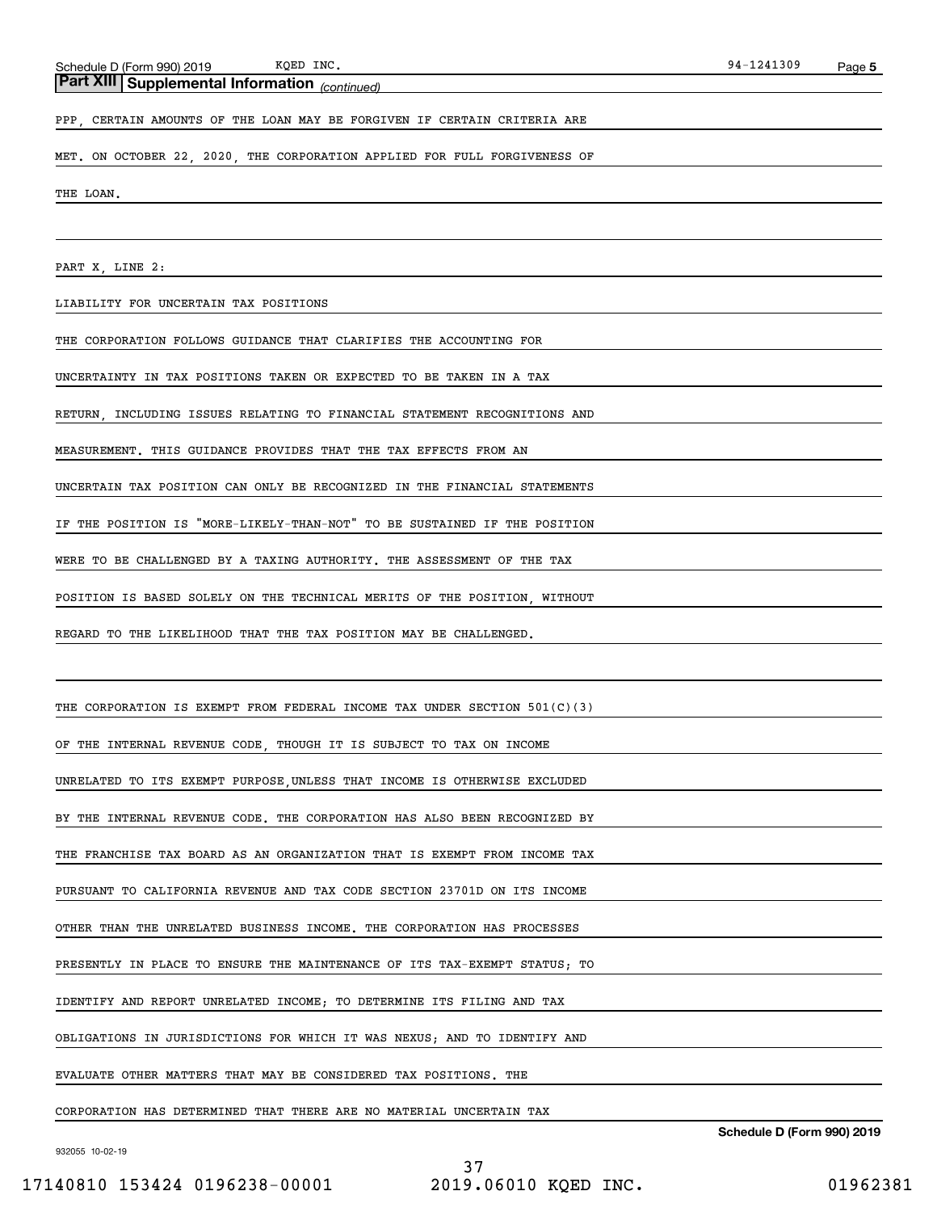**Part XIII Supplemental Information** *(continued)*

PPP, CERTAIN AMOUNTS OF THE LOAN MAY BE FORGIVEN IF CERTAIN CRITERIA ARE MET. ON OCTOBER 22, 2020, THE CORPORATION APPLIED FOR FULL FORGIVENESS OF THE LOAN.

PART X, LINE 2:

LIABILITY FOR UNCERTAIN TAX POSITIONS

THE CORPORATION FOLLOWS GUIDANCE THAT CLARIFIES THE ACCOUNTING FOR UNCERTAINTY IN TAX POSITIONS TAKEN OR EXPECTED TO BE TAKEN IN A TAX RETURN, INCLUDING ISSUES RELATING TO FINANCIAL STATEMENT RECOGNITIONS AND MEASUREMENT. THIS GUIDANCE PROVIDES THAT THE TAX EFFECTS FROM AN UNCERTAIN TAX POSITION CAN ONLY BE RECOGNIZED IN THE FINANCIAL STATEMENTS IF THE POSITION IS "MORE-LIKELY-THAN-NOT" TO BE SUSTAINED IF THE POSITION WERE TO BE CHALLENGED BY A TAXING AUTHORITY. THE ASSESSMENT OF THE TAX POSITION IS BASED SOLELY ON THE TECHNICAL MERITS OF THE POSITION, WITHOUT REGARD TO THE LIKELIHOOD THAT THE TAX POSITION MAY BE CHALLENGED.

THE CORPORATION IS EXEMPT FROM FEDERAL INCOME TAX UNDER SECTION 501(C)(3) OF THE INTERNAL REVENUE CODE, THOUGH IT IS SUBJECT TO TAX ON INCOME UNRELATED TO ITS EXEMPT PURPOSE,UNLESS THAT INCOME IS OTHERWISE EXCLUDED BY THE INTERNAL REVENUE CODE. THE CORPORATION HAS ALSO BEEN RECOGNIZED BY THE FRANCHISE TAX BOARD AS AN ORGANIZATION THAT IS EXEMPT FROM INCOME TAX PURSUANT TO CALIFORNIA REVENUE AND TAX CODE SECTION 23701D ON ITS INCOME OTHER THAN THE UNRELATED BUSINESS INCOME. THE CORPORATION HAS PROCESSES PRESENTLY IN PLACE TO ENSURE THE MAINTENANCE OF ITS TAX-EXEMPT STATUS; TO IDENTIFY AND REPORT UNRELATED INCOME; TO DETERMINE ITS FILING AND TAX OBLIGATIONS IN JURISDICTIONS FOR WHICH IT WAS NEXUS; AND TO IDENTIFY AND EVALUATE OTHER MATTERS THAT MAY BE CONSIDERED TAX POSITIONS. THE CORPORATION HAS DETERMINED THAT THERE ARE NO MATERIAL UNCERTAIN TAX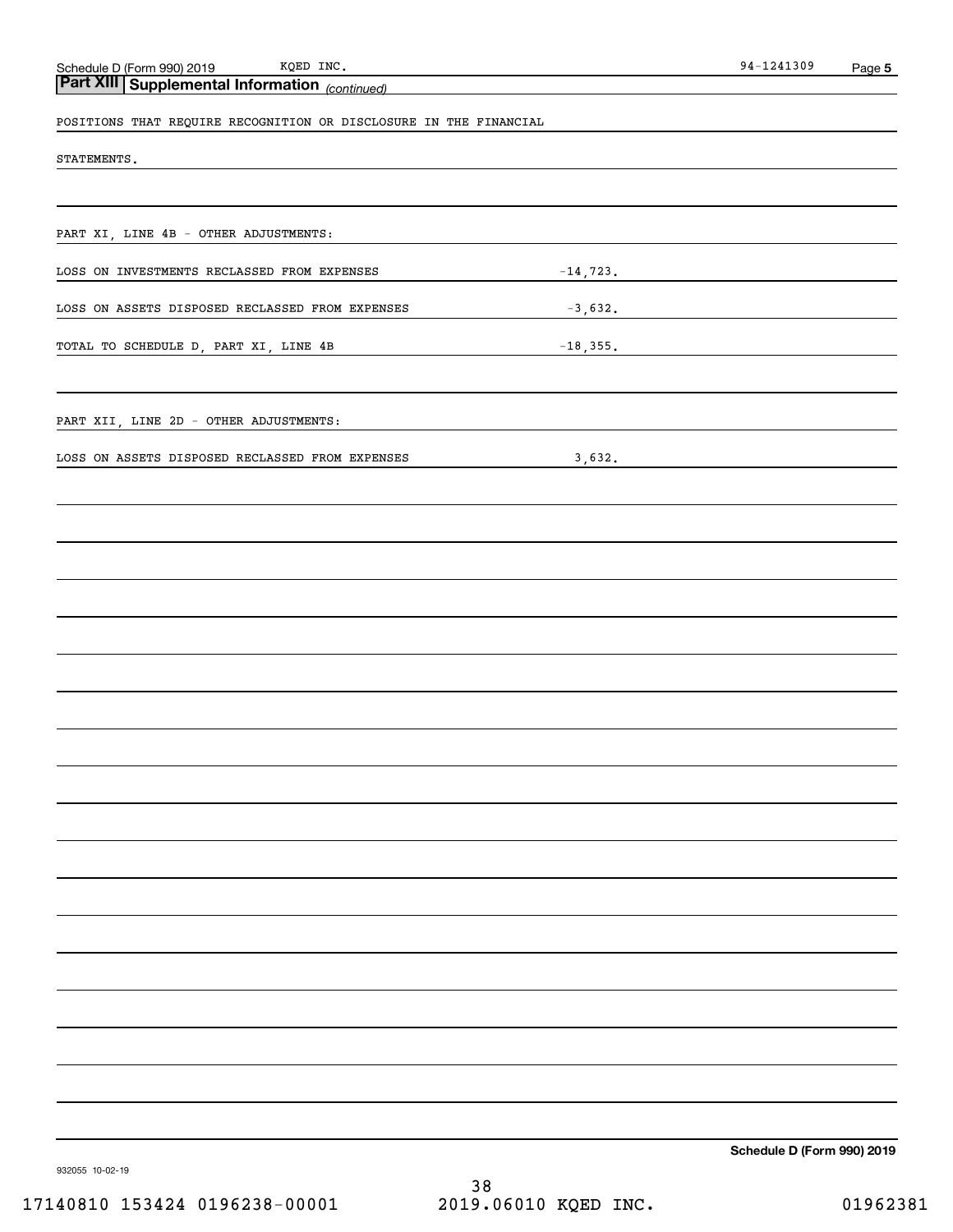## Part XIII Supplemental Information *(continued)*

POSITIONS THAT REQUIRE RECOGNITION OR DISCLOSURE IN THE FINANCIAL STATEMENTS.

PART XI, LINE 4B - OTHER ADJUSTMENTS:

| | |
|---|---|
| LOSS ON INVESTMENTS RECLASSED FROM EXPENSES | -14,723. |
| LOSS ON ASSETS DISPOSED RECLASSED FROM EXPENSES | -3,632. |
| TOTAL TO SCHEDULE D, PART XI, LINE 4B | -18,355. |

PART XII, LINE 2D - OTHER ADJUSTMENTS:

| | |
|---|---|
| LOSS ON ASSETS DISPOSED RECLASSED FROM EXPENSES | 3,632. |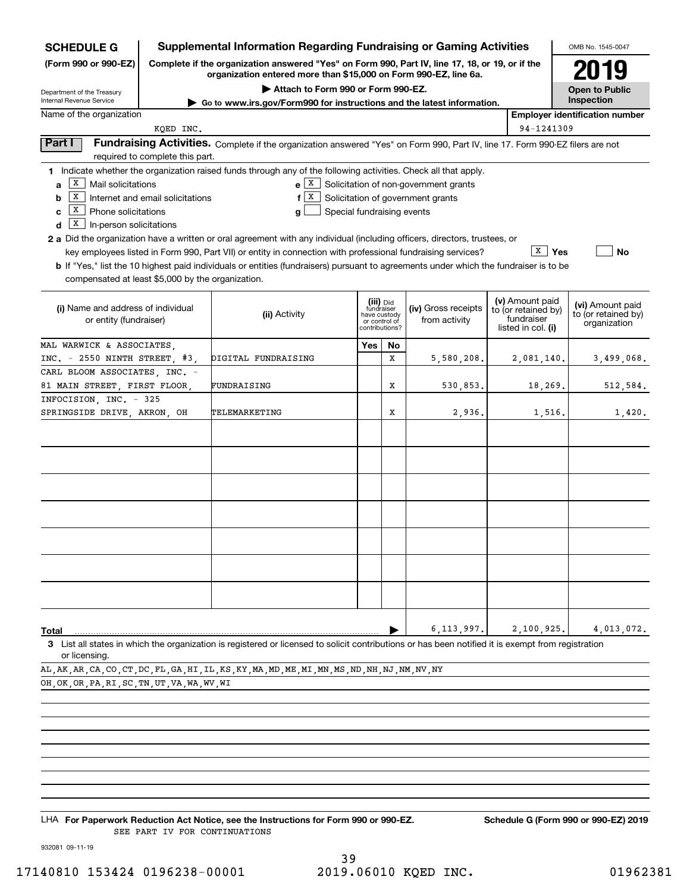**SCHEDULE G (Form 990 or 990-EZ)**

Department of the Treasury
Internal Revenue Service

# Supplemental Information Regarding Fundraising or Gaming Activities

**Complete if the organization answered "Yes" on Form 990, Part IV, line 17, 18, or 19, or if the organization entered more than $15,000 on Form 990-EZ, line 6a.**

**▶ Attach to Form 990 or Form 990-EZ.**

**▶ Go to www.irs.gov/Form990 for instructions and the latest information.**

OMB No. 1545-0047

**2019**

**Open to Public Inspection**

Name of the organization: KQED INC.

**Employer identification number:** 94-1241309

## Part I Fundraising Activities.

Complete if the organization answered "Yes" on Form 990, Part IV, line 17. Form 990-EZ filers are not required to complete this part.

**1** Indicate whether the organization raised funds through any of the following activities. Check all that apply.

- **a** [X] Mail solicitations
- **b** [X] Internet and email solicitations
- **c** [X] Phone solicitations
- **d** [X] In-person solicitations
- **e** [X] Solicitation of non-government grants
- **f** [X] Solicitation of government grants
- **g** [ ] Special fundraising events

**2 a** Did the organization have a written or oral agreement with any individual (including officers, directors, trustees, or key employees listed in Form 990, Part VII) or entity in connection with professional fundraising services? [X] **Yes** [ ] **No**

**b** If "Yes," list the 10 highest paid individuals or entities (fundraisers) pursuant to agreements under which the fundraiser is to be compensated at least $5,000 by the organization.

| (i) Name and address of individual or entity (fundraiser) | (ii) Activity | (iii) Did fundraiser have custody or control of contributions? Yes | No | (iv) Gross receipts from activity | (v) Amount paid to (or retained by) fundraiser listed in col. (i) | (vi) Amount paid to (or retained by) organization |
|---|---|---|---|---|---|---|
| MAL WARWICK & ASSOCIATES, INC. - 2550 NINTH STREET, #3, | DIGITAL FUNDRAISING | | X | 5,580,208. | 2,081,140. | 3,499,068. |
| CARL BLOOM ASSOCIATES, INC. - 81 MAIN STREET, FIRST FLOOR, | FUNDRAISING | | X | 530,853. | 18,269. | 512,584. |
| INFOCISION, INC. - 325 SPRINGSIDE DRIVE, AKRON, OH | TELEMARKETING | | X | 2,936. | 1,516. | 1,420. |
| | | | | | | |
| | | | | | | |
| | | | | | | |
| | | | | | | |
| | | | | | | |
| | | | | | | |
| | | | | | | |
| **Total** | | | ▶ | 6,113,997. | 2,100,925. | 4,013,072. |

**3** List all states in which the organization is registered or licensed to solicit contributions or has been notified it is exempt from registration or licensing.

AL,AK,AR,CA,CO,CT,DC,FL,GA,HI,IL,KS,KY,MA,MD,ME,MI,MN,MS,ND,NH,NJ,NM,NV,NY
OH,OK,OR,PA,RI,SC,TN,UT,VA,WA,WV,WI

LHA **For Paperwork Reduction Act Notice, see the Instructions for Form 990 or 990-EZ.**

SEE PART IV FOR CONTINUATIONS

**Schedule G (Form 990 or 990-EZ) 2019**

932081 09-11-19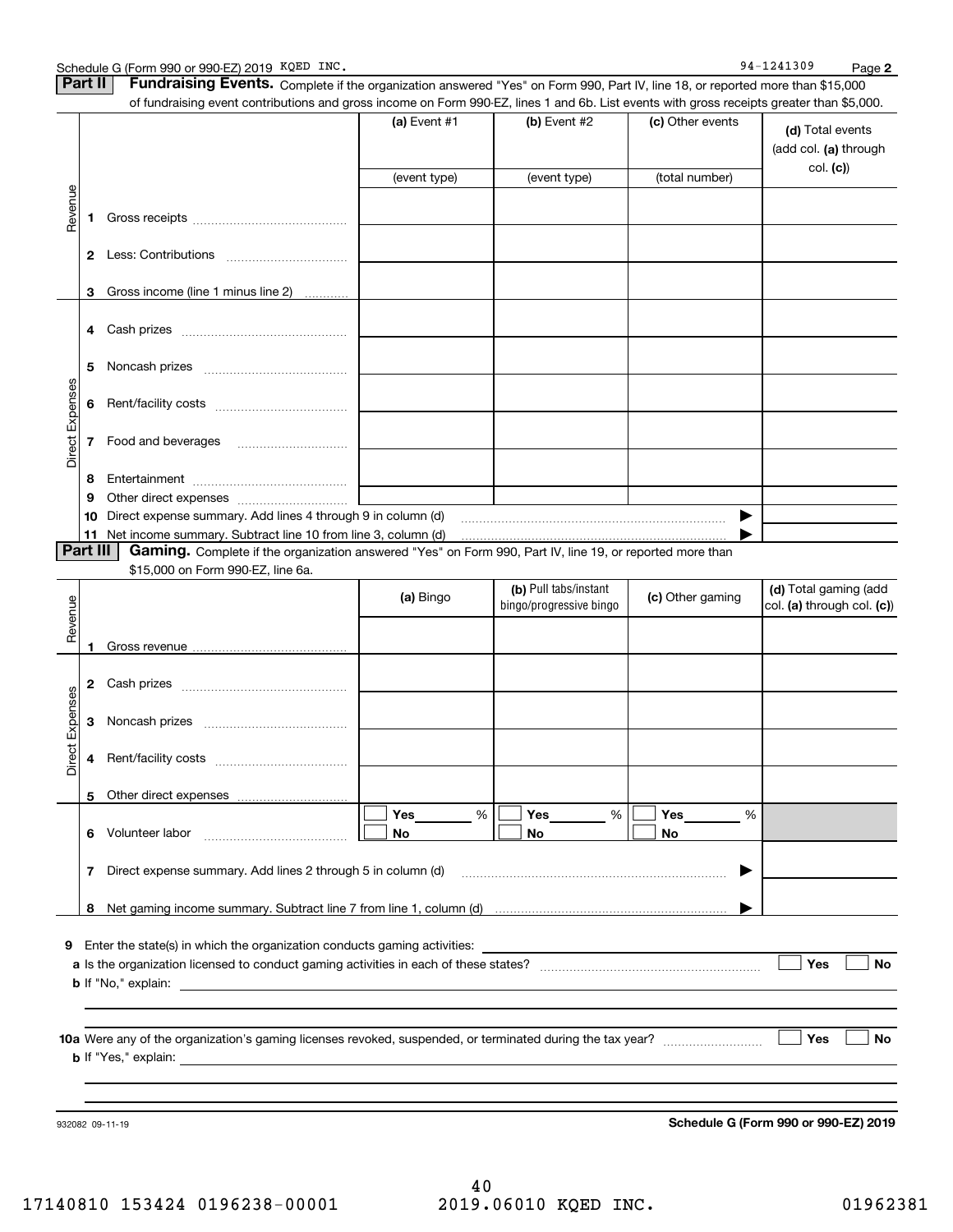Schedule G (Form 990 or 990-EZ) 2019 KQED INC. 94-1241309 Page 2

**Part II** **Fundraising Events.** Complete if the organization answered "Yes" on Form 990, Part IV, line 18, or reported more than $15,000 of fundraising event contributions and gross income on Form 990-EZ, lines 1 and 6b. List events with gross receipts greater than $5,000.

| | | (a) Event #1 | (b) Event #2 | (c) Other events | (d) Total events (add col. (a) through col. (c)) |
|---|---|---|---|---|---|
| | | (event type) | (event type) | (total number) | |
| Revenue | 1 Gross receipts | | | | |
| | 2 Less: Contributions | | | | |
| | 3 Gross income (line 1 minus line 2) | | | | |
| Direct Expenses | 4 Cash prizes | | | | |
| | 5 Noncash prizes | | | | |
| | 6 Rent/facility costs | | | | |
| | 7 Food and beverages | | | | |
| | 8 Entertainment | | | | |
| | 9 Other direct expenses | | | | |
| | 10 Direct expense summary. Add lines 4 through 9 in column (d) | | | ▶ | |
| | 11 Net income summary. Subtract line 10 from line 3, column (d) | | | ▶ | |

**Part III** **Gaming.** Complete if the organization answered "Yes" on Form 990, Part IV, line 19, or reported more than $15,000 on Form 990-EZ, line 6a.

| | | (a) Bingo | (b) Pull tabs/instant bingo/progressive bingo | (c) Other gaming | (d) Total gaming (add col. (a) through col. (c)) |
|---|---|---|---|---|---|
| Revenue | 1 Gross revenue | | | | |
| Direct Expenses | 2 Cash prizes | | | | |
| | 3 Noncash prizes | | | | |
| | 4 Rent/facility costs | | | | |
| | 5 Other direct expenses | | | | |
| | 6 Volunteer labor | ☐ Yes ____ % ☐ No | ☐ Yes ____ % ☐ No | ☐ Yes ____ % ☐ No | |
| | 7 Direct expense summary. Add lines 2 through 5 in column (d) | | | ▶ | |
| | 8 Net gaming income summary. Subtract line 7 from line 1, column (d) | | | ▶ | |

**9** Enter the state(s) in which the organization conducts gaming activities: ______

**a** Is the organization licensed to conduct gaming activities in each of these states? ☐ Yes ☐ No

**b** If "No," explain: ______

**10a** Were any of the organization's gaming licenses revoked, suspended, or terminated during the tax year? ☐ Yes ☐ No

**b** If "Yes," explain: ______

932082 09-11-19

**Schedule G (Form 990 or 990-EZ) 2019**

17140810 153424 0196238-00001 2019.06010 KQED INC. 01962381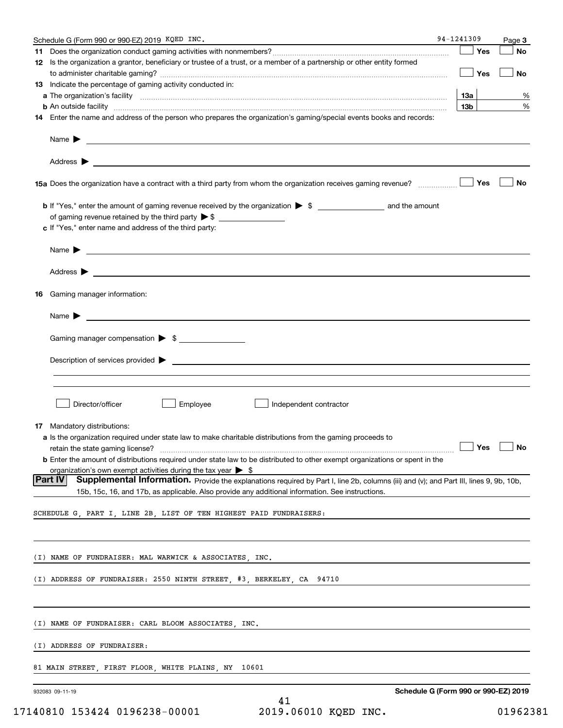Schedule G (Form 990 or 990-EZ) 2019 KQED INC. 94-1241309 Page 3

**11** Does the organization conduct gaming activities with nonmembers? ☐ Yes ☐ No

**12** Is the organization a grantor, beneficiary or trustee of a trust, or a member of a partnership or other entity formed to administer charitable gaming? ☐ Yes ☐ No

**13** Indicate the percentage of gaming activity conducted in:

**a** The organization's facility **13a** %

**b** An outside facility **13b** %

**14** Enter the name and address of the person who prepares the organization's gaming/special events books and records:

Name ▶

Address ▶

**15a** Does the organization have a contract with a third party from whom the organization receives gaming revenue? ☐ Yes ☐ No

**b** If "Yes," enter the amount of gaming revenue received by the organization ▶ $ ______ and the amount of gaming revenue retained by the third party ▶ $ ______

**c** If "Yes," enter name and address of the third party:

Name ▶

Address ▶

**16** Gaming manager information:

Name ▶

Gaming manager compensation ▶ $

Description of services provided ▶

☐ Director/officer ☐ Employee ☐ Independent contractor

**17** Mandatory distributions:

**a** Is the organization required under state law to make charitable distributions from the gaming proceeds to retain the state gaming license? ☐ Yes ☐ No

**b** Enter the amount of distributions required under state law to be distributed to other exempt organizations or spent in the organization's own exempt activities during the tax year ▶ $

**Part IV** **Supplemental Information.** Provide the explanations required by Part I, line 2b, columns (iii) and (v); and Part III, lines 9, 9b, 10b, 15b, 15c, 16, and 17b, as applicable. Also provide any additional information. See instructions.

SCHEDULE G, PART I, LINE 2B, LIST OF TEN HIGHEST PAID FUNDRAISERS:

(I) NAME OF FUNDRAISER: MAL WARWICK & ASSOCIATES, INC.

(I) ADDRESS OF FUNDRAISER: 2550 NINTH STREET, #3, BERKELEY, CA 94710

(I) NAME OF FUNDRAISER: CARL BLOOM ASSOCIATES, INC.

(I) ADDRESS OF FUNDRAISER:

81 MAIN STREET, FIRST FLOOR, WHITE PLAINS, NY 10601

932083 09-11-19 **Schedule G (Form 990 or 990-EZ) 2019**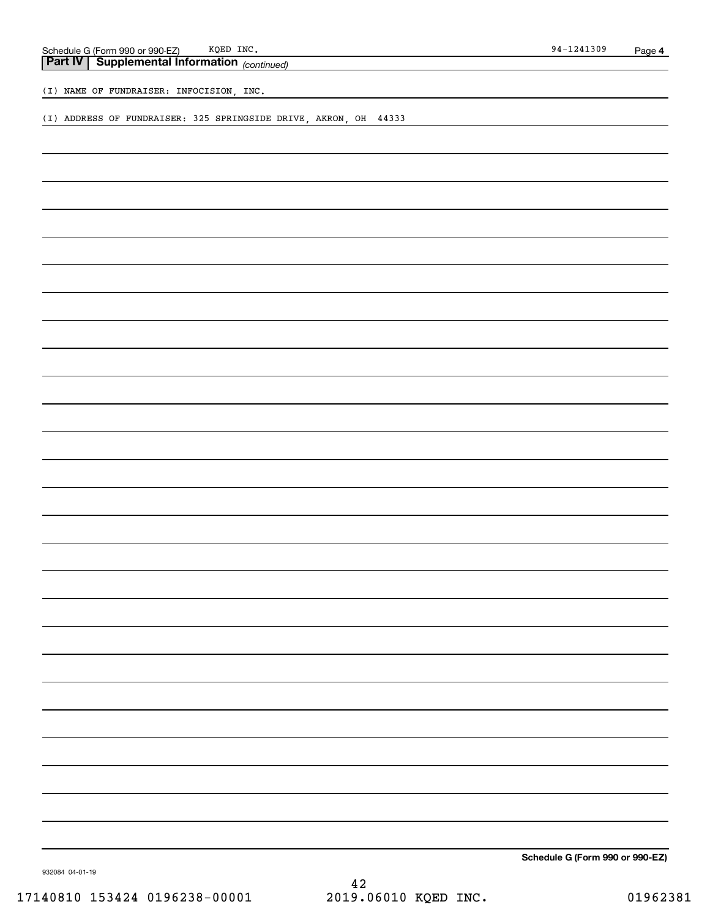Schedule G (Form 990 or 990-EZ) KQED INC. 94-1241309 Page 4

## Part IV Supplemental Information *(continued)*

(I) NAME OF FUNDRAISER: INFOCISION, INC.

(I) ADDRESS OF FUNDRAISER: 325 SPRINGSIDE DRIVE, AKRON, OH 44333

**Schedule G (Form 990 or 990-EZ)**

932084 04-01-19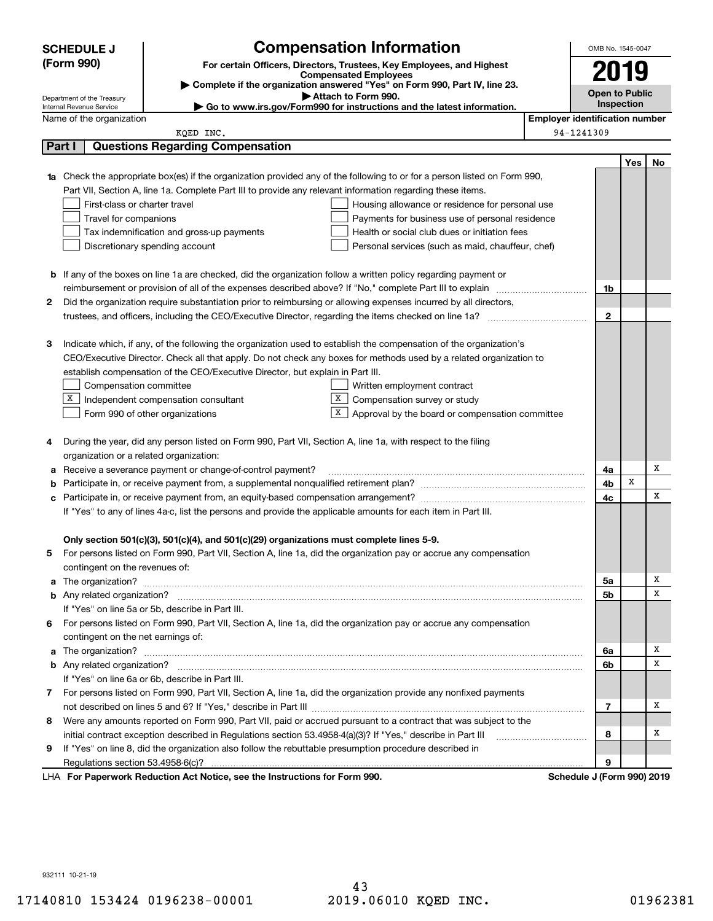**SCHEDULE J (Form 990)**

Department of the Treasury
Internal Revenue Service

# Compensation Information

**For certain Officers, Directors, Trustees, Key Employees, and Highest Compensated Employees**

▶ Complete if the organization answered "Yes" on Form 990, Part IV, line 23.

▶ Attach to Form 990.

▶ Go to www.irs.gov/Form990 for instructions and the latest information.

OMB No. 1545-0047

**2019**

**Open to Public Inspection**

Name of the organization: KQED INC.

Employer identification number: 94-1241309

## Part I Questions Regarding Compensation

| | | | Yes | No |
|---|---|---|---|---|
| **1a** | Check the appropriate box(es) if the organization provided any of the following to or for a person listed on Form 990, Part VII, Section A, line 1a. Complete Part III to provide any relevant information regarding these items.<br>☐ First-class or charter travel ☐ Housing allowance or residence for personal use<br>☐ Travel for companions ☐ Payments for business use of personal residence<br>☐ Tax indemnification and gross-up payments ☐ Health or social club dues or initiation fees<br>☐ Discretionary spending account ☐ Personal services (such as maid, chauffeur, chef) | | | |
| **b** | If any of the boxes on line 1a are checked, did the organization follow a written policy regarding payment or reimbursement or provision of all of the expenses described above? If "No," complete Part III to explain | 1b | | |
| **2** | Did the organization require substantiation prior to reimbursing or allowing expenses incurred by all directors, trustees, and officers, including the CEO/Executive Director, regarding the items checked on line 1a? | 2 | | |
| **3** | Indicate which, if any, of the following the organization used to establish the compensation of the organization's CEO/Executive Director. Check all that apply. Do not check any boxes for methods used by a related organization to establish compensation of the CEO/Executive Director, but explain in Part III.<br>☐ Compensation committee ☐ Written employment contract<br>☒ Independent compensation consultant ☒ Compensation survey or study<br>☐ Form 990 of other organizations ☒ Approval by the board or compensation committee | | | |
| **4** | During the year, did any person listed on Form 990, Part VII, Section A, line 1a, with respect to the filing organization or a related organization: | | | |
| **a** | Receive a severance payment or change-of-control payment? | 4a | | X |
| **b** | Participate in, or receive payment from, a supplemental nonqualified retirement plan? | 4b | X | |
| **c** | Participate in, or receive payment from, an equity-based compensation arrangement? | 4c | | X |
| | If "Yes" to any of lines 4a-c, list the persons and provide the applicable amounts for each item in Part III. | | | |
| | **Only section 501(c)(3), 501(c)(4), and 501(c)(29) organizations must complete lines 5-9.** | | | |
| **5** | For persons listed on Form 990, Part VII, Section A, line 1a, did the organization pay or accrue any compensation contingent on the revenues of: | | | |
| **a** | The organization? | 5a | | X |
| **b** | Any related organization? | 5b | | X |
| | If "Yes" on line 5a or 5b, describe in Part III. | | | |
| **6** | For persons listed on Form 990, Part VII, Section A, line 1a, did the organization pay or accrue any compensation contingent on the net earnings of: | | | |
| **a** | The organization? | 6a | | X |
| **b** | Any related organization? | 6b | | X |
| | If "Yes" on line 6a or 6b, describe in Part III. | | | |
| **7** | For persons listed on Form 990, Part VII, Section A, line 1a, did the organization provide any nonfixed payments not described on lines 5 and 6? If "Yes," describe in Part III | 7 | | X |
| **8** | Were any amounts reported on Form 990, Part VII, paid or accrued pursuant to a contract that was subject to the initial contract exception described in Regulations section 53.4958-4(a)(3)? If "Yes," describe in Part III | 8 | | X |
| **9** | If "Yes" on line 8, did the organization also follow the rebuttable presumption procedure described in Regulations section 53.4958-6(c)? | 9 | | |

LHA **For Paperwork Reduction Act Notice, see the Instructions for Form 990.** **Schedule J (Form 990) 2019**

932111 10-21-19

17140810 153424 0196238-00001 2019.06010 KQED INC. 01962381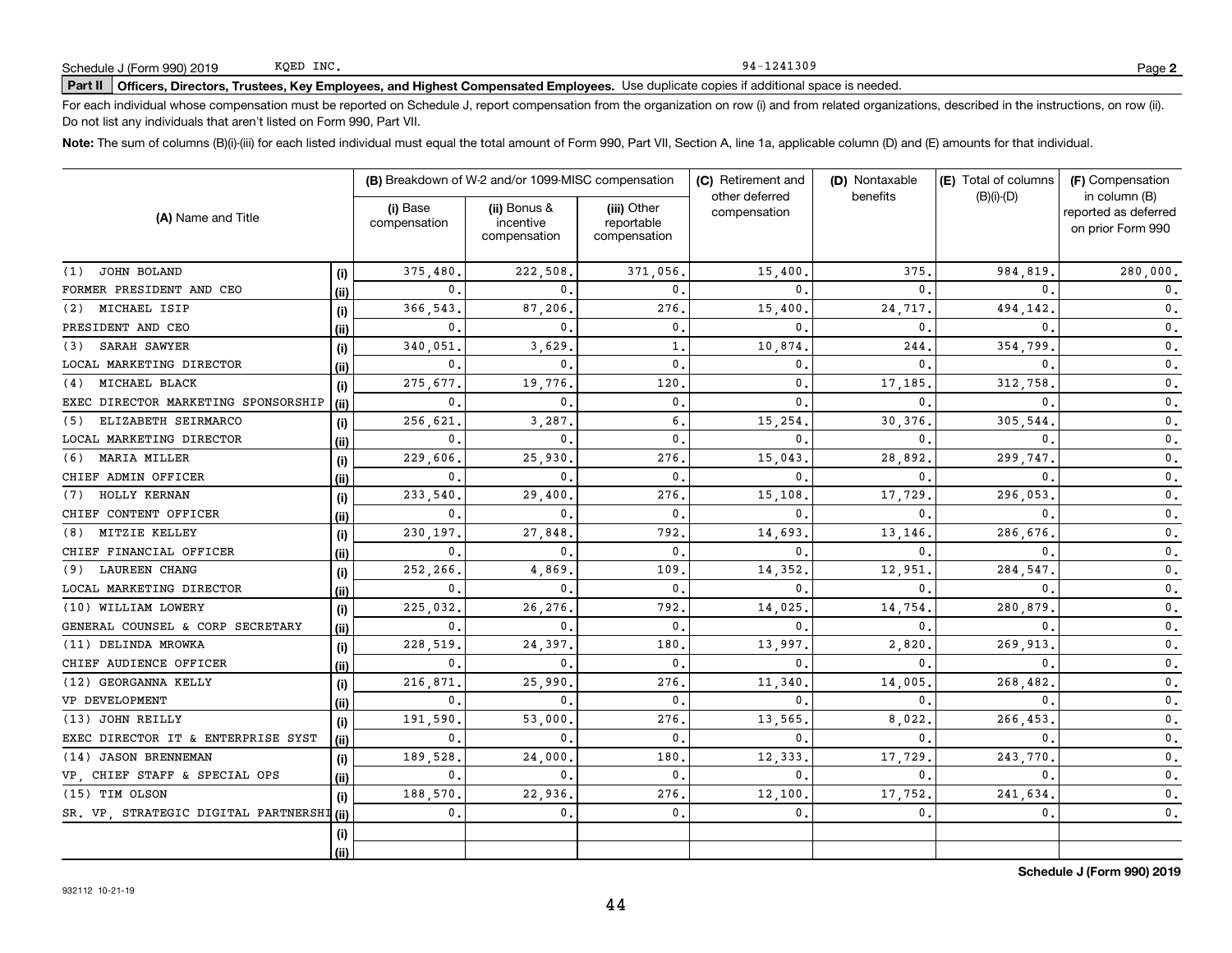Schedule J (Form 990) 2019 KQED INC. 94-1241309

**Part II** **Officers, Directors, Trustees, Key Employees, and Highest Compensated Employees.** Use duplicate copies if additional space is needed.

For each individual whose compensation must be reported on Schedule J, report compensation from the organization on row (i) and from related organizations, described in the instructions, on row (ii). Do not list any individuals that aren't listed on Form 990, Part VII.

**Note:** The sum of columns (B)(i)-(iii) for each listed individual must equal the total amount of Form 990, Part VII, Section A, line 1a, applicable column (D) and (E) amounts for that individual.

| (A) Name and Title | | (B) Breakdown of W-2 and/or 1099-MISC compensation | | | (C) Retirement and other deferred compensation | (D) Nontaxable benefits | (E) Total of columns (B)(i)-(D) | (F) Compensation in column (B) reported as deferred on prior Form 990 |
|---|---|---|---|---|---|---|---|---|
| | | (i) Base compensation | (ii) Bonus & incentive compensation | (iii) Other reportable compensation | | | | |
| (1) JOHN BOLAND | (i) | 375,480. | 222,508. | 371,056. | 15,400. | 375. | 984,819. | 280,000. |
| FORMER PRESIDENT AND CEO | (ii) | 0. | 0. | 0. | 0. | 0. | 0. | 0. |
| (2) MICHAEL ISIP | (i) | 366,543. | 87,206. | 276. | 15,400. | 24,717. | 494,142. | 0. |
| PRESIDENT AND CEO | (ii) | 0. | 0. | 0. | 0. | 0. | 0. | 0. |
| (3) SARAH SAWYER | (i) | 340,051. | 3,629. | 1. | 10,874. | 244. | 354,799. | 0. |
| LOCAL MARKETING DIRECTOR | (ii) | 0. | 0. | 0. | 0. | 0. | 0. | 0. |
| (4) MICHAEL BLACK | (i) | 275,677. | 19,776. | 120. | 0. | 17,185. | 312,758. | 0. |
| EXEC DIRECTOR MARKETING SPONSORSHIP | (ii) | 0. | 0. | 0. | 0. | 0. | 0. | 0. |
| (5) ELIZABETH SEIRMARCO | (i) | 256,621. | 3,287. | 6. | 15,254. | 30,376. | 305,544. | 0. |
| LOCAL MARKETING DIRECTOR | (ii) | 0. | 0. | 0. | 0. | 0. | 0. | 0. |
| (6) MARIA MILLER | (i) | 229,606. | 25,930. | 276. | 15,043. | 28,892. | 299,747. | 0. |
| CHIEF ADMIN OFFICER | (ii) | 0. | 0. | 0. | 0. | 0. | 0. | 0. |
| (7) HOLLY KERNAN | (i) | 233,540. | 29,400. | 276. | 15,108. | 17,729. | 296,053. | 0. |
| CHIEF CONTENT OFFICER | (ii) | 0. | 0. | 0. | 0. | 0. | 0. | 0. |
| (8) MITZIE KELLEY | (i) | 230,197. | 27,848. | 792. | 14,693. | 13,146. | 286,676. | 0. |
| CHIEF FINANCIAL OFFICER | (ii) | 0. | 0. | 0. | 0. | 0. | 0. | 0. |
| (9) LAUREEN CHANG | (i) | 252,266. | 4,869. | 109. | 14,352. | 12,951. | 284,547. | 0. |
| LOCAL MARKETING DIRECTOR | (ii) | 0. | 0. | 0. | 0. | 0. | 0. | 0. |
| (10) WILLIAM LOWERY | (i) | 225,032. | 26,276. | 792. | 14,025. | 14,754. | 280,879. | 0. |
| GENERAL COUNSEL & CORP SECRETARY | (ii) | 0. | 0. | 0. | 0. | 0. | 0. | 0. |
| (11) DELINDA MROWKA | (i) | 228,519. | 24,397. | 180. | 13,997. | 2,820. | 269,913. | 0. |
| CHIEF AUDIENCE OFFICER | (ii) | 0. | 0. | 0. | 0. | 0. | 0. | 0. |
| (12) GEORGANNA KELLY | (i) | 216,871. | 25,990. | 276. | 11,340. | 14,005. | 268,482. | 0. |
| VP DEVELOPMENT | (ii) | 0. | 0. | 0. | 0. | 0. | 0. | 0. |
| (13) JOHN REILLY | (i) | 191,590. | 53,000. | 276. | 13,565. | 8,022. | 266,453. | 0. |
| EXEC DIRECTOR IT & ENTERPRISE SYST | (ii) | 0. | 0. | 0. | 0. | 0. | 0. | 0. |
| (14) JASON BRENNEMAN | (i) | 189,528. | 24,000. | 180. | 12,333. | 17,729. | 243,770. | 0. |
| VP, CHIEF STAFF & SPECIAL OPS | (ii) | 0. | 0. | 0. | 0. | 0. | 0. | 0. |
| (15) TIM OLSON | (i) | 188,570. | 22,936. | 276. | 12,100. | 17,752. | 241,634. | 0. |
| SR. VP, STRATEGIC DIGITAL PARTNERSHI | (ii) | 0. | 0. | 0. | 0. | 0. | 0. | 0. |
| | (i) | | | | | | | |
| | (ii) | | | | | | | |

**Schedule J (Form 990) 2019**

932112 10-21-19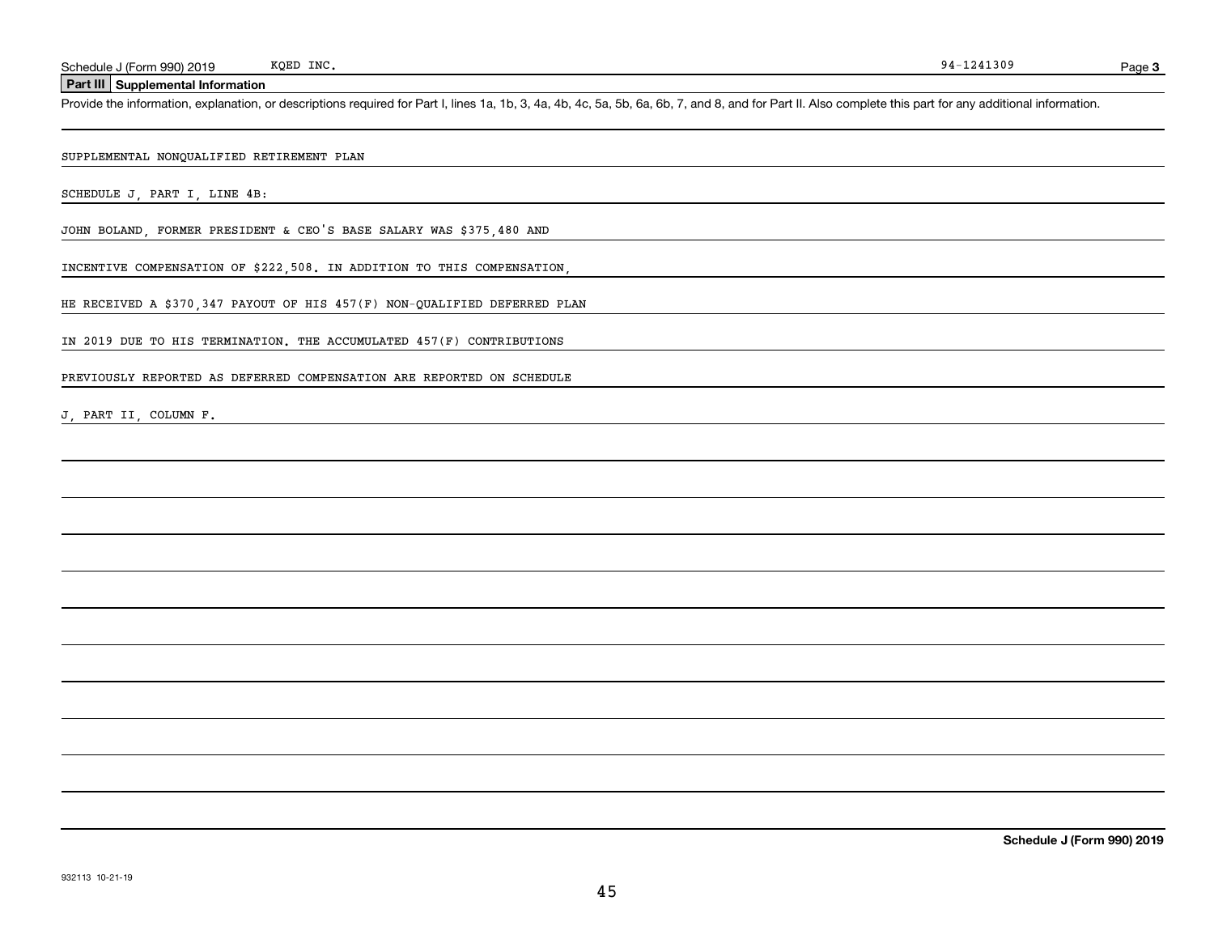Schedule J (Form 990) 2019 KQED INC. 94-1241309

## Part III Supplemental Information

Provide the information, explanation, or descriptions required for Part I, lines 1a, 1b, 3, 4a, 4b, 4c, 5a, 5b, 6a, 6b, 7, and 8, and for Part II. Also complete this part for any additional information.

SUPPLEMENTAL NONQUALIFIED RETIREMENT PLAN

SCHEDULE J, PART I, LINE 4B:

JOHN BOLAND, FORMER PRESIDENT & CEO'S BASE SALARY WAS $375,480 AND INCENTIVE COMPENSATION OF $222,508. IN ADDITION TO THIS COMPENSATION, HE RECEIVED A $370,347 PAYOUT OF HIS 457(F) NON-QUALIFIED DEFERRED PLAN IN 2019 DUE TO HIS TERMINATION. THE ACCUMULATED 457(F) CONTRIBUTIONS PREVIOUSLY REPORTED AS DEFERRED COMPENSATION ARE REPORTED ON SCHEDULE J, PART II, COLUMN F.

932113 10-21-19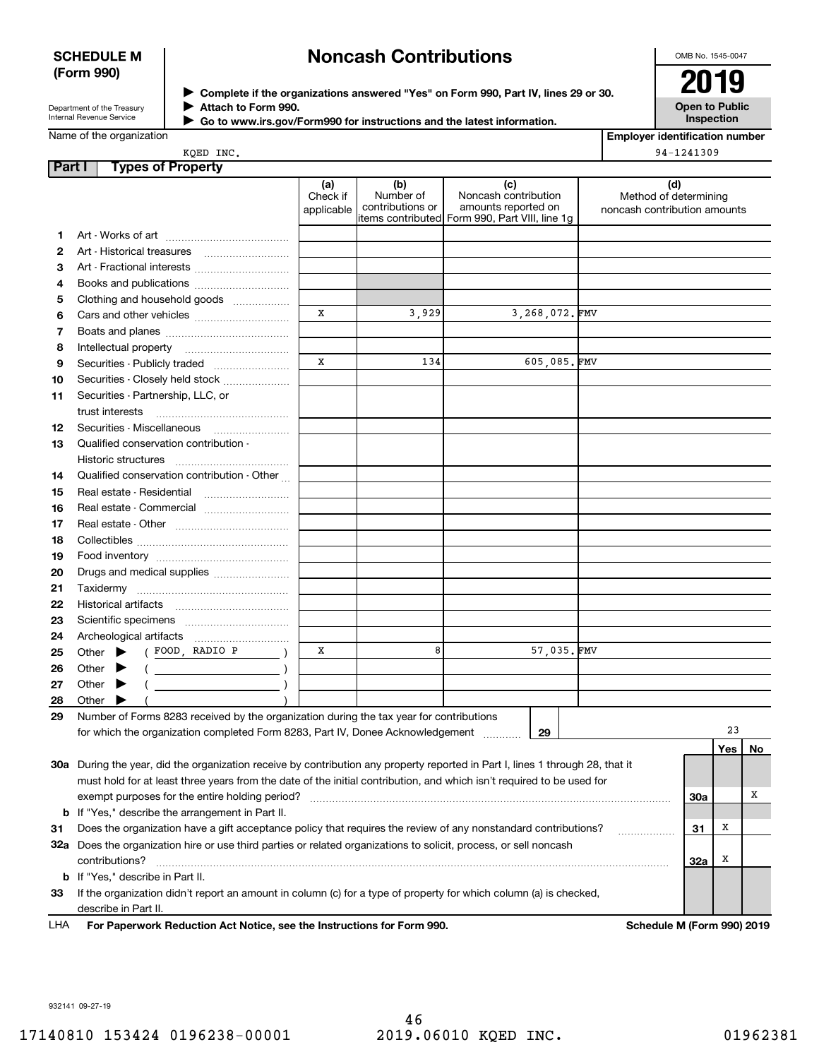**SCHEDULE M (Form 990)**

Department of the Treasury
Internal Revenue Service

# Noncash Contributions

▶ Complete if the organizations answered "Yes" on Form 990, Part IV, lines 29 or 30.
▶ Attach to Form 990.
▶ Go to www.irs.gov/Form990 for instructions and the latest information.

OMB No. 1545-0047

**2019**

**Open to Public Inspection**

Name of the organization: KQED INC.

Employer identification number: 94-1241309

## Part I Types of Property

| | | (a) Check if applicable | (b) Number of contributions or items contributed | (c) Noncash contribution amounts reported on Form 990, Part VIII, line 1g | (d) Method of determining noncash contribution amounts |
|---|---|---|---|---|---|
| 1 | Art - Works of art | | | | |
| 2 | Art - Historical treasures | | | | |
| 3 | Art - Fractional interests | | | | |
| 4 | Books and publications | | | | |
| 5 | Clothing and household goods | | | | |
| 6 | Cars and other vehicles | X | 3,929 | 3,268,072. | FMV |
| 7 | Boats and planes | | | | |
| 8 | Intellectual property | | | | |
| 9 | Securities - Publicly traded | X | 134 | 605,085. | FMV |
| 10 | Securities - Closely held stock | | | | |
| 11 | Securities - Partnership, LLC, or trust interests | | | | |
| 12 | Securities - Miscellaneous | | | | |
| 13 | Qualified conservation contribution - Historic structures | | | | |
| 14 | Qualified conservation contribution - Other | | | | |
| 15 | Real estate - Residential | | | | |
| 16 | Real estate - Commercial | | | | |
| 17 | Real estate - Other | | | | |
| 18 | Collectibles | | | | |
| 19 | Food inventory | | | | |
| 20 | Drugs and medical supplies | | | | |
| 21 | Taxidermy | | | | |
| 22 | Historical artifacts | | | | |
| 23 | Scientific specimens | | | | |
| 24 | Archeological artifacts | | | | |
| 25 | Other ▶ ( FOOD, RADIO P ) | X | 8 | 57,035. | FMV |
| 26 | Other ▶ ( ) | | | | |
| 27 | Other ▶ ( ) | | | | |
| 28 | Other ▶ ( ) | | | | |

29 Number of Forms 8283 received by the organization during the tax year for contributions for which the organization completed Form 8283, Part IV, Donee Acknowledgement ........ **29** 23

| | | | Yes | No |
|---|---|---|---|---|
| 30a | During the year, did the organization receive by contribution any property reported in Part I, lines 1 through 28, that it must hold for at least three years from the date of the initial contribution, and which isn't required to be used for exempt purposes for the entire holding period? | 30a | | X |
| b | If "Yes," describe the arrangement in Part II. | | | |
| 31 | Does the organization have a gift acceptance policy that requires the review of any nonstandard contributions? | 31 | X | |
| 32a | Does the organization hire or use third parties or related organizations to solicit, process, or sell noncash contributions? | 32a | X | |
| b | If "Yes," describe in Part II. | | | |
| 33 | If the organization didn't report an amount in column (c) for a type of property for which column (a) is checked, describe in Part II. | | | |

LHA **For Paperwork Reduction Act Notice, see the Instructions for Form 990.** **Schedule M (Form 990) 2019**

932141 09-27-19

17140810 153424 0196238-00001 2019.06010 KQED INC. 01962381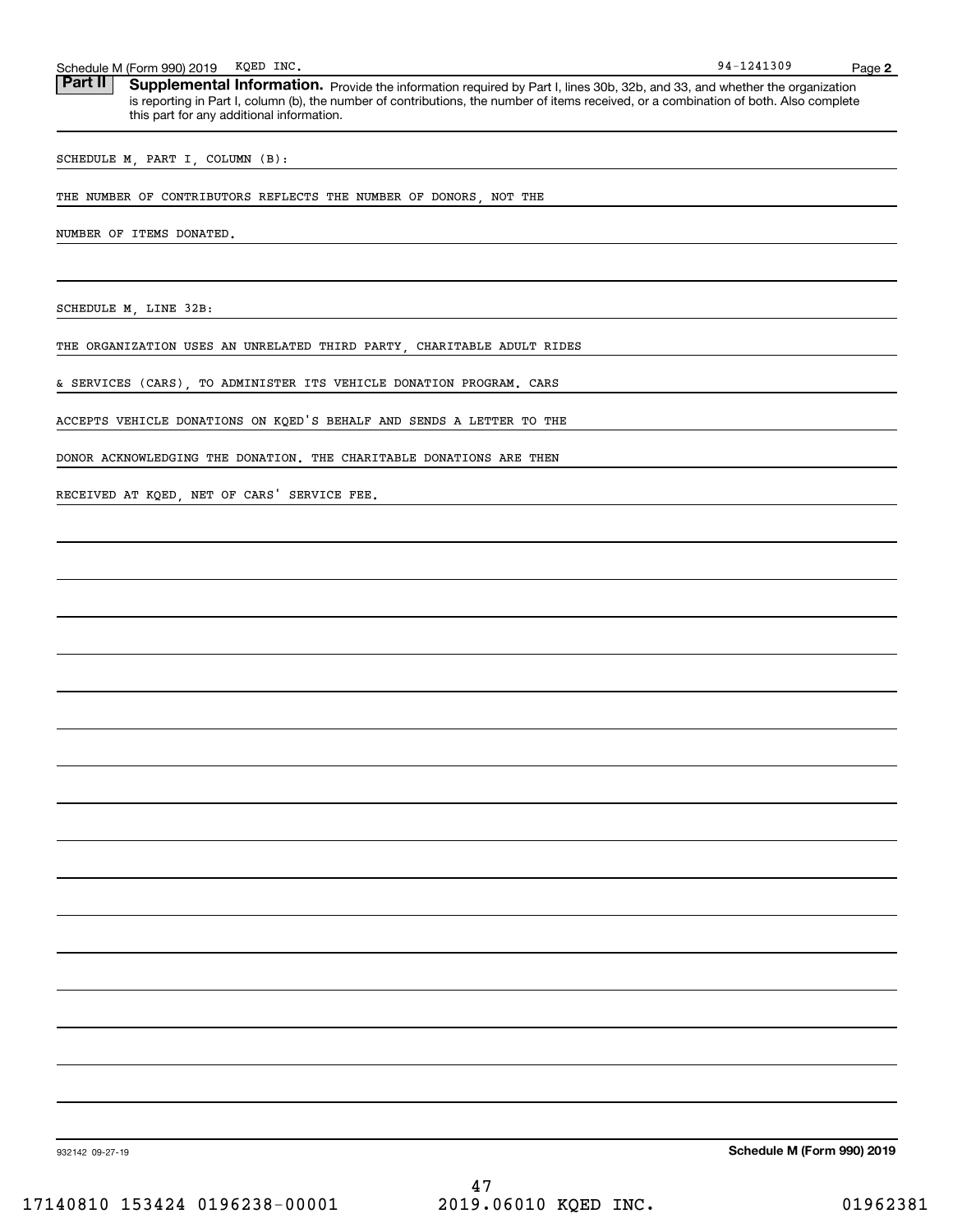Schedule M (Form 990) 2019 KQED INC. 94-1241309

## Part II Supplemental Information.

Provide the information required by Part I, lines 30b, 32b, and 33, and whether the organization is reporting in Part I, column (b), the number of contributions, the number of items received, or a combination of both. Also complete this part for any additional information.

SCHEDULE M, PART I, COLUMN (B):

THE NUMBER OF CONTRIBUTORS REFLECTS THE NUMBER OF DONORS, NOT THE NUMBER OF ITEMS DONATED.

SCHEDULE M, LINE 32B:

THE ORGANIZATION USES AN UNRELATED THIRD PARTY, CHARITABLE ADULT RIDES & SERVICES (CARS), TO ADMINISTER ITS VEHICLE DONATION PROGRAM. CARS ACCEPTS VEHICLE DONATIONS ON KQED'S BEHALF AND SENDS A LETTER TO THE DONOR ACKNOWLEDGING THE DONATION. THE CHARITABLE DONATIONS ARE THEN RECEIVED AT KQED, NET OF CARS' SERVICE FEE.

932142 09-27-19

**Schedule M (Form 990) 2019**

17140810 153424 0196238-00001 2019.06010 KQED INC. 01962381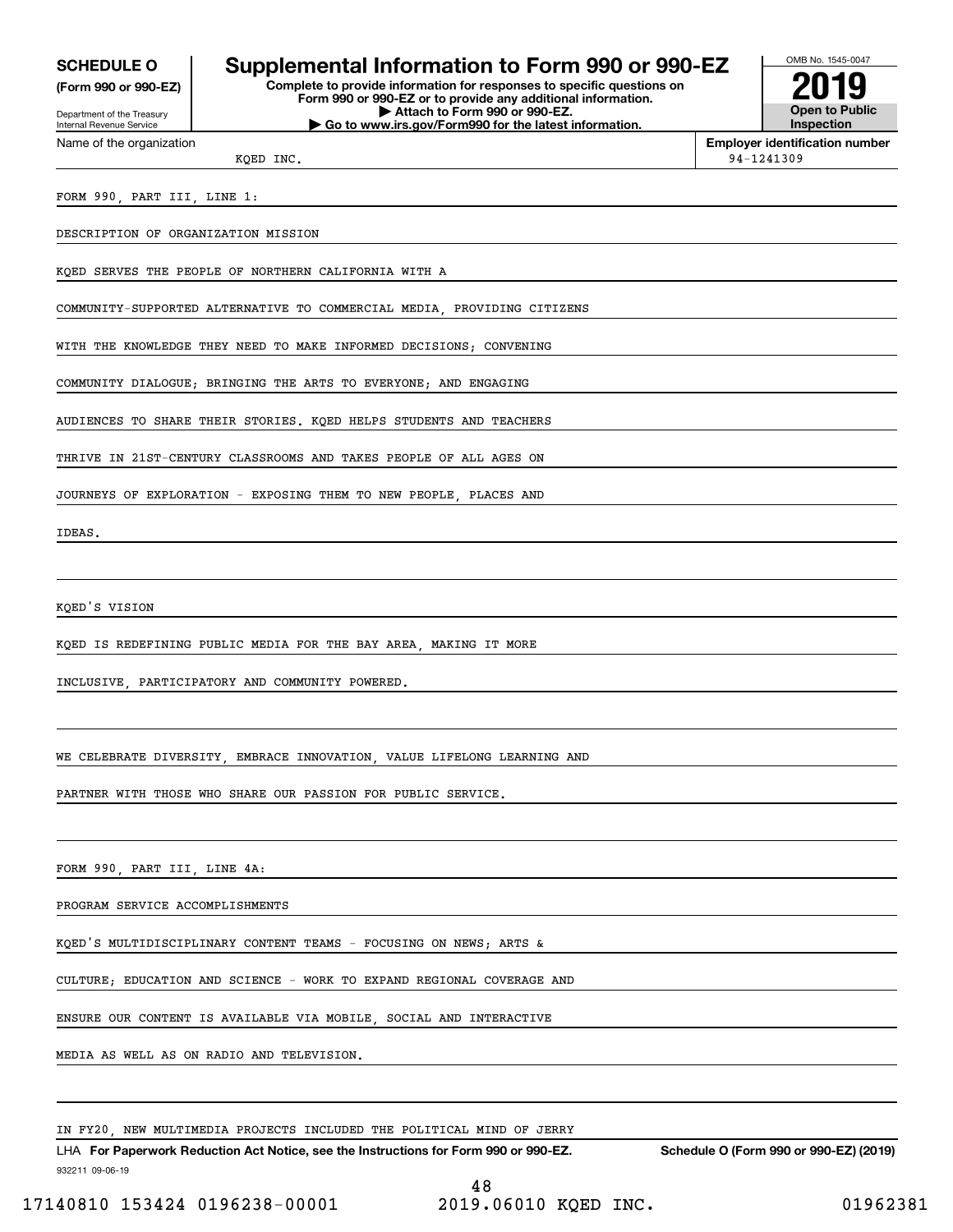**SCHEDULE O**
**(Form 990 or 990-EZ)**

Department of the Treasury
Internal Revenue Service

# Supplemental Information to Form 990 or 990-EZ

**Complete to provide information for responses to specific questions on Form 990 or 990-EZ or to provide any additional information.**
**▶ Attach to Form 990 or 990-EZ.**
**▶ Go to www.irs.gov/Form990 for the latest information.**

OMB No. 1545-0047

**2019**

**Open to Public Inspection**

Name of the organization: KQED INC.

**Employer identification number:** 94-1241309

FORM 990, PART III, LINE 1:

DESCRIPTION OF ORGANIZATION MISSION

KQED SERVES THE PEOPLE OF NORTHERN CALIFORNIA WITH A COMMUNITY-SUPPORTED ALTERNATIVE TO COMMERCIAL MEDIA, PROVIDING CITIZENS WITH THE KNOWLEDGE THEY NEED TO MAKE INFORMED DECISIONS; CONVENING COMMUNITY DIALOGUE; BRINGING THE ARTS TO EVERYONE; AND ENGAGING AUDIENCES TO SHARE THEIR STORIES. KQED HELPS STUDENTS AND TEACHERS THRIVE IN 21ST-CENTURY CLASSROOMS AND TAKES PEOPLE OF ALL AGES ON JOURNEYS OF EXPLORATION - EXPOSING THEM TO NEW PEOPLE, PLACES AND IDEAS.

KQED'S VISION

KQED IS REDEFINING PUBLIC MEDIA FOR THE BAY AREA, MAKING IT MORE INCLUSIVE, PARTICIPATORY AND COMMUNITY POWERED.

WE CELEBRATE DIVERSITY, EMBRACE INNOVATION, VALUE LIFELONG LEARNING AND PARTNER WITH THOSE WHO SHARE OUR PASSION FOR PUBLIC SERVICE.

FORM 990, PART III, LINE 4A:

PROGRAM SERVICE ACCOMPLISHMENTS

KQED'S MULTIDISCIPLINARY CONTENT TEAMS - FOCUSING ON NEWS; ARTS & CULTURE; EDUCATION AND SCIENCE - WORK TO EXPAND REGIONAL COVERAGE AND ENSURE OUR CONTENT IS AVAILABLE VIA MOBILE, SOCIAL AND INTERACTIVE MEDIA AS WELL AS ON RADIO AND TELEVISION.

IN FY20, NEW MULTIMEDIA PROJECTS INCLUDED THE POLITICAL MIND OF JERRY

LHA **For Paperwork Reduction Act Notice, see the Instructions for Form 990 or 990-EZ.** **Schedule O (Form 990 or 990-EZ) (2019)**

932211 09-06-19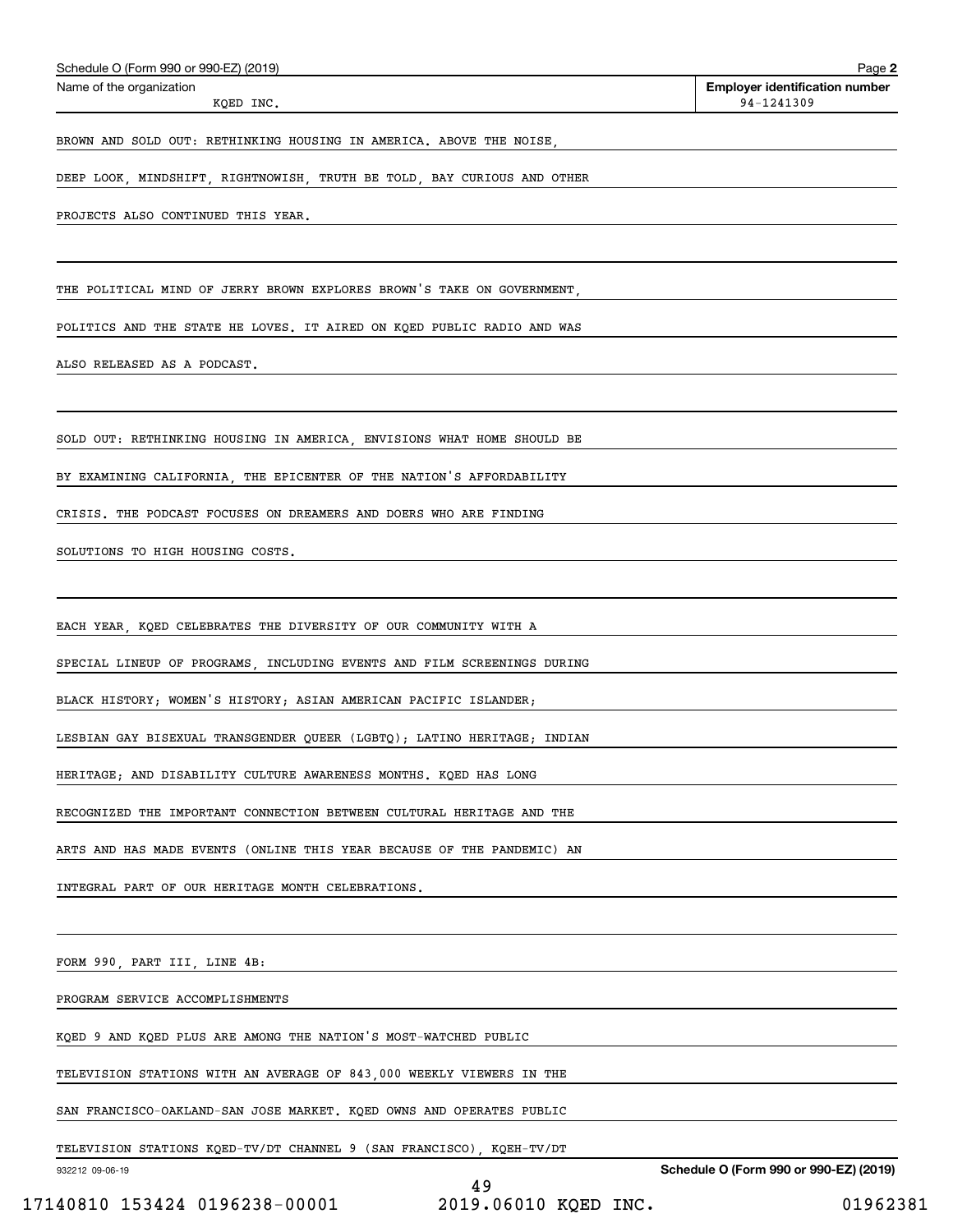Schedule O (Form 990 or 990-EZ) (2019)

Name of the organization: KQED INC.

Employer identification number: 94-1241309

BROWN AND SOLD OUT: RETHINKING HOUSING IN AMERICA. ABOVE THE NOISE, DEEP LOOK, MINDSHIFT, RIGHTNOWISH, TRUTH BE TOLD, BAY CURIOUS AND OTHER PROJECTS ALSO CONTINUED THIS YEAR.

THE POLITICAL MIND OF JERRY BROWN EXPLORES BROWN'S TAKE ON GOVERNMENT, POLITICS AND THE STATE HE LOVES. IT AIRED ON KQED PUBLIC RADIO AND WAS ALSO RELEASED AS A PODCAST.

SOLD OUT: RETHINKING HOUSING IN AMERICA, ENVISIONS WHAT HOME SHOULD BE BY EXAMINING CALIFORNIA, THE EPICENTER OF THE NATION'S AFFORDABILITY CRISIS. THE PODCAST FOCUSES ON DREAMERS AND DOERS WHO ARE FINDING SOLUTIONS TO HIGH HOUSING COSTS.

EACH YEAR, KQED CELEBRATES THE DIVERSITY OF OUR COMMUNITY WITH A SPECIAL LINEUP OF PROGRAMS, INCLUDING EVENTS AND FILM SCREENINGS DURING BLACK HISTORY; WOMEN'S HISTORY; ASIAN AMERICAN PACIFIC ISLANDER; LESBIAN GAY BISEXUAL TRANSGENDER QUEER (LGBTQ); LATINO HERITAGE; INDIAN HERITAGE; AND DISABILITY CULTURE AWARENESS MONTHS. KQED HAS LONG RECOGNIZED THE IMPORTANT CONNECTION BETWEEN CULTURAL HERITAGE AND THE ARTS AND HAS MADE EVENTS (ONLINE THIS YEAR BECAUSE OF THE PANDEMIC) AN INTEGRAL PART OF OUR HERITAGE MONTH CELEBRATIONS.

FORM 990, PART III, LINE 4B:

PROGRAM SERVICE ACCOMPLISHMENTS

KQED 9 AND KQED PLUS ARE AMONG THE NATION'S MOST-WATCHED PUBLIC TELEVISION STATIONS WITH AN AVERAGE OF 843,000 WEEKLY VIEWERS IN THE SAN FRANCISCO-OAKLAND-SAN JOSE MARKET. KQED OWNS AND OPERATES PUBLIC TELEVISION STATIONS KQED-TV/DT CHANNEL 9 (SAN FRANCISCO), KQEH-TV/DT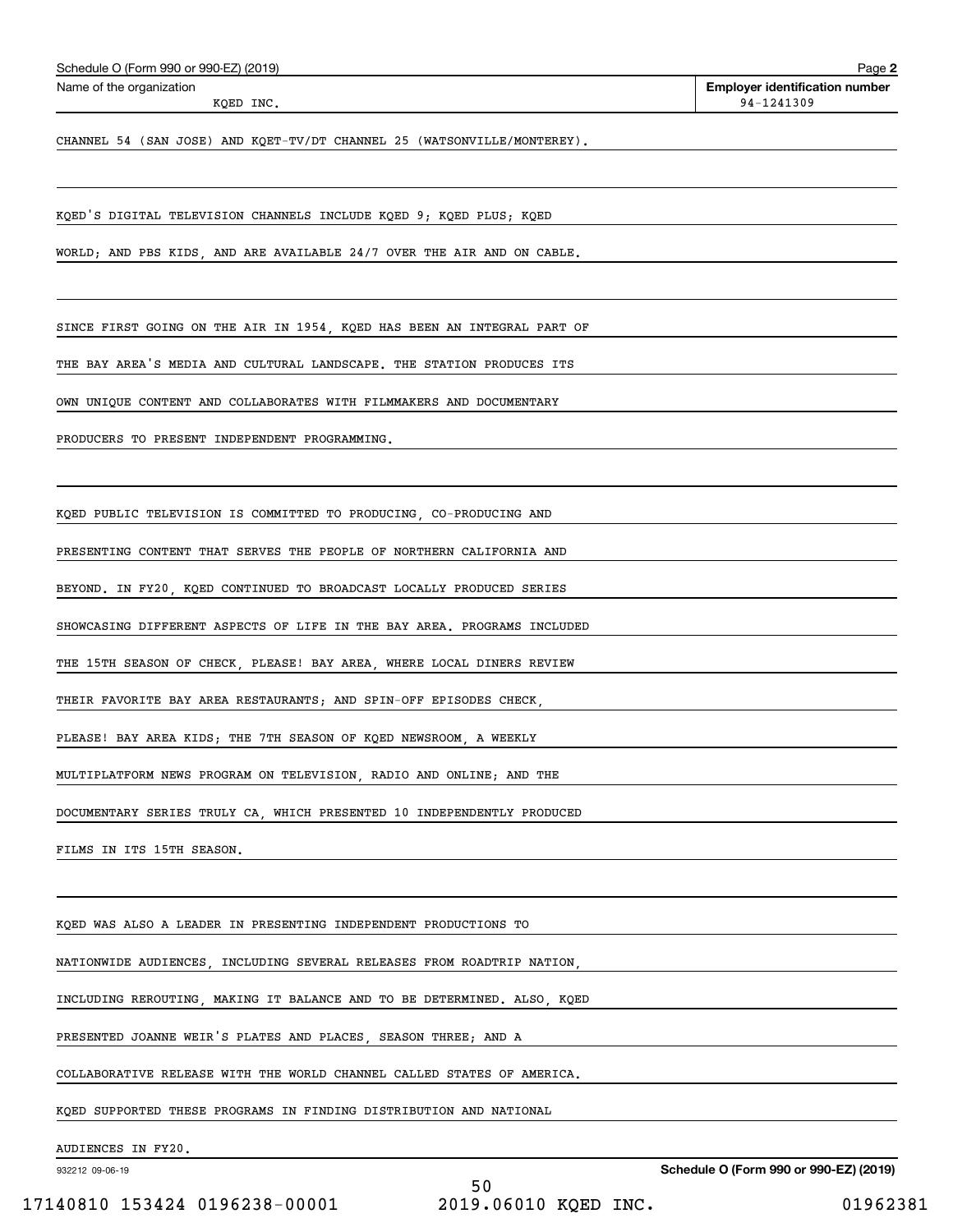Name of the organization: KQED INC.

Employer identification number: 94-1241309

CHANNEL 54 (SAN JOSE) AND KQET-TV/DT CHANNEL 25 (WATSONVILLE/MONTEREY).

KQED'S DIGITAL TELEVISION CHANNELS INCLUDE KQED 9; KQED PLUS; KQED WORLD; AND PBS KIDS, AND ARE AVAILABLE 24/7 OVER THE AIR AND ON CABLE.

SINCE FIRST GOING ON THE AIR IN 1954, KQED HAS BEEN AN INTEGRAL PART OF THE BAY AREA'S MEDIA AND CULTURAL LANDSCAPE. THE STATION PRODUCES ITS OWN UNIQUE CONTENT AND COLLABORATES WITH FILMMAKERS AND DOCUMENTARY PRODUCERS TO PRESENT INDEPENDENT PROGRAMMING.

KQED PUBLIC TELEVISION IS COMMITTED TO PRODUCING, CO-PRODUCING AND PRESENTING CONTENT THAT SERVES THE PEOPLE OF NORTHERN CALIFORNIA AND BEYOND. IN FY20, KQED CONTINUED TO BROADCAST LOCALLY PRODUCED SERIES SHOWCASING DIFFERENT ASPECTS OF LIFE IN THE BAY AREA. PROGRAMS INCLUDED THE 15TH SEASON OF CHECK, PLEASE! BAY AREA, WHERE LOCAL DINERS REVIEW THEIR FAVORITE BAY AREA RESTAURANTS; AND SPIN-OFF EPISODES CHECK, PLEASE! BAY AREA KIDS; THE 7TH SEASON OF KQED NEWSROOM, A WEEKLY MULTIPLATFORM NEWS PROGRAM ON TELEVISION, RADIO AND ONLINE; AND THE DOCUMENTARY SERIES TRULY CA, WHICH PRESENTED 10 INDEPENDENTLY PRODUCED FILMS IN ITS 15TH SEASON.

KQED WAS ALSO A LEADER IN PRESENTING INDEPENDENT PRODUCTIONS TO NATIONWIDE AUDIENCES, INCLUDING SEVERAL RELEASES FROM ROADTRIP NATION, INCLUDING REROUTING, MAKING IT BALANCE AND TO BE DETERMINED. ALSO, KQED PRESENTED JOANNE WEIR'S PLATES AND PLACES, SEASON THREE; AND A COLLABORATIVE RELEASE WITH THE WORLD CHANNEL CALLED STATES OF AMERICA. KQED SUPPORTED THESE PROGRAMS IN FINDING DISTRIBUTION AND NATIONAL AUDIENCES IN FY20.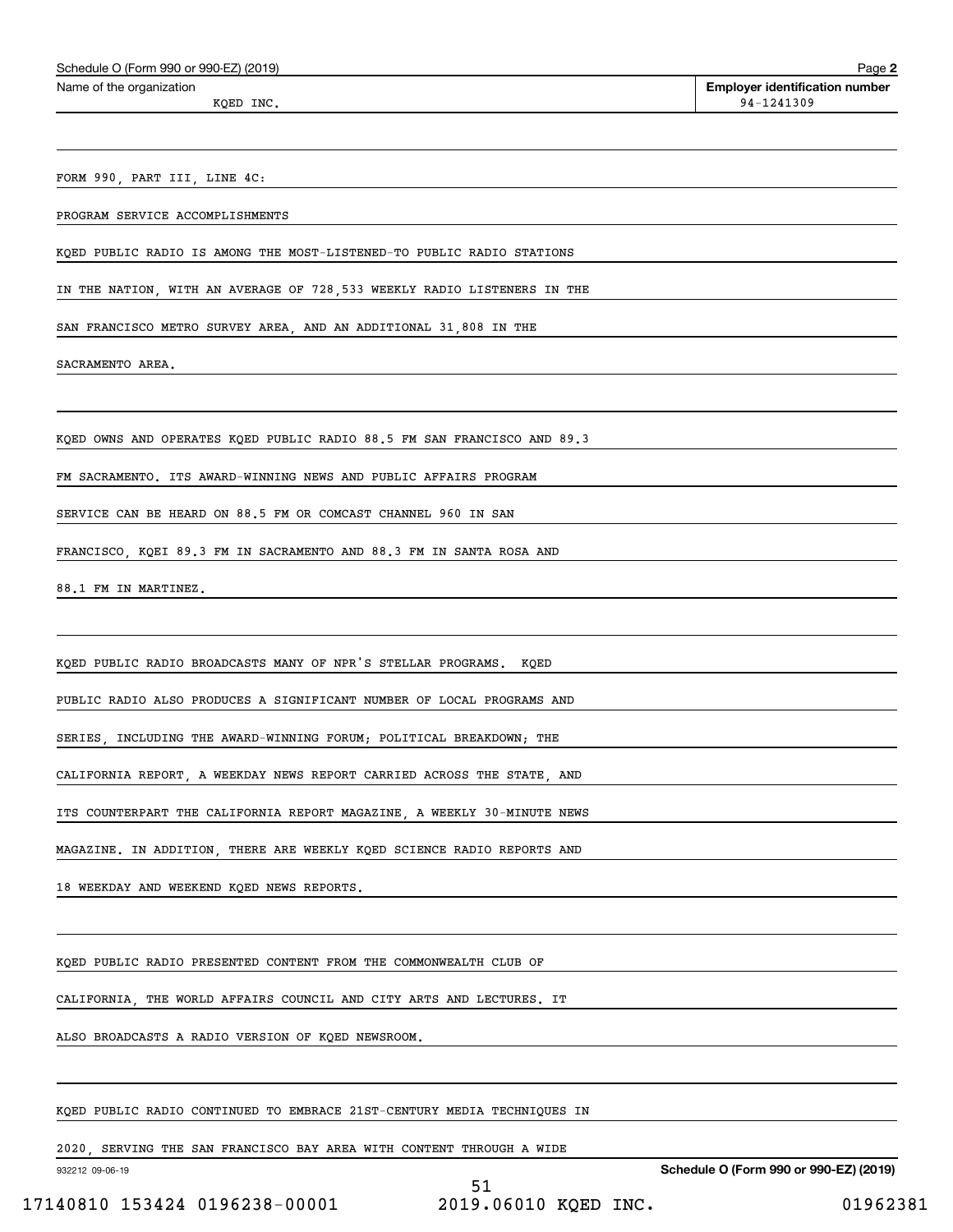Schedule O (Form 990 or 990-EZ) (2019)

Name of the organization: KQED INC.

Employer identification number: 94-1241309

FORM 990, PART III, LINE 4C:

PROGRAM SERVICE ACCOMPLISHMENTS

KQED PUBLIC RADIO IS AMONG THE MOST-LISTENED-TO PUBLIC RADIO STATIONS IN THE NATION, WITH AN AVERAGE OF 728,533 WEEKLY RADIO LISTENERS IN THE SAN FRANCISCO METRO SURVEY AREA, AND AN ADDITIONAL 31,808 IN THE SACRAMENTO AREA.

KQED OWNS AND OPERATES KQED PUBLIC RADIO 88.5 FM SAN FRANCISCO AND 89.3 FM SACRAMENTO. ITS AWARD-WINNING NEWS AND PUBLIC AFFAIRS PROGRAM SERVICE CAN BE HEARD ON 88.5 FM OR COMCAST CHANNEL 960 IN SAN FRANCISCO, KQEI 89.3 FM IN SACRAMENTO AND 88.3 FM IN SANTA ROSA AND 88.1 FM IN MARTINEZ.

KQED PUBLIC RADIO BROADCASTS MANY OF NPR'S STELLAR PROGRAMS. KQED PUBLIC RADIO ALSO PRODUCES A SIGNIFICANT NUMBER OF LOCAL PROGRAMS AND SERIES, INCLUDING THE AWARD-WINNING FORUM; POLITICAL BREAKDOWN; THE CALIFORNIA REPORT, A WEEKDAY NEWS REPORT CARRIED ACROSS THE STATE, AND ITS COUNTERPART THE CALIFORNIA REPORT MAGAZINE, A WEEKLY 30-MINUTE NEWS MAGAZINE. IN ADDITION, THERE ARE WEEKLY KQED SCIENCE RADIO REPORTS AND 18 WEEKDAY AND WEEKEND KQED NEWS REPORTS.

KQED PUBLIC RADIO PRESENTED CONTENT FROM THE COMMONWEALTH CLUB OF CALIFORNIA, THE WORLD AFFAIRS COUNCIL AND CITY ARTS AND LECTURES. IT ALSO BROADCASTS A RADIO VERSION OF KQED NEWSROOM.

KQED PUBLIC RADIO CONTINUED TO EMBRACE 21ST-CENTURY MEDIA TECHNIQUES IN 2020, SERVING THE SAN FRANCISCO BAY AREA WITH CONTENT THROUGH A WIDE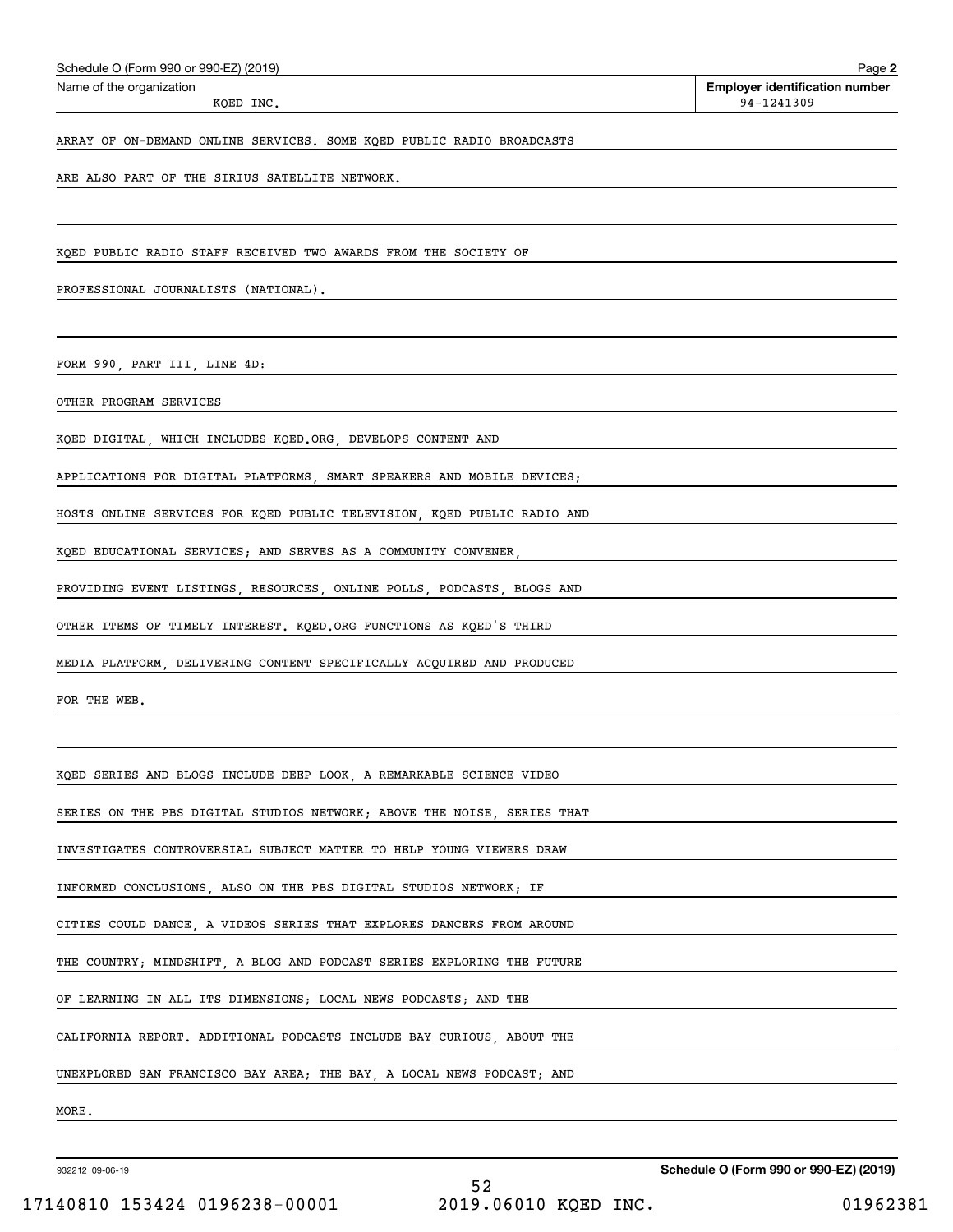Schedule O (Form 990 or 990-EZ) (2019)

Name of the organization: KQED INC.

Employer identification number: 94-1241309

ARRAY OF ON-DEMAND ONLINE SERVICES. SOME KQED PUBLIC RADIO BROADCASTS ARE ALSO PART OF THE SIRIUS SATELLITE NETWORK.

KQED PUBLIC RADIO STAFF RECEIVED TWO AWARDS FROM THE SOCIETY OF PROFESSIONAL JOURNALISTS (NATIONAL).

FORM 990, PART III, LINE 4D:

OTHER PROGRAM SERVICES

KQED DIGITAL, WHICH INCLUDES KQED.ORG, DEVELOPS CONTENT AND APPLICATIONS FOR DIGITAL PLATFORMS, SMART SPEAKERS AND MOBILE DEVICES; HOSTS ONLINE SERVICES FOR KQED PUBLIC TELEVISION, KQED PUBLIC RADIO AND KQED EDUCATIONAL SERVICES; AND SERVES AS A COMMUNITY CONVENER, PROVIDING EVENT LISTINGS, RESOURCES, ONLINE POLLS, PODCASTS, BLOGS AND OTHER ITEMS OF TIMELY INTEREST. KQED.ORG FUNCTIONS AS KQED'S THIRD MEDIA PLATFORM, DELIVERING CONTENT SPECIFICALLY ACQUIRED AND PRODUCED FOR THE WEB.

KQED SERIES AND BLOGS INCLUDE DEEP LOOK, A REMARKABLE SCIENCE VIDEO SERIES ON THE PBS DIGITAL STUDIOS NETWORK; ABOVE THE NOISE, SERIES THAT INVESTIGATES CONTROVERSIAL SUBJECT MATTER TO HELP YOUNG VIEWERS DRAW INFORMED CONCLUSIONS, ALSO ON THE PBS DIGITAL STUDIOS NETWORK; IF CITIES COULD DANCE, A VIDEOS SERIES THAT EXPLORES DANCERS FROM AROUND THE COUNTRY; MINDSHIFT, A BLOG AND PODCAST SERIES EXPLORING THE FUTURE OF LEARNING IN ALL ITS DIMENSIONS; LOCAL NEWS PODCASTS; AND THE CALIFORNIA REPORT. ADDITIONAL PODCASTS INCLUDE BAY CURIOUS, ABOUT THE UNEXPLORED SAN FRANCISCO BAY AREA; THE BAY, A LOCAL NEWS PODCAST; AND MORE.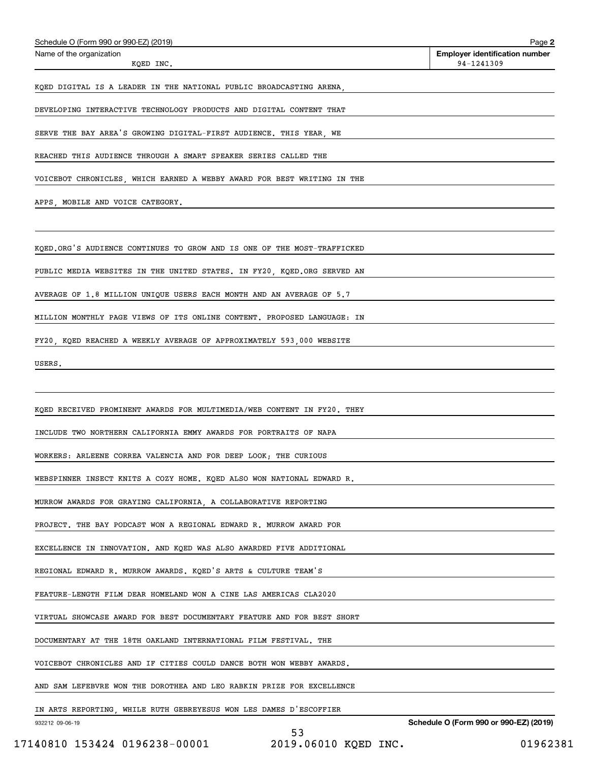Schedule O (Form 990 or 990-EZ) (2019)

Name of the organization: KQED INC.

Employer identification number: 94-1241309

KQED DIGITAL IS A LEADER IN THE NATIONAL PUBLIC BROADCASTING ARENA, DEVELOPING INTERACTIVE TECHNOLOGY PRODUCTS AND DIGITAL CONTENT THAT SERVE THE BAY AREA'S GROWING DIGITAL-FIRST AUDIENCE. THIS YEAR, WE REACHED THIS AUDIENCE THROUGH A SMART SPEAKER SERIES CALLED THE VOICEBOT CHRONICLES, WHICH EARNED A WEBBY AWARD FOR BEST WRITING IN THE APPS, MOBILE AND VOICE CATEGORY.

KQED.ORG'S AUDIENCE CONTINUES TO GROW AND IS ONE OF THE MOST-TRAFFICKED PUBLIC MEDIA WEBSITES IN THE UNITED STATES. IN FY20, KQED.ORG SERVED AN AVERAGE OF 1.8 MILLION UNIQUE USERS EACH MONTH AND AN AVERAGE OF 5.7 MILLION MONTHLY PAGE VIEWS OF ITS ONLINE CONTENT. PROPOSED LANGUAGE: IN FY20, KQED REACHED A WEEKLY AVERAGE OF APPROXIMATELY 593,000 WEBSITE USERS.

KQED RECEIVED PROMINENT AWARDS FOR MULTIMEDIA/WEB CONTENT IN FY20. THEY INCLUDE TWO NORTHERN CALIFORNIA EMMY AWARDS FOR PORTRAITS OF NAPA WORKERS: ARLEENE CORREA VALENCIA AND FOR DEEP LOOK; THE CURIOUS WEBSPINNER INSECT KNITS A COZY HOME. KQED ALSO WON NATIONAL EDWARD R. MURROW AWARDS FOR GRAYING CALIFORNIA, A COLLABORATIVE REPORTING PROJECT. THE BAY PODCAST WON A REGIONAL EDWARD R. MURROW AWARD FOR EXCELLENCE IN INNOVATION. AND KQED WAS ALSO AWARDED FIVE ADDITIONAL REGIONAL EDWARD R. MURROW AWARDS. KQED'S ARTS & CULTURE TEAM'S FEATURE-LENGTH FILM DEAR HOMELAND WON A CINE LAS AMERICAS CLA2020 VIRTUAL SHOWCASE AWARD FOR BEST DOCUMENTARY FEATURE AND FOR BEST SHORT DOCUMENTARY AT THE 18TH OAKLAND INTERNATIONAL FILM FESTIVAL. THE VOICEBOT CHRONICLES AND IF CITIES COULD DANCE BOTH WON WEBBY AWARDS. AND SAM LEFEBVRE WON THE DOROTHEA AND LEO RABKIN PRIZE FOR EXCELLENCE IN ARTS REPORTING, WHILE RUTH GEBREYESUS WON LES DAMES D'ESCOFFIER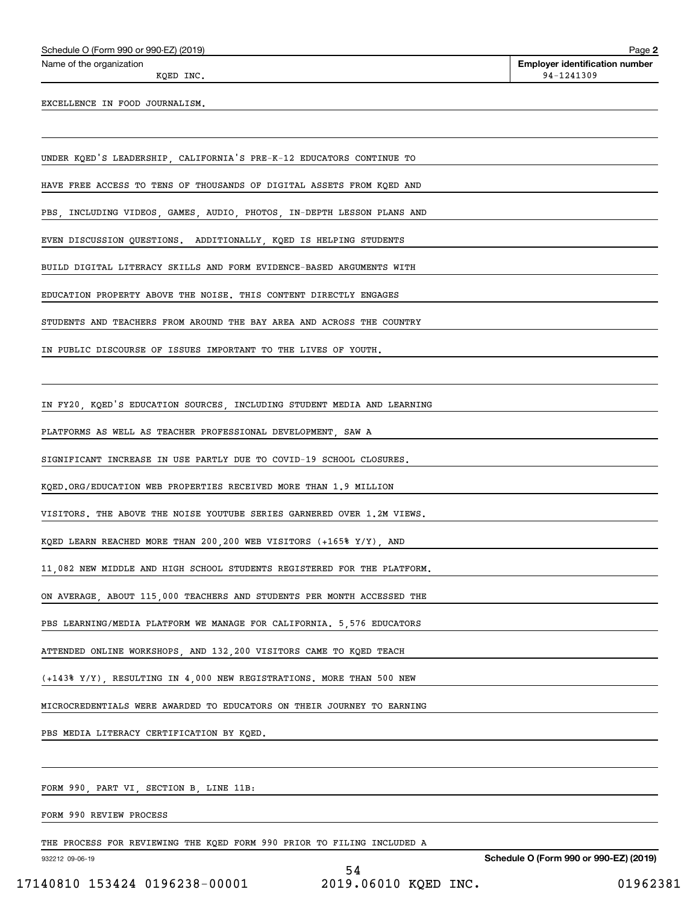EXCELLENCE IN FOOD JOURNALISM.

UNDER KQED'S LEADERSHIP, CALIFORNIA'S PRE-K-12 EDUCATORS CONTINUE TO HAVE FREE ACCESS TO TENS OF THOUSANDS OF DIGITAL ASSETS FROM KQED AND PBS, INCLUDING VIDEOS, GAMES, AUDIO, PHOTOS, IN-DEPTH LESSON PLANS AND EVEN DISCUSSION QUESTIONS.  ADDITIONALLY, KQED IS HELPING STUDENTS BUILD DIGITAL LITERACY SKILLS AND FORM EVIDENCE-BASED ARGUMENTS WITH EDUCATION PROPERTY ABOVE THE NOISE. THIS CONTENT DIRECTLY ENGAGES STUDENTS AND TEACHERS FROM AROUND THE BAY AREA AND ACROSS THE COUNTRY IN PUBLIC DISCOURSE OF ISSUES IMPORTANT TO THE LIVES OF YOUTH.

IN FY20, KQED'S EDUCATION SOURCES, INCLUDING STUDENT MEDIA AND LEARNING PLATFORMS AS WELL AS TEACHER PROFESSIONAL DEVELOPMENT, SAW A SIGNIFICANT INCREASE IN USE PARTLY DUE TO COVID-19 SCHOOL CLOSURES. KQED.ORG/EDUCATION WEB PROPERTIES RECEIVED MORE THAN 1.9 MILLION VISITORS. THE ABOVE THE NOISE YOUTUBE SERIES GARNERED OVER 1.2M VIEWS. KQED LEARN REACHED MORE THAN 200,200 WEB VISITORS (+165% Y/Y), AND 11,082 NEW MIDDLE AND HIGH SCHOOL STUDENTS REGISTERED FOR THE PLATFORM. ON AVERAGE, ABOUT 115,000 TEACHERS AND STUDENTS PER MONTH ACCESSED THE PBS LEARNING/MEDIA PLATFORM WE MANAGE FOR CALIFORNIA. 5,576 EDUCATORS ATTENDED ONLINE WORKSHOPS, AND 132,200 VISITORS CAME TO KQED TEACH (+143% Y/Y), RESULTING IN 4,000 NEW REGISTRATIONS. MORE THAN 500 NEW MICROCREDENTIALS WERE AWARDED TO EDUCATORS ON THEIR JOURNEY TO EARNING PBS MEDIA LITERACY CERTIFICATION BY KQED.

FORM 990, PART VI, SECTION B, LINE 11B:

FORM 990 REVIEW PROCESS

THE PROCESS FOR REVIEWING THE KQED FORM 990 PRIOR TO FILING INCLUDED A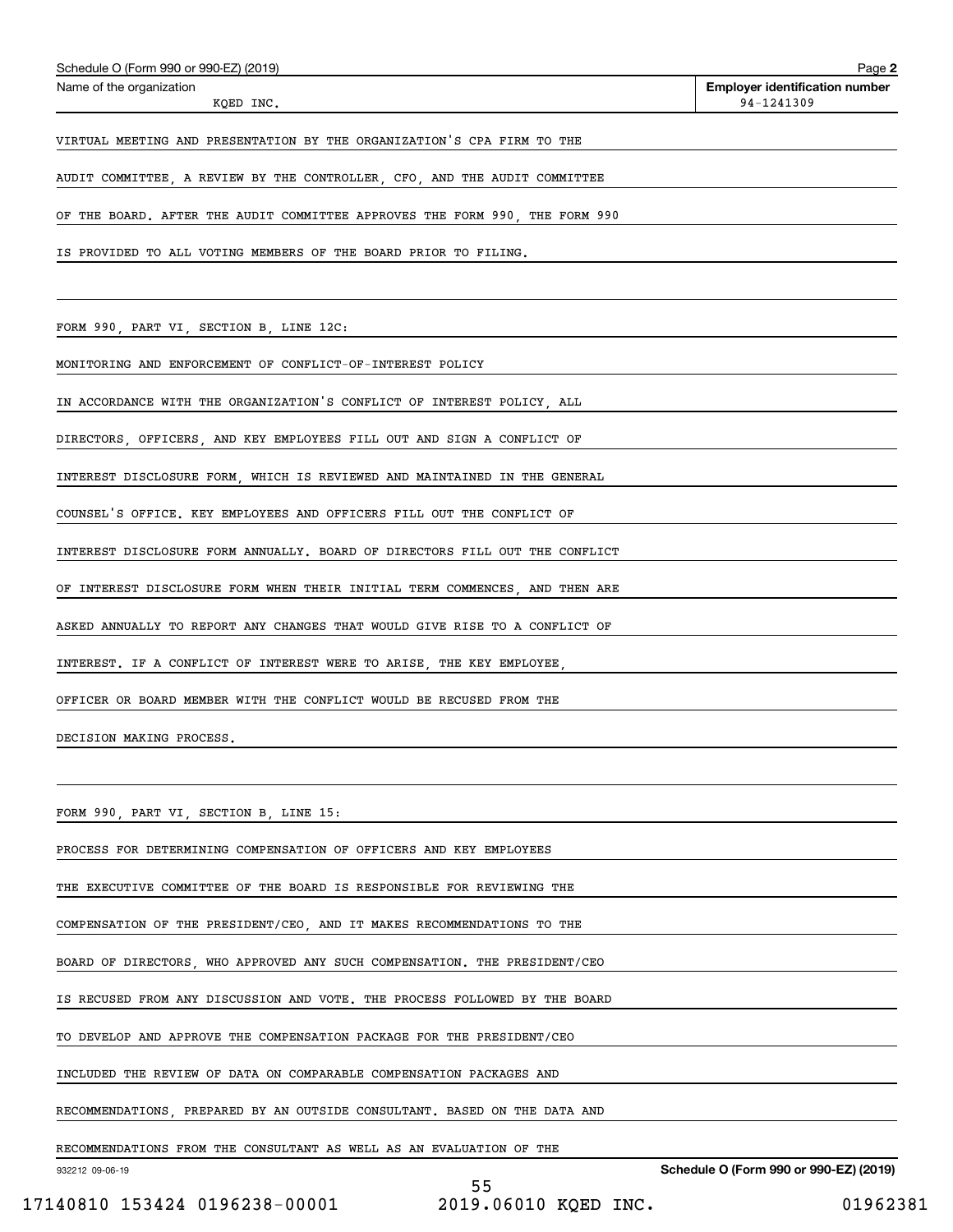Schedule O (Form 990 or 990-EZ) (2019)

Name of the organization: KQED INC.

Employer identification number: 94-1241309

VIRTUAL MEETING AND PRESENTATION BY THE ORGANIZATION'S CPA FIRM TO THE AUDIT COMMITTEE, A REVIEW BY THE CONTROLLER, CFO, AND THE AUDIT COMMITTEE OF THE BOARD. AFTER THE AUDIT COMMITTEE APPROVES THE FORM 990, THE FORM 990 IS PROVIDED TO ALL VOTING MEMBERS OF THE BOARD PRIOR TO FILING.

FORM 990, PART VI, SECTION B, LINE 12C:

MONITORING AND ENFORCEMENT OF CONFLICT-OF-INTEREST POLICY

IN ACCORDANCE WITH THE ORGANIZATION'S CONFLICT OF INTEREST POLICY, ALL DIRECTORS, OFFICERS, AND KEY EMPLOYEES FILL OUT AND SIGN A CONFLICT OF INTEREST DISCLOSURE FORM, WHICH IS REVIEWED AND MAINTAINED IN THE GENERAL COUNSEL'S OFFICE. KEY EMPLOYEES AND OFFICERS FILL OUT THE CONFLICT OF INTEREST DISCLOSURE FORM ANNUALLY. BOARD OF DIRECTORS FILL OUT THE CONFLICT OF INTEREST DISCLOSURE FORM WHEN THEIR INITIAL TERM COMMENCES, AND THEN ARE ASKED ANNUALLY TO REPORT ANY CHANGES THAT WOULD GIVE RISE TO A CONFLICT OF INTEREST. IF A CONFLICT OF INTEREST WERE TO ARISE, THE KEY EMPLOYEE, OFFICER OR BOARD MEMBER WITH THE CONFLICT WOULD BE RECUSED FROM THE DECISION MAKING PROCESS.

FORM 990, PART VI, SECTION B, LINE 15:

PROCESS FOR DETERMINING COMPENSATION OF OFFICERS AND KEY EMPLOYEES

THE EXECUTIVE COMMITTEE OF THE BOARD IS RESPONSIBLE FOR REVIEWING THE COMPENSATION OF THE PRESIDENT/CEO, AND IT MAKES RECOMMENDATIONS TO THE BOARD OF DIRECTORS, WHO APPROVED ANY SUCH COMPENSATION. THE PRESIDENT/CEO IS RECUSED FROM ANY DISCUSSION AND VOTE. THE PROCESS FOLLOWED BY THE BOARD TO DEVELOP AND APPROVE THE COMPENSATION PACKAGE FOR THE PRESIDENT/CEO INCLUDED THE REVIEW OF DATA ON COMPARABLE COMPENSATION PACKAGES AND RECOMMENDATIONS, PREPARED BY AN OUTSIDE CONSULTANT. BASED ON THE DATA AND RECOMMENDATIONS FROM THE CONSULTANT AS WELL AS AN EVALUATION OF THE

932212 09-06-19

Schedule O (Form 990 or 990-EZ) (2019)

17140810 153424 0196238-00001 2019.06010 KQED INC. 01962381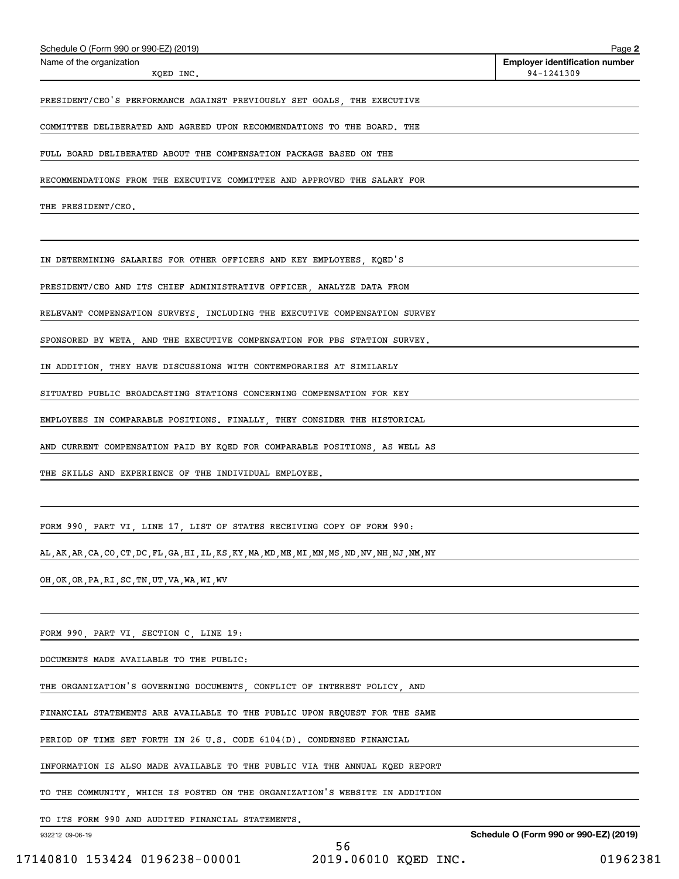Schedule O (Form 990 or 990-EZ) (2019)

Name of the organization: KQED INC.

Employer identification number: 94-1241309

PRESIDENT/CEO'S PERFORMANCE AGAINST PREVIOUSLY SET GOALS, THE EXECUTIVE COMMITTEE DELIBERATED AND AGREED UPON RECOMMENDATIONS TO THE BOARD. THE FULL BOARD DELIBERATED ABOUT THE COMPENSATION PACKAGE BASED ON THE RECOMMENDATIONS FROM THE EXECUTIVE COMMITTEE AND APPROVED THE SALARY FOR THE PRESIDENT/CEO.

IN DETERMINING SALARIES FOR OTHER OFFICERS AND KEY EMPLOYEES, KQED'S PRESIDENT/CEO AND ITS CHIEF ADMINISTRATIVE OFFICER, ANALYZE DATA FROM RELEVANT COMPENSATION SURVEYS, INCLUDING THE EXECUTIVE COMPENSATION SURVEY SPONSORED BY WETA, AND THE EXECUTIVE COMPENSATION FOR PBS STATION SURVEY. IN ADDITION, THEY HAVE DISCUSSIONS WITH CONTEMPORARIES AT SIMILARLY SITUATED PUBLIC BROADCASTING STATIONS CONCERNING COMPENSATION FOR KEY EMPLOYEES IN COMPARABLE POSITIONS. FINALLY, THEY CONSIDER THE HISTORICAL AND CURRENT COMPENSATION PAID BY KQED FOR COMPARABLE POSITIONS, AS WELL AS THE SKILLS AND EXPERIENCE OF THE INDIVIDUAL EMPLOYEE.

FORM 990, PART VI, LINE 17, LIST OF STATES RECEIVING COPY OF FORM 990:

AL,AK,AR,CA,CO,CT,DC,FL,GA,HI,IL,KS,KY,MA,MD,ME,MI,MN,MS,ND,NV,NH,NJ,NM,NY OH,OK,OR,PA,RI,SC,TN,UT,VA,WA,WI,WV

FORM 990, PART VI, SECTION C, LINE 19:

DOCUMENTS MADE AVAILABLE TO THE PUBLIC:

THE ORGANIZATION'S GOVERNING DOCUMENTS, CONFLICT OF INTEREST POLICY, AND FINANCIAL STATEMENTS ARE AVAILABLE TO THE PUBLIC UPON REQUEST FOR THE SAME PERIOD OF TIME SET FORTH IN 26 U.S. CODE 6104(D). CONDENSED FINANCIAL INFORMATION IS ALSO MADE AVAILABLE TO THE PUBLIC VIA THE ANNUAL KQED REPORT TO THE COMMUNITY, WHICH IS POSTED ON THE ORGANIZATION'S WEBSITE IN ADDITION TO ITS FORM 990 AND AUDITED FINANCIAL STATEMENTS.

932212 09-06-19

Schedule O (Form 990 or 990-EZ) (2019)

17140810 153424 0196238-00001 2019.06010 KQED INC. 01962381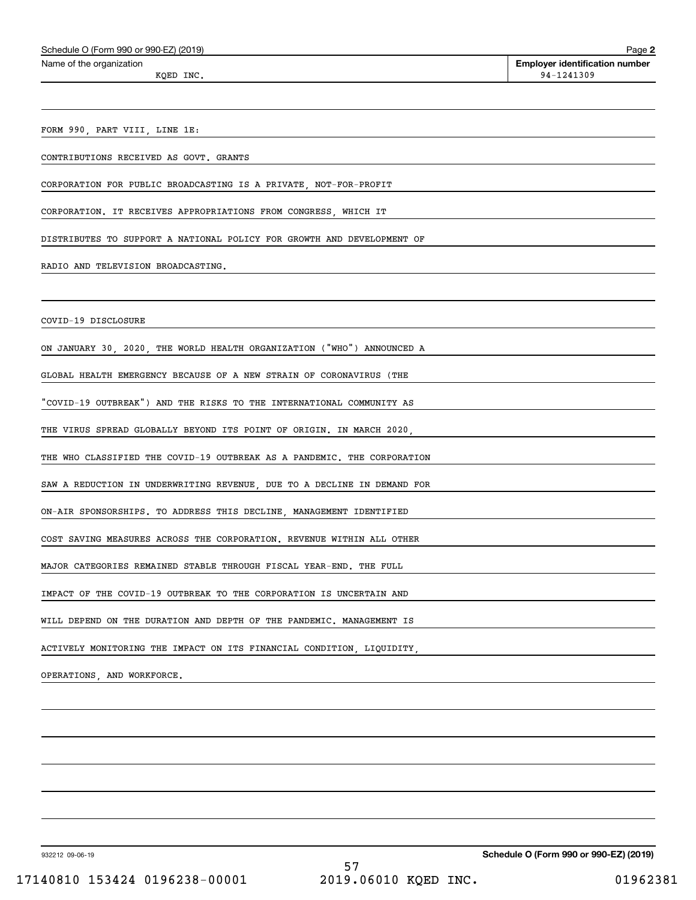Schedule O (Form 990 or 990-EZ) (2019) Page **2**

| Name of the organization | **Employer identification number** |
| --- | --- |
| KQED INC. | 94-1241309 |

FORM 990, PART VIII, LINE 1E:

CONTRIBUTIONS RECEIVED AS GOVT. GRANTS

CORPORATION FOR PUBLIC BROADCASTING IS A PRIVATE, NOT-FOR-PROFIT CORPORATION. IT RECEIVES APPROPRIATIONS FROM CONGRESS, WHICH IT DISTRIBUTES TO SUPPORT A NATIONAL POLICY FOR GROWTH AND DEVELOPMENT OF RADIO AND TELEVISION BROADCASTING.

COVID-19 DISCLOSURE

ON JANUARY 30, 2020, THE WORLD HEALTH ORGANIZATION ("WHO") ANNOUNCED A GLOBAL HEALTH EMERGENCY BECAUSE OF A NEW STRAIN OF CORONAVIRUS (THE "COVID-19 OUTBREAK") AND THE RISKS TO THE INTERNATIONAL COMMUNITY AS THE VIRUS SPREAD GLOBALLY BEYOND ITS POINT OF ORIGIN. IN MARCH 2020, THE WHO CLASSIFIED THE COVID-19 OUTBREAK AS A PANDEMIC. THE CORPORATION SAW A REDUCTION IN UNDERWRITING REVENUE, DUE TO A DECLINE IN DEMAND FOR ON-AIR SPONSORSHIPS. TO ADDRESS THIS DECLINE, MANAGEMENT IDENTIFIED COST SAVING MEASURES ACROSS THE CORPORATION. REVENUE WITHIN ALL OTHER MAJOR CATEGORIES REMAINED STABLE THROUGH FISCAL YEAR-END. THE FULL IMPACT OF THE COVID-19 OUTBREAK TO THE CORPORATION IS UNCERTAIN AND WILL DEPEND ON THE DURATION AND DEPTH OF THE PANDEMIC. MANAGEMENT IS ACTIVELY MONITORING THE IMPACT ON ITS FINANCIAL CONDITION, LIQUIDITY, OPERATIONS, AND WORKFORCE.

932212 09-06-19 **Schedule O (Form 990 or 990-EZ) (2019)**

17140810 153424 0196238-00001 2019.06010 KQED INC. 01962381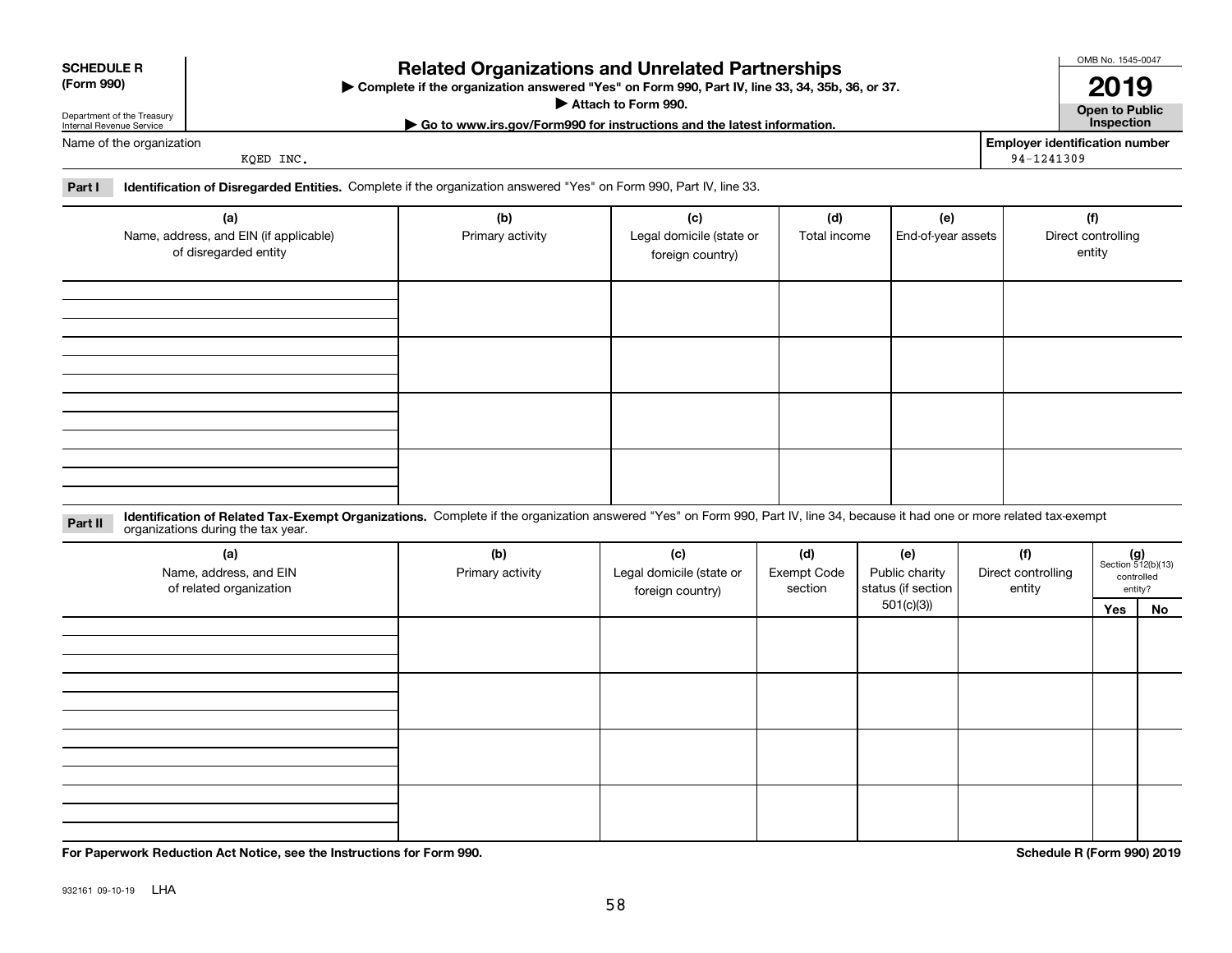**SCHEDULE R (Form 990)**

Department of the Treasury
Internal Revenue Service

# Related Organizations and Unrelated Partnerships

▶ Complete if the organization answered "Yes" on Form 990, Part IV, line 33, 34, 35b, 36, or 37.
▶ Attach to Form 990.
▶ Go to www.irs.gov/Form990 for instructions and the latest information.

OMB No. 1545-0047

**2019**

**Open to Public Inspection**

Name of the organization: KQED INC.

Employer identification number: 94-1241309

**Part I** **Identification of Disregarded Entities.** Complete if the organization answered "Yes" on Form 990, Part IV, line 33.

| (a) Name, address, and EIN (if applicable) of disregarded entity | (b) Primary activity | (c) Legal domicile (state or foreign country) | (d) Total income | (e) End-of-year assets | (f) Direct controlling entity |
|---|---|---|---|---|---|
| | | | | | |
| | | | | | |
| | | | | | |
| | | | | | |

**Part II** **Identification of Related Tax-Exempt Organizations.** Complete if the organization answered "Yes" on Form 990, Part IV, line 34, because it had one or more related tax-exempt organizations during the tax year.

| (a) Name, address, and EIN of related organization | (b) Primary activity | (c) Legal domicile (state or foreign country) | (d) Exempt Code section | (e) Public charity status (if section 501(c)(3)) | (f) Direct controlling entity | (g) Section 512(b)(13) controlled entity? | |
|---|---|---|---|---|---|---|---|
| | | | | | | Yes | No |
| | | | | | | | |
| | | | | | | | |
| | | | | | | | |
| | | | | | | | |

**For Paperwork Reduction Act Notice, see the Instructions for Form 990.**

**Schedule R (Form 990) 2019**

932161 09-10-19 LHA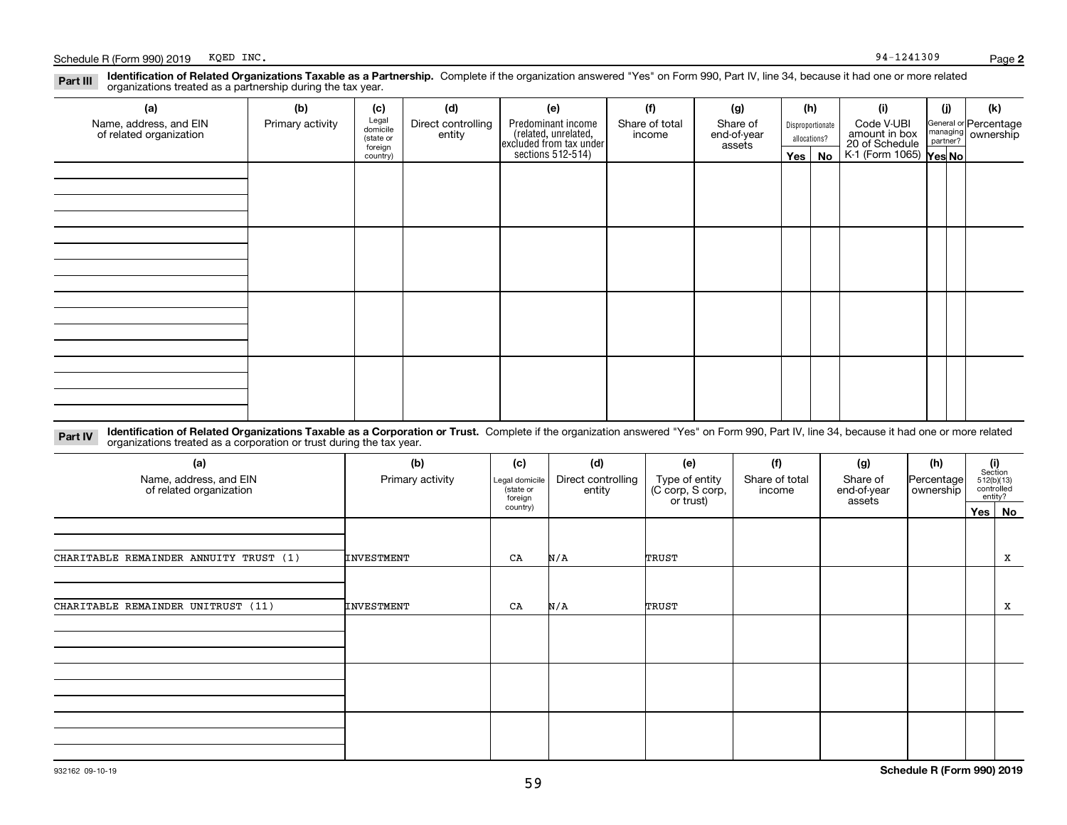Schedule R (Form 990) 2019 KQED INC. 94-1241309 Page **2**

**Part III** **Identification of Related Organizations Taxable as a Partnership.** Complete if the organization answered "Yes" on Form 990, Part IV, line 34, because it had one or more related organizations treated as a partnership during the tax year.

| (a) Name, address, and EIN of related organization | (b) Primary activity | (c) Legal domicile (state or foreign country) | (d) Direct controlling entity | (e) Predominant income (related, unrelated, excluded from tax under sections 512-514) | (f) Share of total income | (g) Share of end-of-year assets | (h) Disproportionate allocations? Yes | (h) No | (i) Code V-UBI amount in box 20 of Schedule K-1 (Form 1065) | (j) General or managing partner? Yes | (j) No | (k) Percentage ownership |
|---|---|---|---|---|---|---|---|---|---|---|---|---|
| | | | | | | | | | | | | |
| | | | | | | | | | | | | |
| | | | | | | | | | | | | |
| | | | | | | | | | | | | |

**Part IV** **Identification of Related Organizations Taxable as a Corporation or Trust.** Complete if the organization answered "Yes" on Form 990, Part IV, line 34, because it had one or more related organizations treated as a corporation or trust during the tax year.

| (a) Name, address, and EIN of related organization | (b) Primary activity | (c) Legal domicile (state or foreign country) | (d) Direct controlling entity | (e) Type of entity (C corp, S corp, or trust) | (f) Share of total income | (g) Share of end-of-year assets | (h) Percentage ownership | (i) Section 512(b)(13) controlled entity? Yes | (i) No |
|---|---|---|---|---|---|---|---|---|---|
| CHARITABLE REMAINDER ANNUITY TRUST (1) | INVESTMENT | CA | N/A | TRUST | | | | | X |
| CHARITABLE REMAINDER UNITRUST (11) | INVESTMENT | CA | N/A | TRUST | | | | | X |
| | | | | | | | | | |
| | | | | | | | | | |
| | | | | | | | | | |

932162 09-10-19 **Schedule R (Form 990) 2019**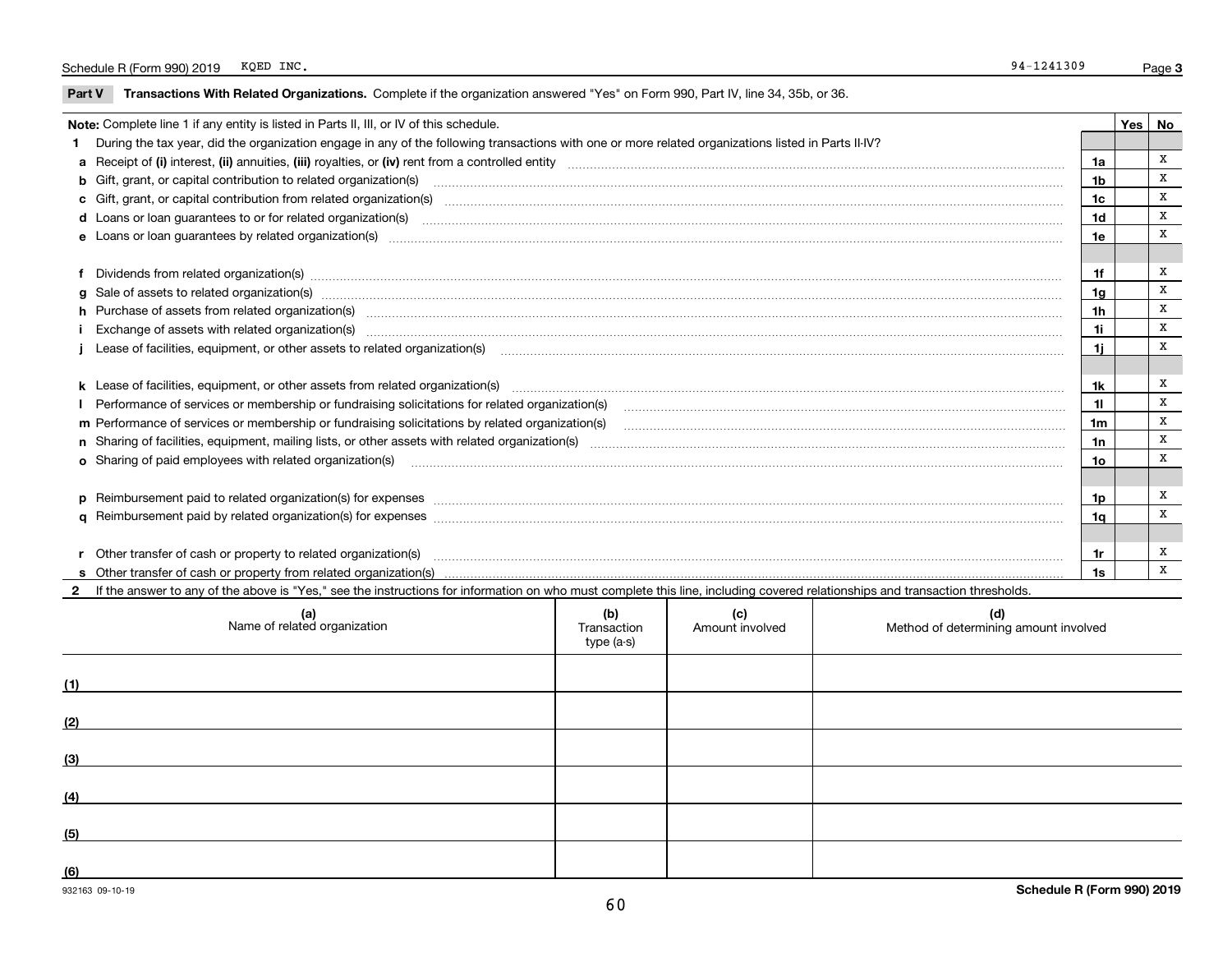Schedule R (Form 990) 2019 KQED INC. 94-1241309 Page 3

**Part V Transactions With Related Organizations.** Complete if the organization answered "Yes" on Form 990, Part IV, line 34, 35b, or 36.

| **Note:** Complete line 1 if any entity is listed in Parts II, III, or IV of this schedule. | | Yes | No |
|---|---|---|---|
| **1** During the tax year, did the organization engage in any of the following transactions with one or more related organizations listed in Parts II-IV? | | | |
| **a** Receipt of **(i)** interest, **(ii)** annuities, **(iii)** royalties, or **(iv)** rent from a controlled entity | 1a | | X |
| **b** Gift, grant, or capital contribution to related organization(s) | 1b | | X |
| **c** Gift, grant, or capital contribution from related organization(s) | 1c | | X |
| **d** Loans or loan guarantees to or for related organization(s) | 1d | | X |
| **e** Loans or loan guarantees by related organization(s) | 1e | | X |
| **f** Dividends from related organization(s) | 1f | | X |
| **g** Sale of assets to related organization(s) | 1g | | X |
| **h** Purchase of assets from related organization(s) | 1h | | X |
| **i** Exchange of assets with related organization(s) | 1i | | X |
| **j** Lease of facilities, equipment, or other assets to related organization(s) | 1j | | X |
| **k** Lease of facilities, equipment, or other assets from related organization(s) | 1k | | X |
| **l** Performance of services or membership or fundraising solicitations for related organization(s) | 1l | | X |
| **m** Performance of services or membership or fundraising solicitations by related organization(s) | 1m | | X |
| **n** Sharing of facilities, equipment, mailing lists, or other assets with related organization(s) | 1n | | X |
| **o** Sharing of paid employees with related organization(s) | 1o | | X |
| **p** Reimbursement paid to related organization(s) for expenses | 1p | | X |
| **q** Reimbursement paid by related organization(s) for expenses | 1q | | X |
| **r** Other transfer of cash or property to related organization(s) | 1r | | X |
| **s** Other transfer of cash or property from related organization(s) | 1s | | X |

**2** If the answer to any of the above is "Yes," see the instructions for information on who must complete this line, including covered relationships and transaction thresholds.

| | (a) Name of related organization | (b) Transaction type (a-s) | (c) Amount involved | (d) Method of determining amount involved |
|---|---|---|---|---|
| (1) | | | | |
| (2) | | | | |
| (3) | | | | |
| (4) | | | | |
| (5) | | | | |
| (6) | | | | |

932163 09-10-19 **Schedule R (Form 990) 2019**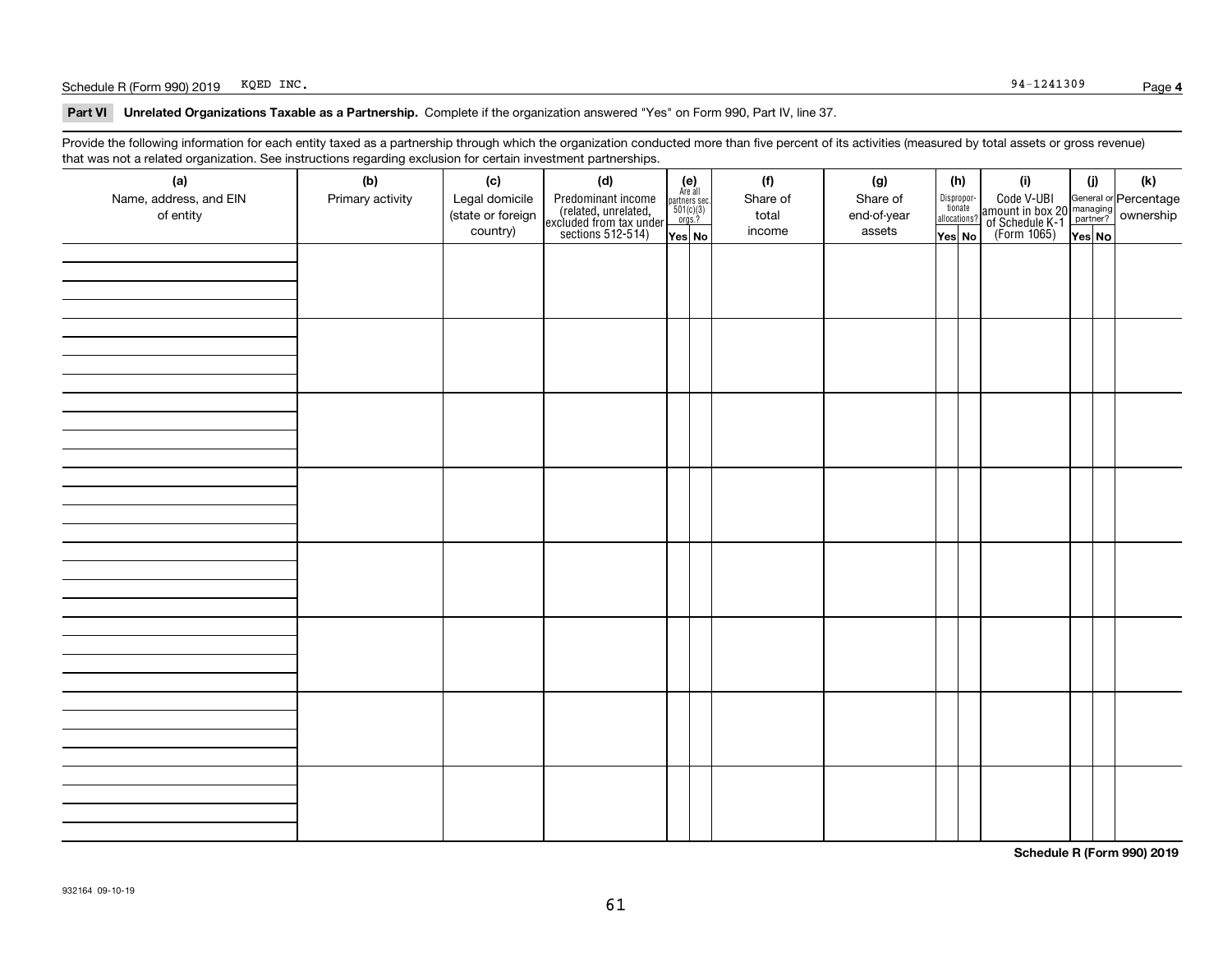Schedule R (Form 990) 2019 KQED INC. 94-1241309 Page **4**

**Part VI Unrelated Organizations Taxable as a Partnership.** Complete if the organization answered "Yes" on Form 990, Part IV, line 37.

Provide the following information for each entity taxed as a partnership through which the organization conducted more than five percent of its activities (measured by total assets or gross revenue) that was not a related organization. See instructions regarding exclusion for certain investment partnerships.

| (a) Name, address, and EIN of entity | (b) Primary activity | (c) Legal domicile (state or foreign country) | (d) Predominant income (related, unrelated, excluded from tax under sections 512-514) | (e) Are all partners sec. 501(c)(3) orgs.? Yes | No | (f) Share of total income | (g) Share of end-of-year assets | (h) Disproportionate allocations? Yes | No | (i) Code V-UBI amount in box 20 of Schedule K-1 (Form 1065) | (j) General or managing partner? Yes | No | (k) Percentage ownership |
|---|---|---|---|---|---|---|---|---|---|---|---|---|---|
| | | | | | | | | | | | | | |
| | | | | | | | | | | | | | |
| | | | | | | | | | | | | | |
| | | | | | | | | | | | | | |
| | | | | | | | | | | | | | |
| | | | | | | | | | | | | | |
| | | | | | | | | | | | | | |
| | | | | | | | | | | | | | |

**Schedule R (Form 990) 2019**

932164 09-10-19